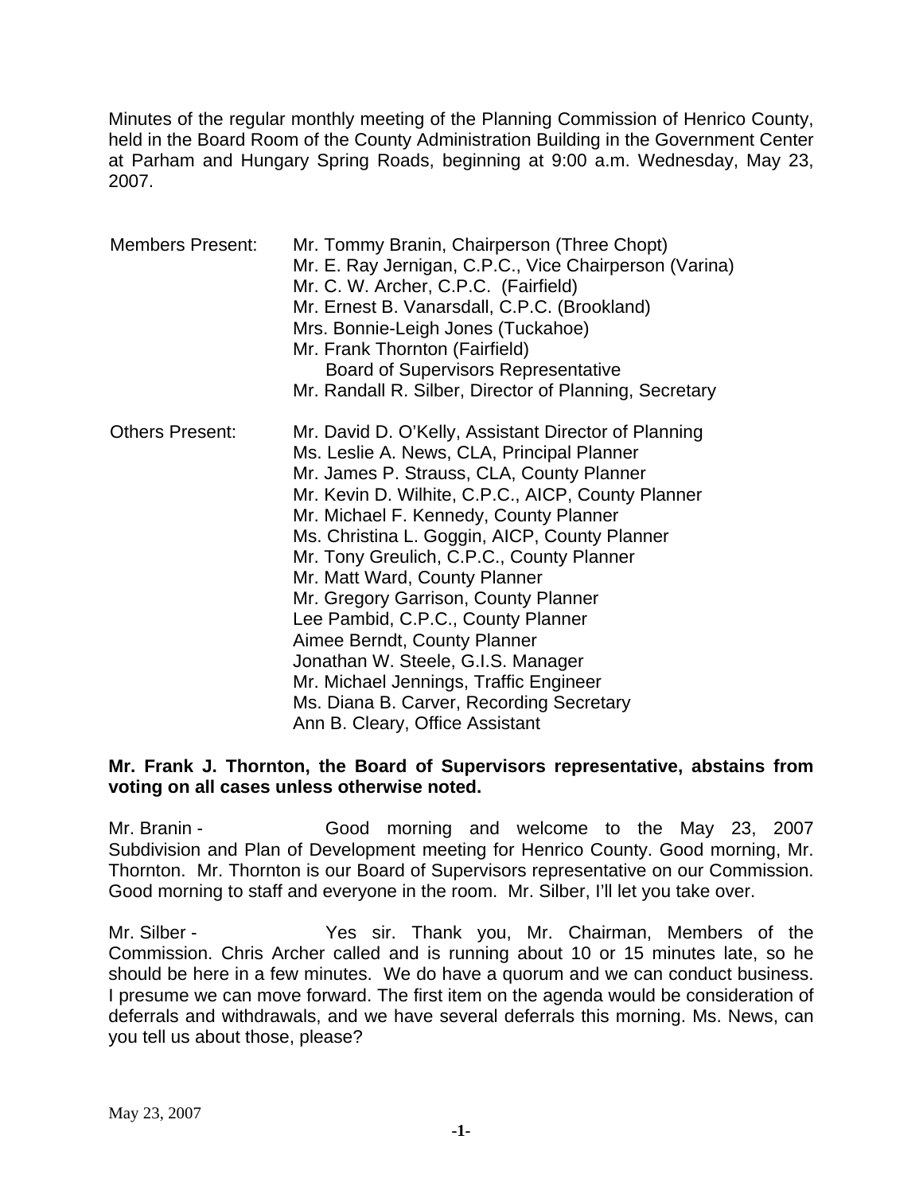Minutes of the regular monthly meeting of the Planning Commission of Henrico County, held in the Board Room of the County Administration Building in the Government Center at Parham and Hungary Spring Roads, beginning at 9:00 a.m. Wednesday, May 23, 2007.

| | |
|---|---|
| Members Present: | Mr. Tommy Branin, Chairperson (Three Chopt) |
| | Mr. E. Ray Jernigan, C.P.C., Vice Chairperson (Varina) |
| | Mr. C. W. Archer, C.P.C. (Fairfield) |
| | Mr. Ernest B. Vanarsdall, C.P.C. (Brookland) |
| | Mrs. Bonnie-Leigh Jones (Tuckahoe) |
| | Mr. Frank Thornton (Fairfield) |
| | Board of Supervisors Representative |
| | Mr. Randall R. Silber, Director of Planning, Secretary |
| Others Present: | Mr. David D. O'Kelly, Assistant Director of Planning |
| | Ms. Leslie A. News, CLA, Principal Planner |
| | Mr. James P. Strauss, CLA, County Planner |
| | Mr. Kevin D. Wilhite, C.P.C., AICP, County Planner |
| | Mr. Michael F. Kennedy, County Planner |
| | Ms. Christina L. Goggin, AICP, County Planner |
| | Mr. Tony Greulich, C.P.C., County Planner |
| | Mr. Matt Ward, County Planner |
| | Mr. Gregory Garrison, County Planner |
| | Lee Pambid, C.P.C., County Planner |
| | Aimee Berndt, County Planner |
| | Jonathan W. Steele, G.I.S. Manager |
| | Mr. Michael Jennings, Traffic Engineer |
| | Ms. Diana B. Carver, Recording Secretary |
| | Ann B. Cleary, Office Assistant |

**Mr. Frank J. Thornton, the Board of Supervisors representative, abstains from voting on all cases unless otherwise noted.**

Mr. Branin - Good morning and welcome to the May 23, 2007 Subdivision and Plan of Development meeting for Henrico County. Good morning, Mr. Thornton. Mr. Thornton is our Board of Supervisors representative on our Commission. Good morning to staff and everyone in the room. Mr. Silber, I'll let you take over.

Mr. Silber - Yes sir. Thank you, Mr. Chairman, Members of the Commission. Chris Archer called and is running about 10 or 15 minutes late, so he should be here in a few minutes. We do have a quorum and we can conduct business. I presume we can move forward. The first item on the agenda would be consideration of deferrals and withdrawals, and we have several deferrals this morning. Ms. News, can you tell us about those, please?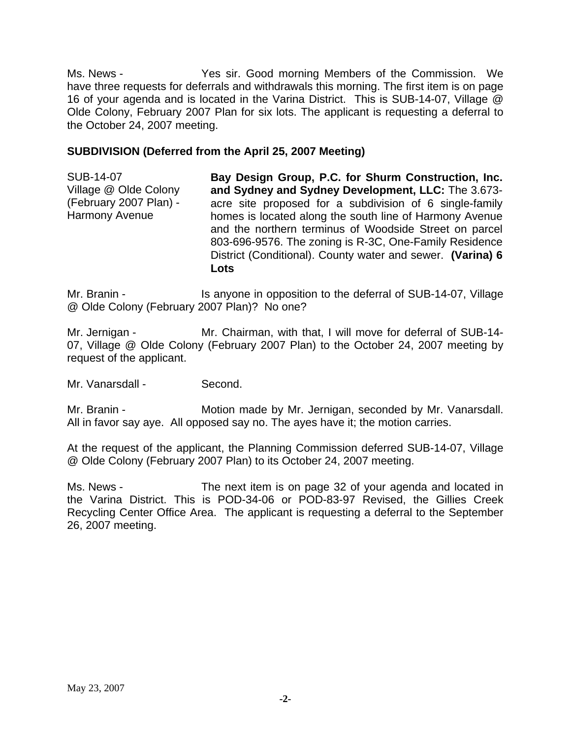Ms. News - Yes sir. Good morning Members of the Commission. We have three requests for deferrals and withdrawals this morning. The first item is on page 16 of your agenda and is located in the Varina District. This is SUB-14-07, Village @ Olde Colony, February 2007 Plan for six lots. The applicant is requesting a deferral to the October 24, 2007 meeting.

**SUBDIVISION (Deferred from the April 25, 2007 Meeting)**

SUB-14-07
Village @ Olde Colony
(February 2007 Plan) -
Harmony Avenue

**Bay Design Group, P.C. for Shurm Construction, Inc. and Sydney and Sydney Development, LLC:** The 3.673-acre site proposed for a subdivision of 6 single-family homes is located along the south line of Harmony Avenue and the northern terminus of Woodside Street on parcel 803-696-9576. The zoning is R-3C, One-Family Residence District (Conditional). County water and sewer. **(Varina) 6 Lots**

Mr. Branin - Is anyone in opposition to the deferral of SUB-14-07, Village @ Olde Colony (February 2007 Plan)? No one?

Mr. Jernigan - Mr. Chairman, with that, I will move for deferral of SUB-14-07, Village @ Olde Colony (February 2007 Plan) to the October 24, 2007 meeting by request of the applicant.

Mr. Vanarsdall - Second.

Mr. Branin - Motion made by Mr. Jernigan, seconded by Mr. Vanarsdall. All in favor say aye. All opposed say no. The ayes have it; the motion carries.

At the request of the applicant, the Planning Commission deferred SUB-14-07, Village @ Olde Colony (February 2007 Plan) to its October 24, 2007 meeting.

Ms. News - The next item is on page 32 of your agenda and located in the Varina District. This is POD-34-06 or POD-83-97 Revised, the Gillies Creek Recycling Center Office Area. The applicant is requesting a deferral to the September 26, 2007 meeting.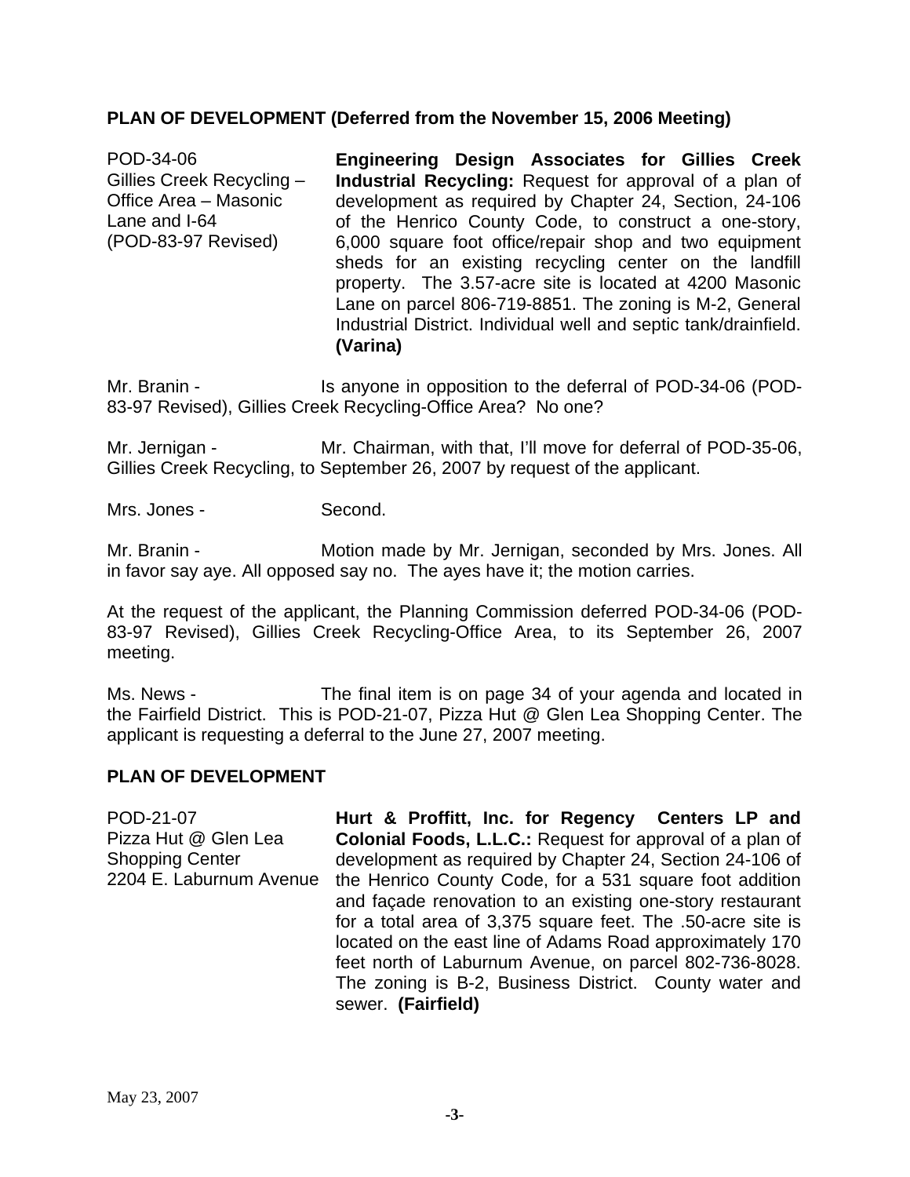**PLAN OF DEVELOPMENT (Deferred from the November 15, 2006 Meeting)**

| | |
|---|---|
| POD-34-06<br>Gillies Creek Recycling – Office Area – Masonic Lane and I-64<br>(POD-83-97 Revised) | **Engineering Design Associates for Gillies Creek Industrial Recycling:** Request for approval of a plan of development as required by Chapter 24, Section, 24-106 of the Henrico County Code, to construct a one-story, 6,000 square foot office/repair shop and two equipment sheds for an existing recycling center on the landfill property. The 3.57-acre site is located at 4200 Masonic Lane on parcel 806-719-8851. The zoning is M-2, General Industrial District. Individual well and septic tank/drainfield. **(Varina)** |

Mr. Branin - Is anyone in opposition to the deferral of POD-34-06 (POD-83-97 Revised), Gillies Creek Recycling-Office Area? No one?

Mr. Jernigan - Mr. Chairman, with that, I'll move for deferral of POD-35-06, Gillies Creek Recycling, to September 26, 2007 by request of the applicant.

Mrs. Jones - Second.

Mr. Branin - Motion made by Mr. Jernigan, seconded by Mrs. Jones. All in favor say aye. All opposed say no. The ayes have it; the motion carries.

At the request of the applicant, the Planning Commission deferred POD-34-06 (POD-83-97 Revised), Gillies Creek Recycling-Office Area, to its September 26, 2007 meeting.

Ms. News - The final item is on page 34 of your agenda and located in the Fairfield District. This is POD-21-07, Pizza Hut @ Glen Lea Shopping Center. The applicant is requesting a deferral to the June 27, 2007 meeting.

**PLAN OF DEVELOPMENT**

| | |
|---|---|
| POD-21-07<br>Pizza Hut @ Glen Lea Shopping Center<br>2204 E. Laburnum Avenue | **Hurt & Proffitt, Inc. for Regency Centers LP and Colonial Foods, L.L.C.:** Request for approval of a plan of development as required by Chapter 24, Section 24-106 of the Henrico County Code, for a 531 square foot addition and façade renovation to an existing one-story restaurant for a total area of 3,375 square feet. The .50-acre site is located on the east line of Adams Road approximately 170 feet north of Laburnum Avenue, on parcel 802-736-8028. The zoning is B-2, Business District. County water and sewer. **(Fairfield)** |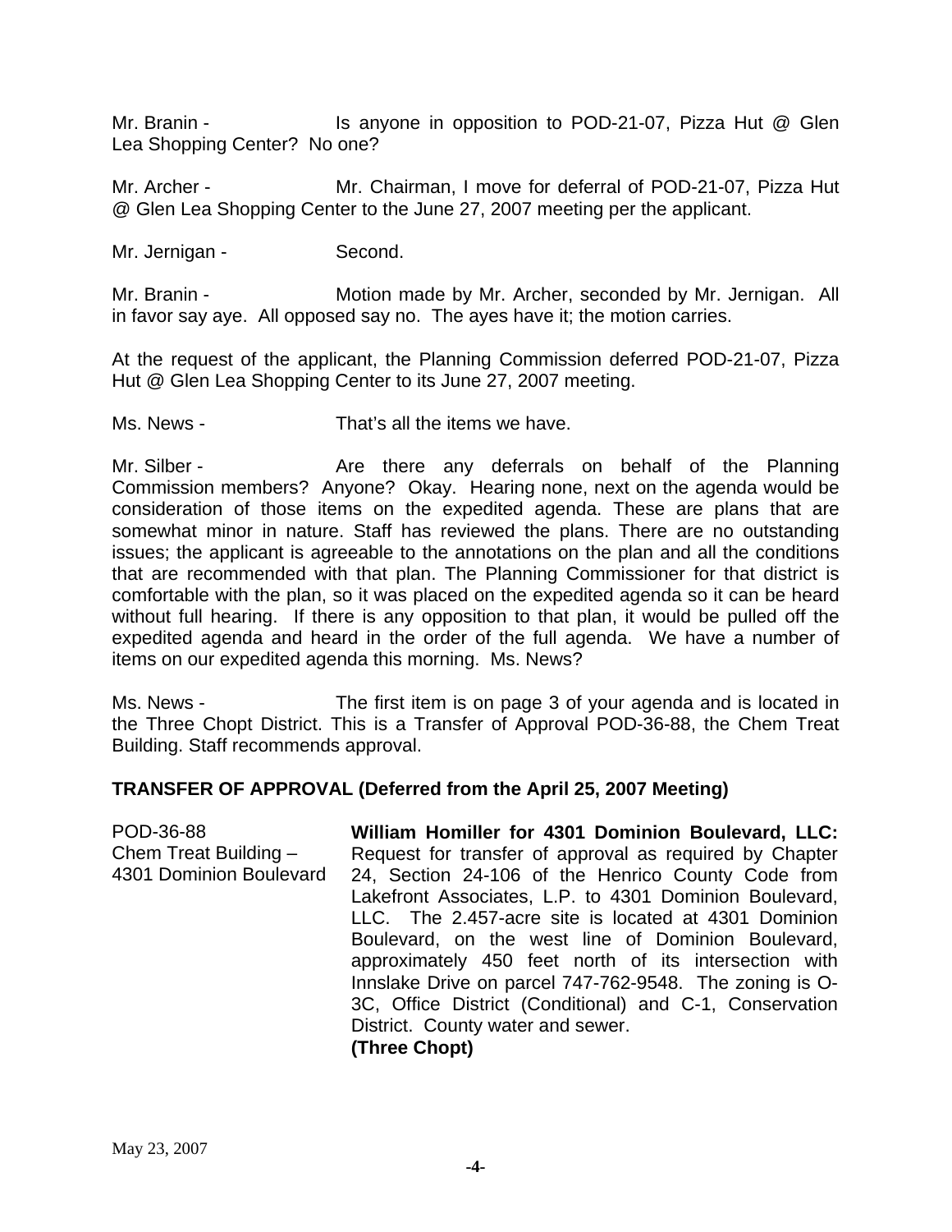Mr. Branin - Is anyone in opposition to POD-21-07, Pizza Hut @ Glen Lea Shopping Center? No one?

Mr. Archer - Mr. Chairman, I move for deferral of POD-21-07, Pizza Hut @ Glen Lea Shopping Center to the June 27, 2007 meeting per the applicant.

Mr. Jernigan - Second.

Mr. Branin - Motion made by Mr. Archer, seconded by Mr. Jernigan. All in favor say aye. All opposed say no. The ayes have it; the motion carries.

At the request of the applicant, the Planning Commission deferred POD-21-07, Pizza Hut @ Glen Lea Shopping Center to its June 27, 2007 meeting.

Ms. News - That's all the items we have.

Mr. Silber - Are there any deferrals on behalf of the Planning Commission members? Anyone? Okay. Hearing none, next on the agenda would be consideration of those items on the expedited agenda. These are plans that are somewhat minor in nature. Staff has reviewed the plans. There are no outstanding issues; the applicant is agreeable to the annotations on the plan and all the conditions that are recommended with that plan. The Planning Commissioner for that district is comfortable with the plan, so it was placed on the expedited agenda so it can be heard without full hearing. If there is any opposition to that plan, it would be pulled off the expedited agenda and heard in the order of the full agenda. We have a number of items on our expedited agenda this morning. Ms. News?

Ms. News - The first item is on page 3 of your agenda and is located in the Three Chopt District. This is a Transfer of Approval POD-36-88, the Chem Treat Building. Staff recommends approval.

## TRANSFER OF APPROVAL (Deferred from the April 25, 2007 Meeting)

POD-36-88
Chem Treat Building – 4301 Dominion Boulevard

**William Homiller for 4301 Dominion Boulevard, LLC:** Request for transfer of approval as required by Chapter 24, Section 24-106 of the Henrico County Code from Lakefront Associates, L.P. to 4301 Dominion Boulevard, LLC. The 2.457-acre site is located at 4301 Dominion Boulevard, on the west line of Dominion Boulevard, approximately 450 feet north of its intersection with Innslake Drive on parcel 747-762-9548. The zoning is O-3C, Office District (Conditional) and C-1, Conservation District. County water and sewer.
**(Three Chopt)**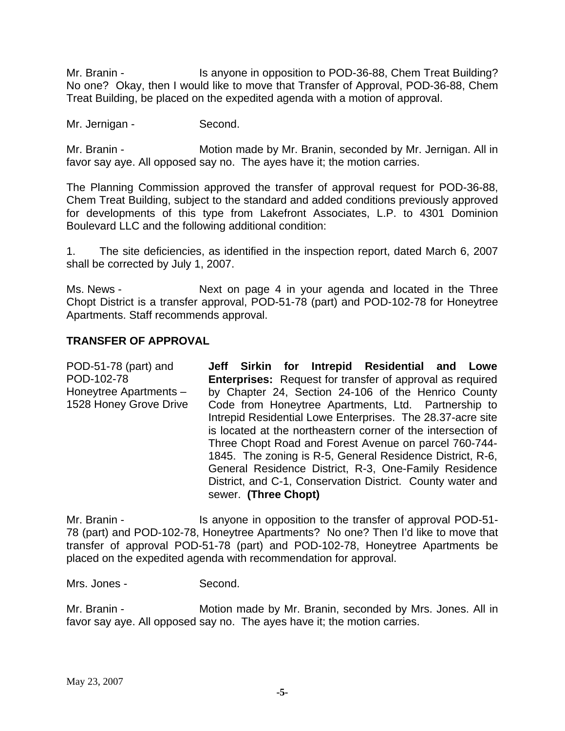Mr. Branin - Is anyone in opposition to POD-36-88, Chem Treat Building? No one? Okay, then I would like to move that Transfer of Approval, POD-36-88, Chem Treat Building, be placed on the expedited agenda with a motion of approval.

Mr. Jernigan - Second.

Mr. Branin - Motion made by Mr. Branin, seconded by Mr. Jernigan. All in favor say aye. All opposed say no. The ayes have it; the motion carries.

The Planning Commission approved the transfer of approval request for POD-36-88, Chem Treat Building, subject to the standard and added conditions previously approved for developments of this type from Lakefront Associates, L.P. to 4301 Dominion Boulevard LLC and the following additional condition:

1. The site deficiencies, as identified in the inspection report, dated March 6, 2007 shall be corrected by July 1, 2007.

Ms. News - Next on page 4 in your agenda and located in the Three Chopt District is a transfer approval, POD-51-78 (part) and POD-102-78 for Honeytree Apartments. Staff recommends approval.

## TRANSFER OF APPROVAL

POD-51-78 (part) and POD-102-78
Honeytree Apartments – 1528 Honey Grove Drive

**Jeff Sirkin for Intrepid Residential and Lowe Enterprises:** Request for transfer of approval as required by Chapter 24, Section 24-106 of the Henrico County Code from Honeytree Apartments, Ltd. Partnership to Intrepid Residential Lowe Enterprises. The 28.37-acre site is located at the northeastern corner of the intersection of Three Chopt Road and Forest Avenue on parcel 760-744-1845. The zoning is R-5, General Residence District, R-6, General Residence District, R-3, One-Family Residence District, and C-1, Conservation District. County water and sewer. **(Three Chopt)**

Mr. Branin - Is anyone in opposition to the transfer of approval POD-51-78 (part) and POD-102-78, Honeytree Apartments? No one? Then I'd like to move that transfer of approval POD-51-78 (part) and POD-102-78, Honeytree Apartments be placed on the expedited agenda with recommendation for approval.

Mrs. Jones - Second.

Mr. Branin - Motion made by Mr. Branin, seconded by Mrs. Jones. All in favor say aye. All opposed say no. The ayes have it; the motion carries.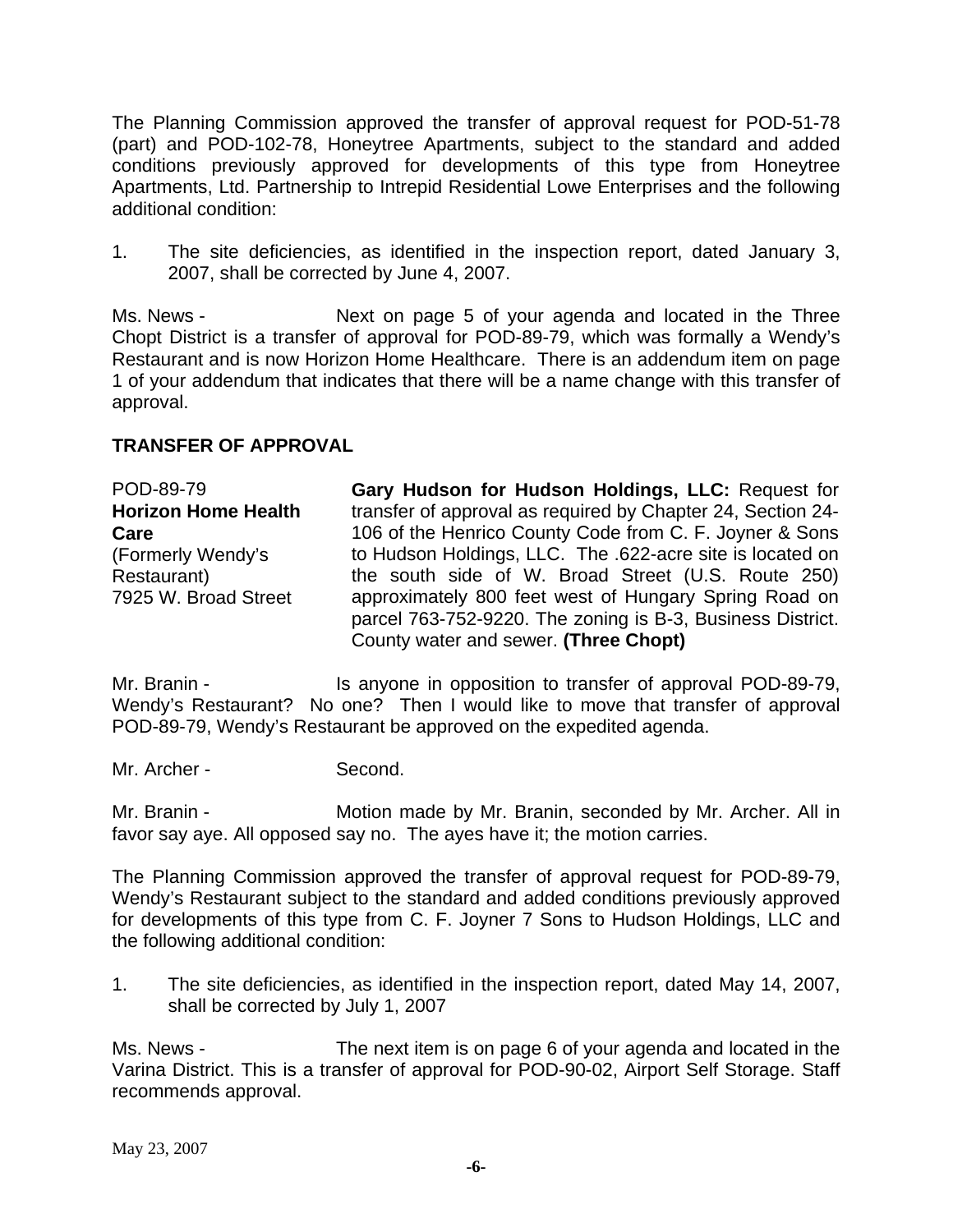The Planning Commission approved the transfer of approval request for POD-51-78 (part) and POD-102-78, Honeytree Apartments, subject to the standard and added conditions previously approved for developments of this type from Honeytree Apartments, Ltd. Partnership to Intrepid Residential Lowe Enterprises and the following additional condition:

1. The site deficiencies, as identified in the inspection report, dated January 3, 2007, shall be corrected by June 4, 2007.

Ms. News - Next on page 5 of your agenda and located in the Three Chopt District is a transfer of approval for POD-89-79, which was formally a Wendy's Restaurant and is now Horizon Home Healthcare. There is an addendum item on page 1 of your addendum that indicates that there will be a name change with this transfer of approval.

## TRANSFER OF APPROVAL

POD-89-79
**Horizon Home Health Care**
(Formerly Wendy's Restaurant)
7925 W. Broad Street

**Gary Hudson for Hudson Holdings, LLC:** Request for transfer of approval as required by Chapter 24, Section 24-106 of the Henrico County Code from C. F. Joyner & Sons to Hudson Holdings, LLC. The .622-acre site is located on the south side of W. Broad Street (U.S. Route 250) approximately 800 feet west of Hungary Spring Road on parcel 763-752-9220. The zoning is B-3, Business District. County water and sewer. **(Three Chopt)**

Mr. Branin - Is anyone in opposition to transfer of approval POD-89-79, Wendy's Restaurant? No one? Then I would like to move that transfer of approval POD-89-79, Wendy's Restaurant be approved on the expedited agenda.

Mr. Archer - Second.

Mr. Branin - Motion made by Mr. Branin, seconded by Mr. Archer. All in favor say aye. All opposed say no. The ayes have it; the motion carries.

The Planning Commission approved the transfer of approval request for POD-89-79, Wendy's Restaurant subject to the standard and added conditions previously approved for developments of this type from C. F. Joyner 7 Sons to Hudson Holdings, LLC and the following additional condition:

1. The site deficiencies, as identified in the inspection report, dated May 14, 2007, shall be corrected by July 1, 2007

Ms. News - The next item is on page 6 of your agenda and located in the Varina District. This is a transfer of approval for POD-90-02, Airport Self Storage. Staff recommends approval.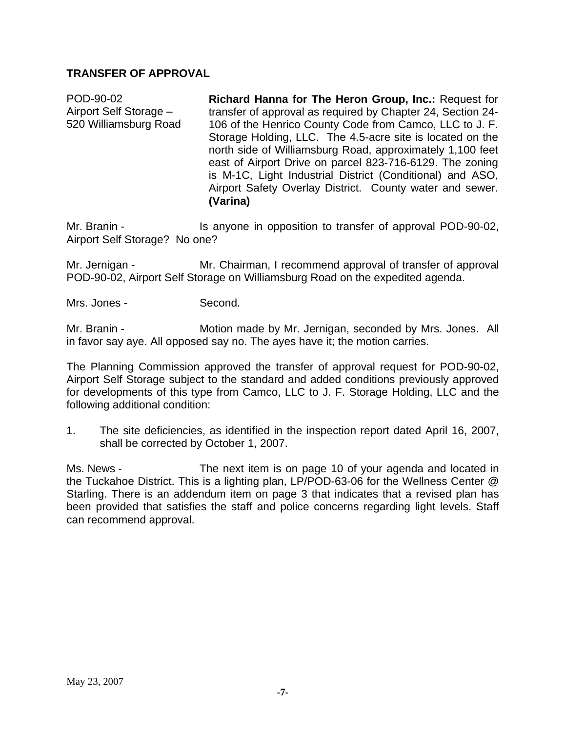**TRANSFER OF APPROVAL**

POD-90-02
Airport Self Storage –
520 Williamsburg Road

**Richard Hanna for The Heron Group, Inc.:** Request for transfer of approval as required by Chapter 24, Section 24-106 of the Henrico County Code from Camco, LLC to J. F. Storage Holding, LLC. The 4.5-acre site is located on the north side of Williamsburg Road, approximately 1,100 feet east of Airport Drive on parcel 823-716-6129. The zoning is M-1C, Light Industrial District (Conditional) and ASO, Airport Safety Overlay District. County water and sewer. **(Varina)**

Mr. Branin - Is anyone in opposition to transfer of approval POD-90-02, Airport Self Storage? No one?

Mr. Jernigan - Mr. Chairman, I recommend approval of transfer of approval POD-90-02, Airport Self Storage on Williamsburg Road on the expedited agenda.

Mrs. Jones - Second.

Mr. Branin - Motion made by Mr. Jernigan, seconded by Mrs. Jones. All in favor say aye. All opposed say no. The ayes have it; the motion carries.

The Planning Commission approved the transfer of approval request for POD-90-02, Airport Self Storage subject to the standard and added conditions previously approved for developments of this type from Camco, LLC to J. F. Storage Holding, LLC and the following additional condition:

1. The site deficiencies, as identified in the inspection report dated April 16, 2007, shall be corrected by October 1, 2007.

Ms. News - The next item is on page 10 of your agenda and located in the Tuckahoe District. This is a lighting plan, LP/POD-63-06 for the Wellness Center @ Starling. There is an addendum item on page 3 that indicates that a revised plan has been provided that satisfies the staff and police concerns regarding light levels. Staff can recommend approval.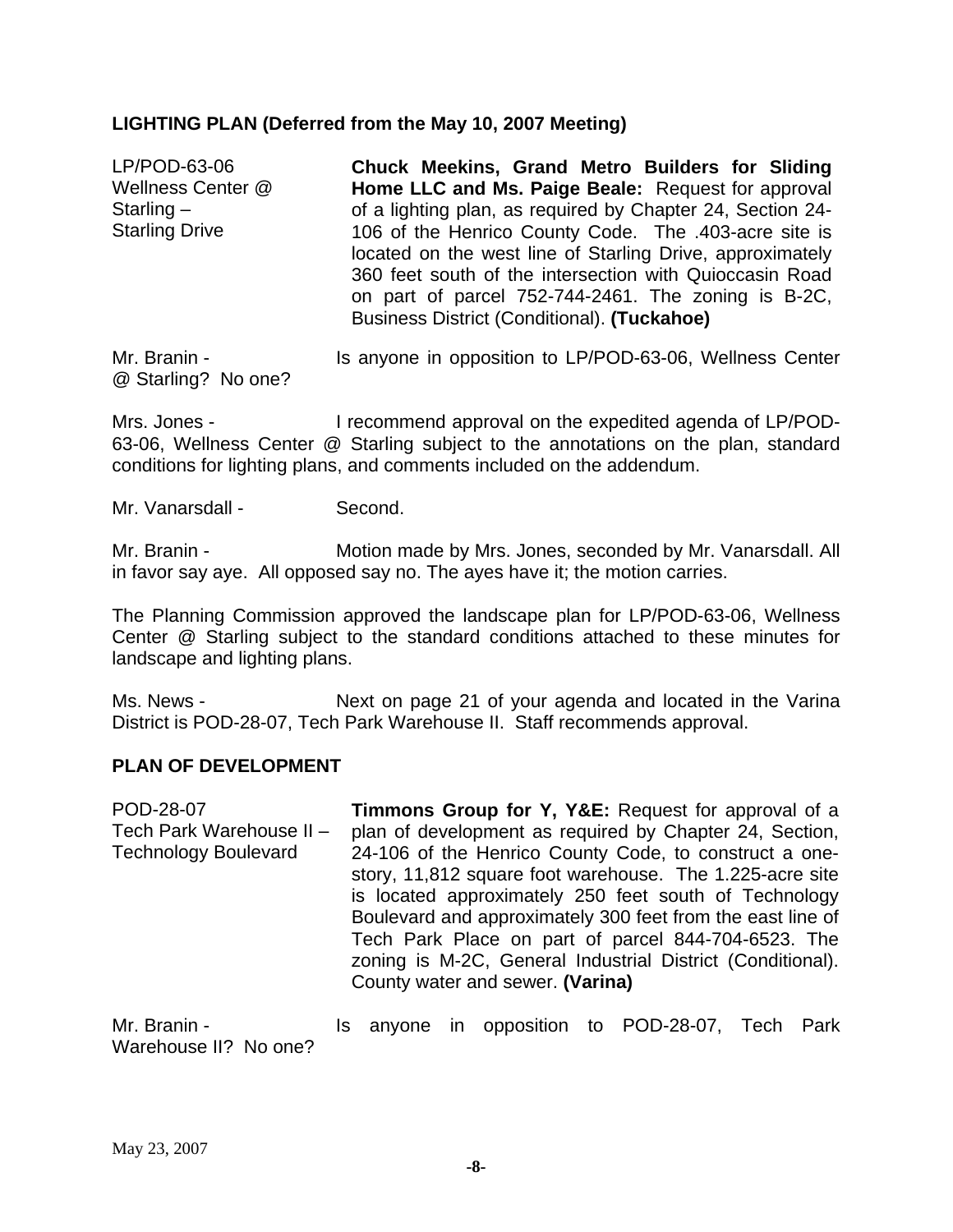**LIGHTING PLAN (Deferred from the May 10, 2007 Meeting)**

LP/POD-63-06
Wellness Center @ Starling – Starling Drive

**Chuck Meekins, Grand Metro Builders for Sliding Home LLC and Ms. Paige Beale:** Request for approval of a lighting plan, as required by Chapter 24, Section 24-106 of the Henrico County Code. The .403-acre site is located on the west line of Starling Drive, approximately 360 feet south of the intersection with Quioccasin Road on part of parcel 752-744-2461. The zoning is B-2C, Business District (Conditional). **(Tuckahoe)**

Mr. Branin - Is anyone in opposition to LP/POD-63-06, Wellness Center @ Starling? No one?

Mrs. Jones - I recommend approval on the expedited agenda of LP/POD-63-06, Wellness Center @ Starling subject to the annotations on the plan, standard conditions for lighting plans, and comments included on the addendum.

Mr. Vanarsdall - Second.

Mr. Branin - Motion made by Mrs. Jones, seconded by Mr. Vanarsdall. All in favor say aye. All opposed say no. The ayes have it; the motion carries.

The Planning Commission approved the landscape plan for LP/POD-63-06, Wellness Center @ Starling subject to the standard conditions attached to these minutes for landscape and lighting plans.

Ms. News - Next on page 21 of your agenda and located in the Varina District is POD-28-07, Tech Park Warehouse II. Staff recommends approval.

**PLAN OF DEVELOPMENT**

POD-28-07
Tech Park Warehouse II – Technology Boulevard

**Timmons Group for Y, Y&E:** Request for approval of a plan of development as required by Chapter 24, Section, 24-106 of the Henrico County Code, to construct a one-story, 11,812 square foot warehouse. The 1.225-acre site is located approximately 250 feet south of Technology Boulevard and approximately 300 feet from the east line of Tech Park Place on part of parcel 844-704-6523. The zoning is M-2C, General Industrial District (Conditional). County water and sewer. **(Varina)**

Mr. Branin - Is anyone in opposition to POD-28-07, Tech Park Warehouse II? No one?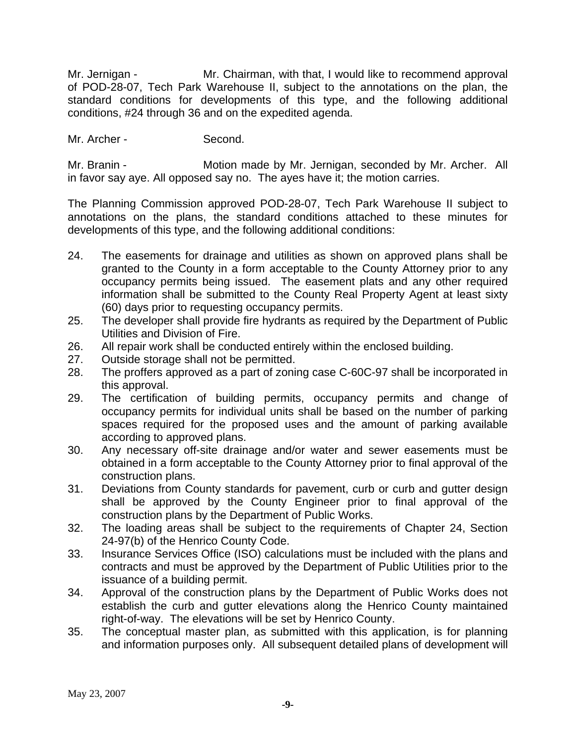Mr. Jernigan - Mr. Chairman, with that, I would like to recommend approval of POD-28-07, Tech Park Warehouse II, subject to the annotations on the plan, the standard conditions for developments of this type, and the following additional conditions, #24 through 36 and on the expedited agenda.

Mr. Archer - Second.

Mr. Branin - Motion made by Mr. Jernigan, seconded by Mr. Archer. All in favor say aye. All opposed say no. The ayes have it; the motion carries.

The Planning Commission approved POD-28-07, Tech Park Warehouse II subject to annotations on the plans, the standard conditions attached to these minutes for developments of this type, and the following additional conditions:

24. The easements for drainage and utilities as shown on approved plans shall be granted to the County in a form acceptable to the County Attorney prior to any occupancy permits being issued. The easement plats and any other required information shall be submitted to the County Real Property Agent at least sixty (60) days prior to requesting occupancy permits.
25. The developer shall provide fire hydrants as required by the Department of Public Utilities and Division of Fire.
26. All repair work shall be conducted entirely within the enclosed building.
27. Outside storage shall not be permitted.
28. The proffers approved as a part of zoning case C-60C-97 shall be incorporated in this approval.
29. The certification of building permits, occupancy permits and change of occupancy permits for individual units shall be based on the number of parking spaces required for the proposed uses and the amount of parking available according to approved plans.
30. Any necessary off-site drainage and/or water and sewer easements must be obtained in a form acceptable to the County Attorney prior to final approval of the construction plans.
31. Deviations from County standards for pavement, curb or curb and gutter design shall be approved by the County Engineer prior to final approval of the construction plans by the Department of Public Works.
32. The loading areas shall be subject to the requirements of Chapter 24, Section 24-97(b) of the Henrico County Code.
33. Insurance Services Office (ISO) calculations must be included with the plans and contracts and must be approved by the Department of Public Utilities prior to the issuance of a building permit.
34. Approval of the construction plans by the Department of Public Works does not establish the curb and gutter elevations along the Henrico County maintained right-of-way. The elevations will be set by Henrico County.
35. The conceptual master plan, as submitted with this application, is for planning and information purposes only. All subsequent detailed plans of development will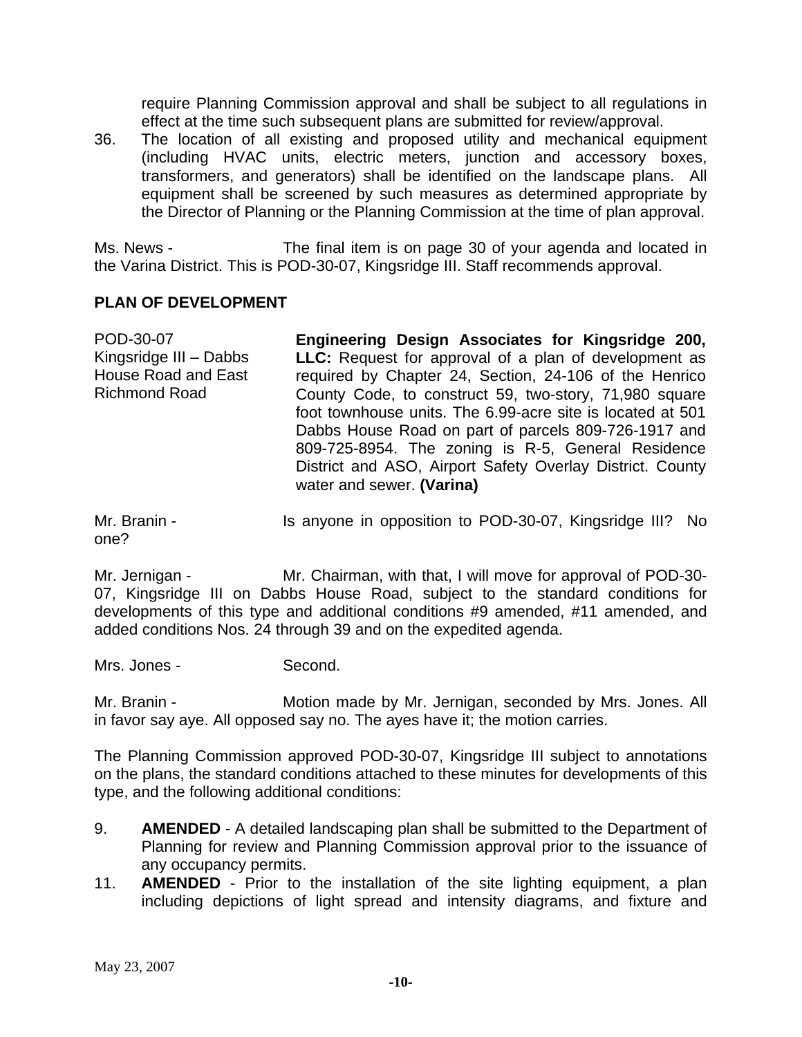require Planning Commission approval and shall be subject to all regulations in effect at the time such subsequent plans are submitted for review/approval.

36. The location of all existing and proposed utility and mechanical equipment (including HVAC units, electric meters, junction and accessory boxes, transformers, and generators) shall be identified on the landscape plans. All equipment shall be screened by such measures as determined appropriate by the Director of Planning or the Planning Commission at the time of plan approval.

Ms. News - The final item is on page 30 of your agenda and located in the Varina District. This is POD-30-07, Kingsridge III. Staff recommends approval.

**PLAN OF DEVELOPMENT**

POD-30-07
Kingsridge III – Dabbs House Road and East Richmond Road

**Engineering Design Associates for Kingsridge 200, LLC:** Request for approval of a plan of development as required by Chapter 24, Section, 24-106 of the Henrico County Code, to construct 59, two-story, 71,980 square foot townhouse units. The 6.99-acre site is located at 501 Dabbs House Road on part of parcels 809-726-1917 and 809-725-8954. The zoning is R-5, General Residence District and ASO, Airport Safety Overlay District. County water and sewer. **(Varina)**

Mr. Branin - Is anyone in opposition to POD-30-07, Kingsridge III? No one?

Mr. Jernigan - Mr. Chairman, with that, I will move for approval of POD-30-07, Kingsridge III on Dabbs House Road, subject to the standard conditions for developments of this type and additional conditions #9 amended, #11 amended, and added conditions Nos. 24 through 39 and on the expedited agenda.

Mrs. Jones - Second.

Mr. Branin - Motion made by Mr. Jernigan, seconded by Mrs. Jones. All in favor say aye. All opposed say no. The ayes have it; the motion carries.

The Planning Commission approved POD-30-07, Kingsridge III subject to annotations on the plans, the standard conditions attached to these minutes for developments of this type, and the following additional conditions:

9. **AMENDED** - A detailed landscaping plan shall be submitted to the Department of Planning for review and Planning Commission approval prior to the issuance of any occupancy permits.

11. **AMENDED** - Prior to the installation of the site lighting equipment, a plan including depictions of light spread and intensity diagrams, and fixture and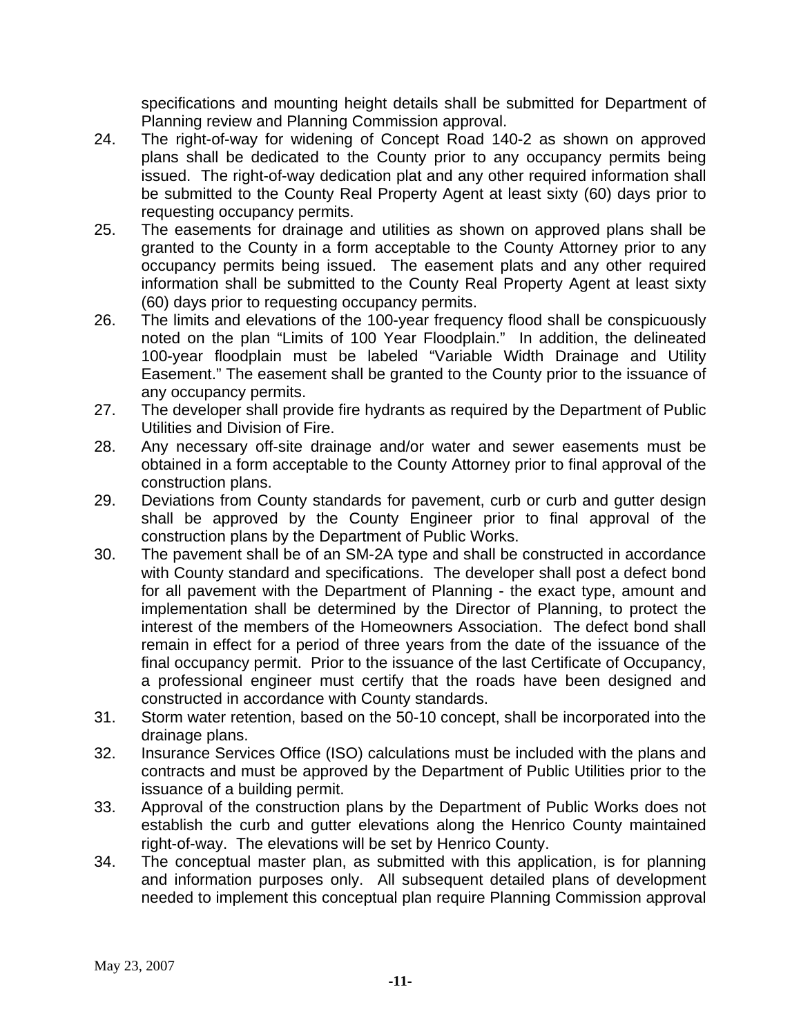specifications and mounting height details shall be submitted for Department of Planning review and Planning Commission approval.

24. The right-of-way for widening of Concept Road 140-2 as shown on approved plans shall be dedicated to the County prior to any occupancy permits being issued. The right-of-way dedication plat and any other required information shall be submitted to the County Real Property Agent at least sixty (60) days prior to requesting occupancy permits.
25. The easements for drainage and utilities as shown on approved plans shall be granted to the County in a form acceptable to the County Attorney prior to any occupancy permits being issued. The easement plats and any other required information shall be submitted to the County Real Property Agent at least sixty (60) days prior to requesting occupancy permits.
26. The limits and elevations of the 100-year frequency flood shall be conspicuously noted on the plan "Limits of 100 Year Floodplain." In addition, the delineated 100-year floodplain must be labeled "Variable Width Drainage and Utility Easement." The easement shall be granted to the County prior to the issuance of any occupancy permits.
27. The developer shall provide fire hydrants as required by the Department of Public Utilities and Division of Fire.
28. Any necessary off-site drainage and/or water and sewer easements must be obtained in a form acceptable to the County Attorney prior to final approval of the construction plans.
29. Deviations from County standards for pavement, curb or curb and gutter design shall be approved by the County Engineer prior to final approval of the construction plans by the Department of Public Works.
30. The pavement shall be of an SM-2A type and shall be constructed in accordance with County standard and specifications. The developer shall post a defect bond for all pavement with the Department of Planning - the exact type, amount and implementation shall be determined by the Director of Planning, to protect the interest of the members of the Homeowners Association. The defect bond shall remain in effect for a period of three years from the date of the issuance of the final occupancy permit. Prior to the issuance of the last Certificate of Occupancy, a professional engineer must certify that the roads have been designed and constructed in accordance with County standards.
31. Storm water retention, based on the 50-10 concept, shall be incorporated into the drainage plans.
32. Insurance Services Office (ISO) calculations must be included with the plans and contracts and must be approved by the Department of Public Utilities prior to the issuance of a building permit.
33. Approval of the construction plans by the Department of Public Works does not establish the curb and gutter elevations along the Henrico County maintained right-of-way. The elevations will be set by Henrico County.
34. The conceptual master plan, as submitted with this application, is for planning and information purposes only. All subsequent detailed plans of development needed to implement this conceptual plan require Planning Commission approval

May 23, 2007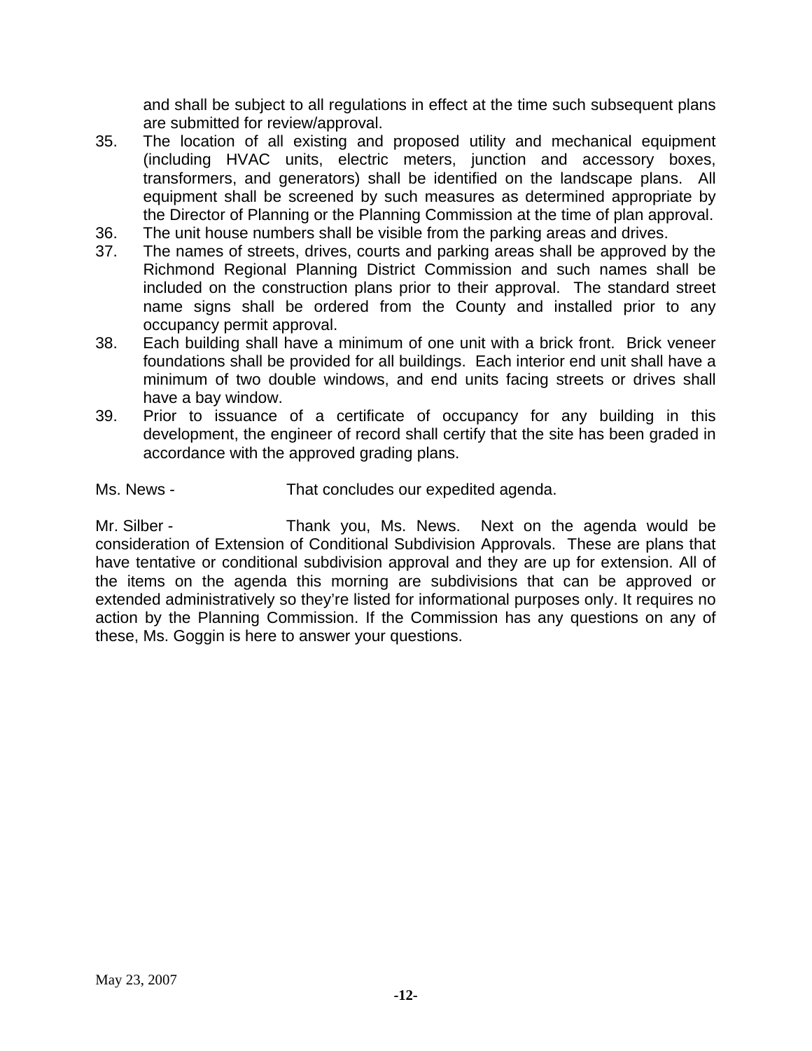and shall be subject to all regulations in effect at the time such subsequent plans are submitted for review/approval.

35. The location of all existing and proposed utility and mechanical equipment (including HVAC units, electric meters, junction and accessory boxes, transformers, and generators) shall be identified on the landscape plans. All equipment shall be screened by such measures as determined appropriate by the Director of Planning or the Planning Commission at the time of plan approval.
36. The unit house numbers shall be visible from the parking areas and drives.
37. The names of streets, drives, courts and parking areas shall be approved by the Richmond Regional Planning District Commission and such names shall be included on the construction plans prior to their approval. The standard street name signs shall be ordered from the County and installed prior to any occupancy permit approval.
38. Each building shall have a minimum of one unit with a brick front. Brick veneer foundations shall be provided for all buildings. Each interior end unit shall have a minimum of two double windows, and end units facing streets or drives shall have a bay window.
39. Prior to issuance of a certificate of occupancy for any building in this development, the engineer of record shall certify that the site has been graded in accordance with the approved grading plans.

Ms. News - That concludes our expedited agenda.

Mr. Silber - Thank you, Ms. News. Next on the agenda would be consideration of Extension of Conditional Subdivision Approvals. These are plans that have tentative or conditional subdivision approval and they are up for extension. All of the items on the agenda this morning are subdivisions that can be approved or extended administratively so they're listed for informational purposes only. It requires no action by the Planning Commission. If the Commission has any questions on any of these, Ms. Goggin is here to answer your questions.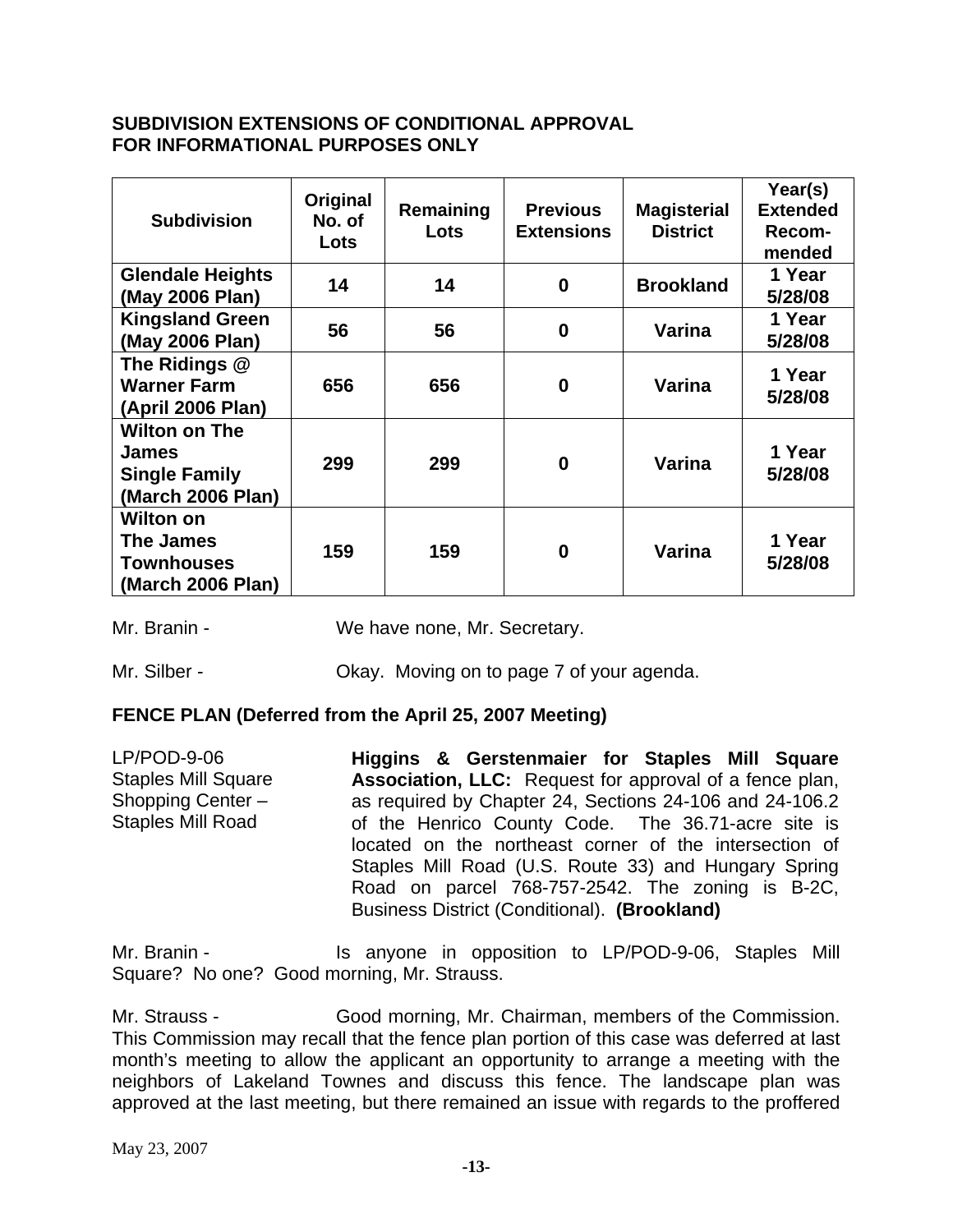**SUBDIVISION EXTENSIONS OF CONDITIONAL APPROVAL**
**FOR INFORMATIONAL PURPOSES ONLY**

| Subdivision | Original No. of Lots | Remaining Lots | Previous Extensions | Magisterial District | Year(s) Extended Recom-mended |
|---|---|---|---|---|---|
| **Glendale Heights (May 2006 Plan)** | **14** | **14** | **0** | **Brookland** | **1 Year 5/28/08** |
| **Kingsland Green (May 2006 Plan)** | **56** | **56** | **0** | **Varina** | **1 Year 5/28/08** |
| **The Ridings @ Warner Farm (April 2006 Plan)** | **656** | **656** | **0** | **Varina** | **1 Year 5/28/08** |
| **Wilton on The James Single Family (March 2006 Plan)** | **299** | **299** | **0** | **Varina** | **1 Year 5/28/08** |
| **Wilton on The James Townhouses (March 2006 Plan)** | **159** | **159** | **0** | **Varina** | **1 Year 5/28/08** |

Mr. Branin - We have none, Mr. Secretary.

Mr. Silber - Okay. Moving on to page 7 of your agenda.

**FENCE PLAN (Deferred from the April 25, 2007 Meeting)**

LP/POD-9-06
Staples Mill Square Shopping Center – Staples Mill Road

**Higgins & Gerstenmaier for Staples Mill Square Association, LLC:** Request for approval of a fence plan, as required by Chapter 24, Sections 24-106 and 24-106.2 of the Henrico County Code. The 36.71-acre site is located on the northeast corner of the intersection of Staples Mill Road (U.S. Route 33) and Hungary Spring Road on parcel 768-757-2542. The zoning is B-2C, Business District (Conditional). **(Brookland)**

Mr. Branin - Is anyone in opposition to LP/POD-9-06, Staples Mill Square? No one? Good morning, Mr. Strauss.

Mr. Strauss - Good morning, Mr. Chairman, members of the Commission. This Commission may recall that the fence plan portion of this case was deferred at last month's meeting to allow the applicant an opportunity to arrange a meeting with the neighbors of Lakeland Townes and discuss this fence. The landscape plan was approved at the last meeting, but there remained an issue with regards to the proffered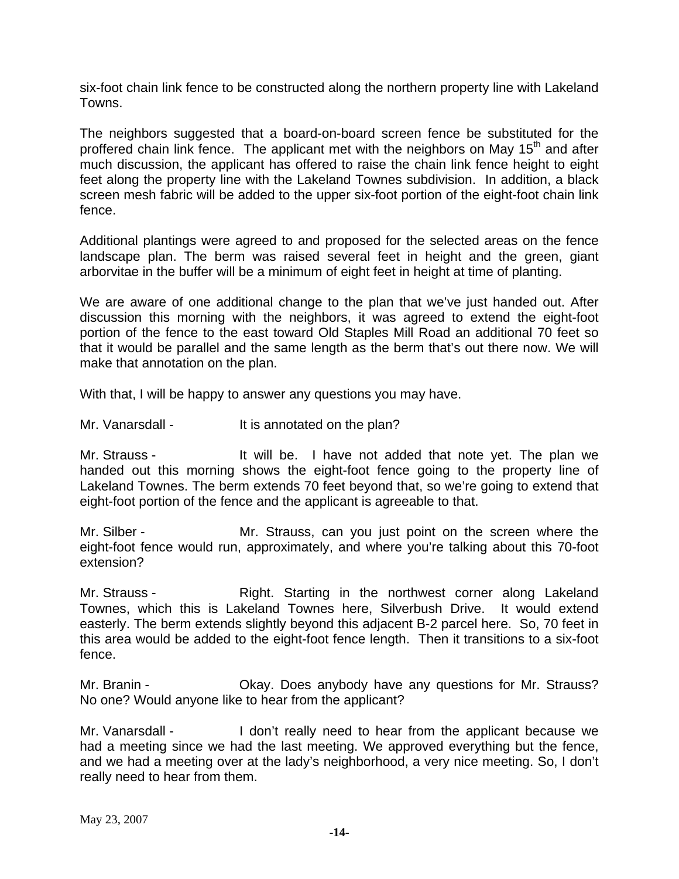six-foot chain link fence to be constructed along the northern property line with Lakeland Towns.

The neighbors suggested that a board-on-board screen fence be substituted for the proffered chain link fence. The applicant met with the neighbors on May 15th and after much discussion, the applicant has offered to raise the chain link fence height to eight feet along the property line with the Lakeland Townes subdivision. In addition, a black screen mesh fabric will be added to the upper six-foot portion of the eight-foot chain link fence.

Additional plantings were agreed to and proposed for the selected areas on the fence landscape plan. The berm was raised several feet in height and the green, giant arborvitae in the buffer will be a minimum of eight feet in height at time of planting.

We are aware of one additional change to the plan that we've just handed out. After discussion this morning with the neighbors, it was agreed to extend the eight-foot portion of the fence to the east toward Old Staples Mill Road an additional 70 feet so that it would be parallel and the same length as the berm that's out there now. We will make that annotation on the plan.

With that, I will be happy to answer any questions you may have.

Mr. Vanarsdall - It is annotated on the plan?

Mr. Strauss - It will be. I have not added that note yet. The plan we handed out this morning shows the eight-foot fence going to the property line of Lakeland Townes. The berm extends 70 feet beyond that, so we're going to extend that eight-foot portion of the fence and the applicant is agreeable to that.

Mr. Silber - Mr. Strauss, can you just point on the screen where the eight-foot fence would run, approximately, and where you're talking about this 70-foot extension?

Mr. Strauss - Right. Starting in the northwest corner along Lakeland Townes, which this is Lakeland Townes here, Silverbush Drive. It would extend easterly. The berm extends slightly beyond this adjacent B-2 parcel here. So, 70 feet in this area would be added to the eight-foot fence length. Then it transitions to a six-foot fence.

Mr. Branin - Okay. Does anybody have any questions for Mr. Strauss? No one? Would anyone like to hear from the applicant?

Mr. Vanarsdall - I don't really need to hear from the applicant because we had a meeting since we had the last meeting. We approved everything but the fence, and we had a meeting over at the lady's neighborhood, a very nice meeting. So, I don't really need to hear from them.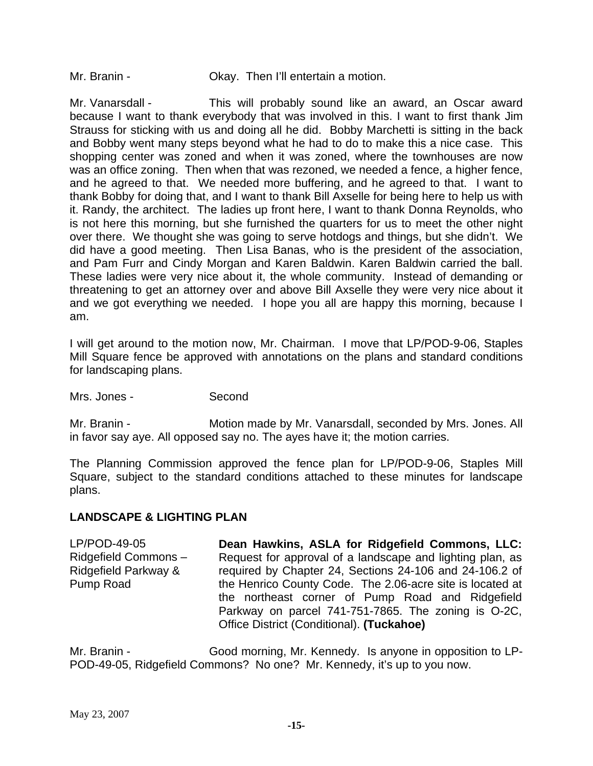Mr. Branin - Okay. Then I'll entertain a motion.

Mr. Vanarsdall - This will probably sound like an award, an Oscar award because I want to thank everybody that was involved in this. I want to first thank Jim Strauss for sticking with us and doing all he did. Bobby Marchetti is sitting in the back and Bobby went many steps beyond what he had to do to make this a nice case. This shopping center was zoned and when it was zoned, where the townhouses are now was an office zoning. Then when that was rezoned, we needed a fence, a higher fence, and he agreed to that. We needed more buffering, and he agreed to that. I want to thank Bobby for doing that, and I want to thank Bill Axselle for being here to help us with it. Randy, the architect. The ladies up front here, I want to thank Donna Reynolds, who is not here this morning, but she furnished the quarters for us to meet the other night over there. We thought she was going to serve hotdogs and things, but she didn't. We did have a good meeting. Then Lisa Banas, who is the president of the association, and Pam Furr and Cindy Morgan and Karen Baldwin. Karen Baldwin carried the ball. These ladies were very nice about it, the whole community. Instead of demanding or threatening to get an attorney over and above Bill Axselle they were very nice about it and we got everything we needed. I hope you all are happy this morning, because I am.

I will get around to the motion now, Mr. Chairman. I move that LP/POD-9-06, Staples Mill Square fence be approved with annotations on the plans and standard conditions for landscaping plans.

Mrs. Jones - Second

Mr. Branin - Motion made by Mr. Vanarsdall, seconded by Mrs. Jones. All in favor say aye. All opposed say no. The ayes have it; the motion carries.

The Planning Commission approved the fence plan for LP/POD-9-06, Staples Mill Square, subject to the standard conditions attached to these minutes for landscape plans.

## LANDSCAPE & LIGHTING PLAN

LP/POD-49-05
Ridgefield Commons –
Ridgefield Parkway &
Pump Road

**Dean Hawkins, ASLA for Ridgefield Commons, LLC:** Request for approval of a landscape and lighting plan, as required by Chapter 24, Sections 24-106 and 24-106.2 of the Henrico County Code. The 2.06-acre site is located at the northeast corner of Pump Road and Ridgefield Parkway on parcel 741-751-7865. The zoning is O-2C, Office District (Conditional). **(Tuckahoe)**

Mr. Branin - Good morning, Mr. Kennedy. Is anyone in opposition to LP-POD-49-05, Ridgefield Commons? No one? Mr. Kennedy, it's up to you now.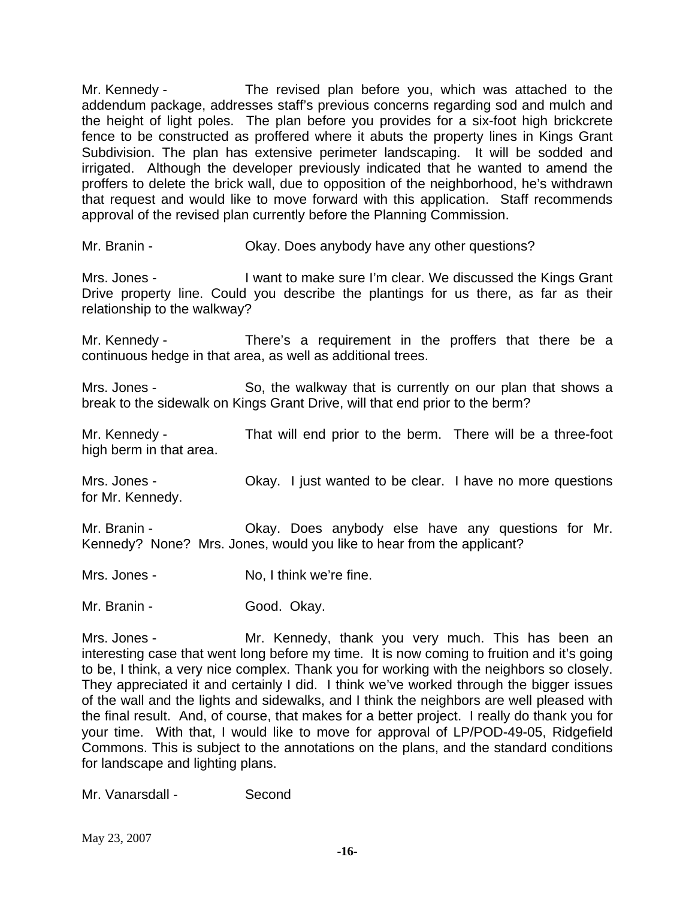Mr. Kennedy - The revised plan before you, which was attached to the addendum package, addresses staff's previous concerns regarding sod and mulch and the height of light poles. The plan before you provides for a six-foot high brickcrete fence to be constructed as proffered where it abuts the property lines in Kings Grant Subdivision. The plan has extensive perimeter landscaping. It will be sodded and irrigated. Although the developer previously indicated that he wanted to amend the proffers to delete the brick wall, due to opposition of the neighborhood, he's withdrawn that request and would like to move forward with this application. Staff recommends approval of the revised plan currently before the Planning Commission.

Mr. Branin - Okay. Does anybody have any other questions?

Mrs. Jones - I want to make sure I'm clear. We discussed the Kings Grant Drive property line. Could you describe the plantings for us there, as far as their relationship to the walkway?

Mr. Kennedy - There's a requirement in the proffers that there be a continuous hedge in that area, as well as additional trees.

Mrs. Jones - So, the walkway that is currently on our plan that shows a break to the sidewalk on Kings Grant Drive, will that end prior to the berm?

Mr. Kennedy - That will end prior to the berm. There will be a three-foot high berm in that area.

Mrs. Jones - Okay. I just wanted to be clear. I have no more questions for Mr. Kennedy.

Mr. Branin - Okay. Does anybody else have any questions for Mr. Kennedy? None? Mrs. Jones, would you like to hear from the applicant?

Mrs. Jones - No, I think we're fine.

Mr. Branin - Good. Okay.

Mrs. Jones - Mr. Kennedy, thank you very much. This has been an interesting case that went long before my time. It is now coming to fruition and it's going to be, I think, a very nice complex. Thank you for working with the neighbors so closely. They appreciated it and certainly I did. I think we've worked through the bigger issues of the wall and the lights and sidewalks, and I think the neighbors are well pleased with the final result. And, of course, that makes for a better project. I really do thank you for your time. With that, I would like to move for approval of LP/POD-49-05, Ridgefield Commons. This is subject to the annotations on the plans, and the standard conditions for landscape and lighting plans.

Mr. Vanarsdall - Second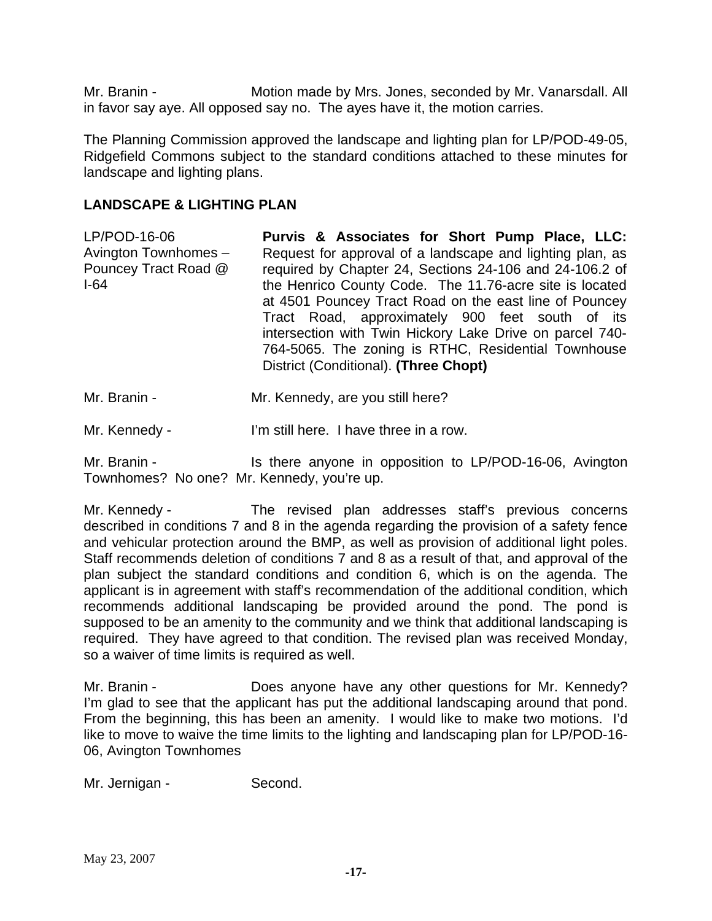Mr. Branin - Motion made by Mrs. Jones, seconded by Mr. Vanarsdall. All in favor say aye. All opposed say no. The ayes have it, the motion carries.

The Planning Commission approved the landscape and lighting plan for LP/POD-49-05, Ridgefield Commons subject to the standard conditions attached to these minutes for landscape and lighting plans.

**LANDSCAPE & LIGHTING PLAN**

LP/POD-16-06
Avington Townhomes – Pouncey Tract Road @ I-64

**Purvis & Associates for Short Pump Place, LLC:** Request for approval of a landscape and lighting plan, as required by Chapter 24, Sections 24-106 and 24-106.2 of the Henrico County Code. The 11.76-acre site is located at 4501 Pouncey Tract Road on the east line of Pouncey Tract Road, approximately 900 feet south of its intersection with Twin Hickory Lake Drive on parcel 740-764-5065. The zoning is RTHC, Residential Townhouse District (Conditional). **(Three Chopt)**

Mr. Branin - Mr. Kennedy, are you still here?

Mr. Kennedy - I'm still here. I have three in a row.

Mr. Branin - Is there anyone in opposition to LP/POD-16-06, Avington Townhomes? No one? Mr. Kennedy, you're up.

Mr. Kennedy - The revised plan addresses staff's previous concerns described in conditions 7 and 8 in the agenda regarding the provision of a safety fence and vehicular protection around the BMP, as well as provision of additional light poles. Staff recommends deletion of conditions 7 and 8 as a result of that, and approval of the plan subject the standard conditions and condition 6, which is on the agenda. The applicant is in agreement with staff's recommendation of the additional condition, which recommends additional landscaping be provided around the pond. The pond is supposed to be an amenity to the community and we think that additional landscaping is required. They have agreed to that condition. The revised plan was received Monday, so a waiver of time limits is required as well.

Mr. Branin - Does anyone have any other questions for Mr. Kennedy? I'm glad to see that the applicant has put the additional landscaping around that pond. From the beginning, this has been an amenity. I would like to make two motions. I'd like to move to waive the time limits to the lighting and landscaping plan for LP/POD-16-06, Avington Townhomes

Mr. Jernigan - Second.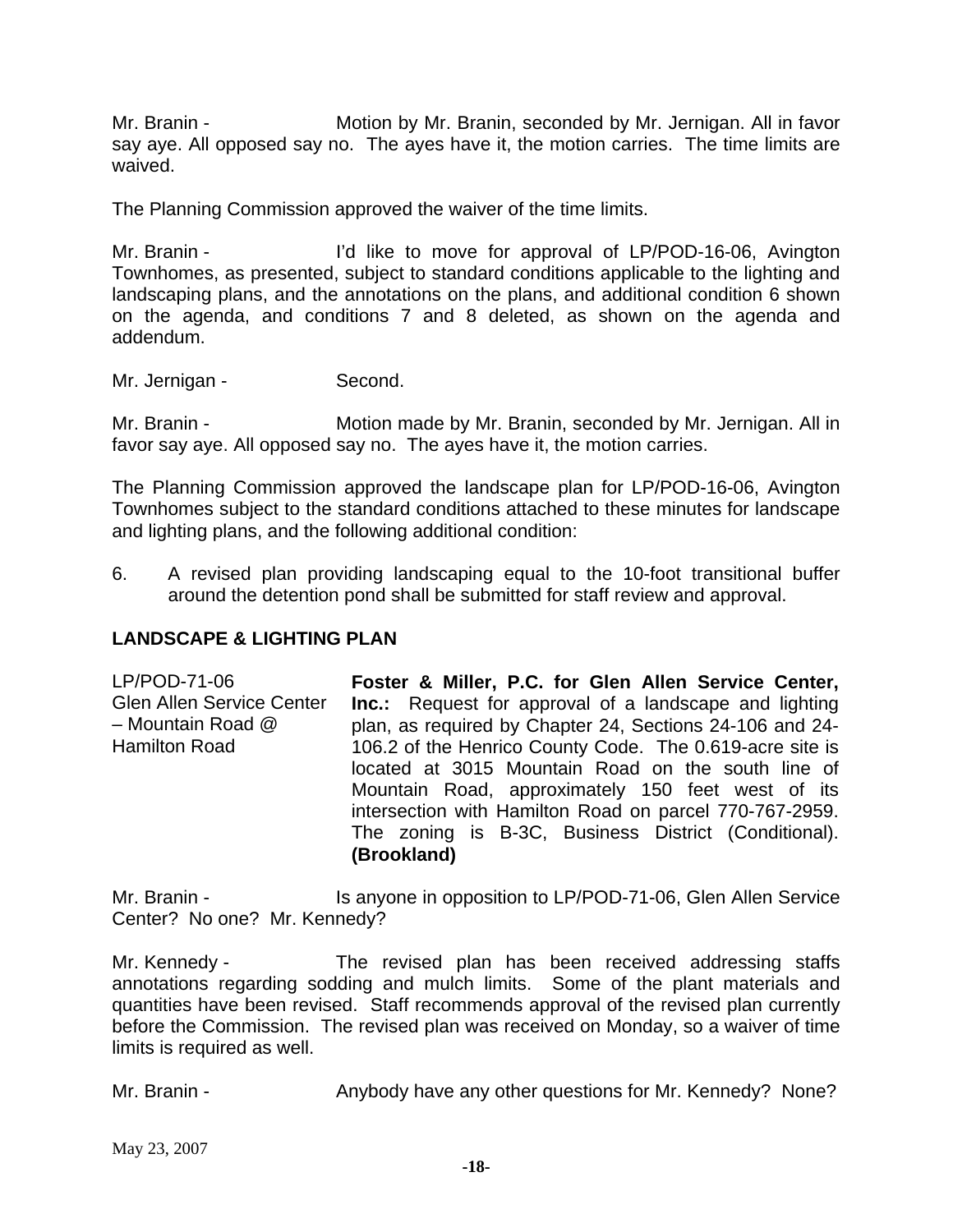Mr. Branin - Motion by Mr. Branin, seconded by Mr. Jernigan. All in favor say aye. All opposed say no. The ayes have it, the motion carries. The time limits are waived.

The Planning Commission approved the waiver of the time limits.

Mr. Branin - I'd like to move for approval of LP/POD-16-06, Avington Townhomes, as presented, subject to standard conditions applicable to the lighting and landscaping plans, and the annotations on the plans, and additional condition 6 shown on the agenda, and conditions 7 and 8 deleted, as shown on the agenda and addendum.

Mr. Jernigan - Second.

Mr. Branin - Motion made by Mr. Branin, seconded by Mr. Jernigan. All in favor say aye. All opposed say no. The ayes have it, the motion carries.

The Planning Commission approved the landscape plan for LP/POD-16-06, Avington Townhomes subject to the standard conditions attached to these minutes for landscape and lighting plans, and the following additional condition:

6. A revised plan providing landscaping equal to the 10-foot transitional buffer around the detention pond shall be submitted for staff review and approval.

## LANDSCAPE & LIGHTING PLAN

LP/POD-71-06
Glen Allen Service Center – Mountain Road @ Hamilton Road

**Foster & Miller, P.C. for Glen Allen Service Center, Inc.:** Request for approval of a landscape and lighting plan, as required by Chapter 24, Sections 24-106 and 24-106.2 of the Henrico County Code. The 0.619-acre site is located at 3015 Mountain Road on the south line of Mountain Road, approximately 150 feet west of its intersection with Hamilton Road on parcel 770-767-2959. The zoning is B-3C, Business District (Conditional). **(Brookland)**

Mr. Branin - Is anyone in opposition to LP/POD-71-06, Glen Allen Service Center? No one? Mr. Kennedy?

Mr. Kennedy - The revised plan has been received addressing staffs annotations regarding sodding and mulch limits. Some of the plant materials and quantities have been revised. Staff recommends approval of the revised plan currently before the Commission. The revised plan was received on Monday, so a waiver of time limits is required as well.

Mr. Branin - Anybody have any other questions for Mr. Kennedy? None?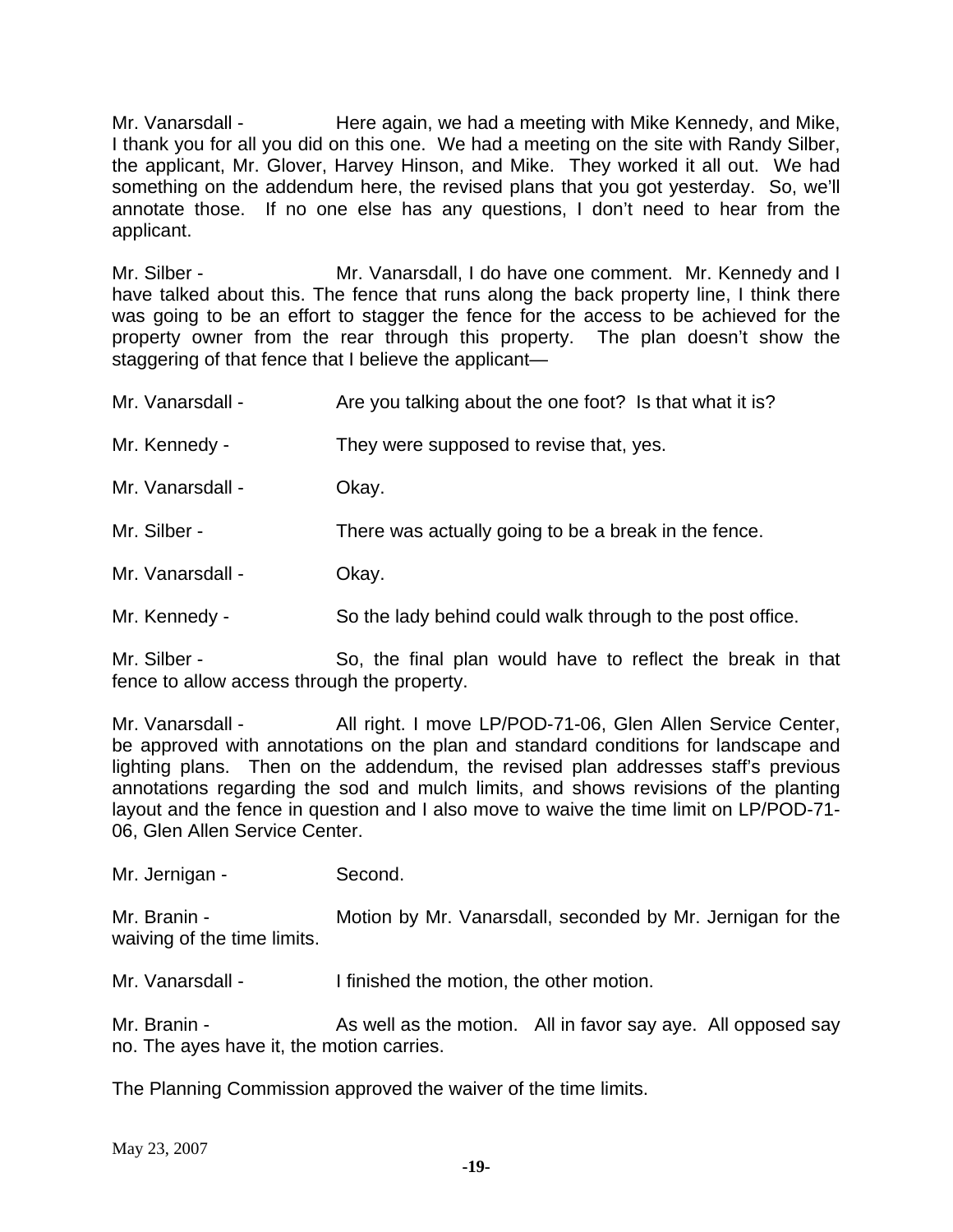Mr. Vanarsdall - Here again, we had a meeting with Mike Kennedy, and Mike, I thank you for all you did on this one. We had a meeting on the site with Randy Silber, the applicant, Mr. Glover, Harvey Hinson, and Mike. They worked it all out. We had something on the addendum here, the revised plans that you got yesterday. So, we'll annotate those. If no one else has any questions, I don't need to hear from the applicant.

Mr. Silber - Mr. Vanarsdall, I do have one comment. Mr. Kennedy and I have talked about this. The fence that runs along the back property line, I think there was going to be an effort to stagger the fence for the access to be achieved for the property owner from the rear through this property. The plan doesn't show the staggering of that fence that I believe the applicant—

Mr. Vanarsdall - Are you talking about the one foot? Is that what it is?

Mr. Kennedy - They were supposed to revise that, yes.

Mr. Vanarsdall - Okay.

Mr. Silber - There was actually going to be a break in the fence.

Mr. Vanarsdall - Okay.

Mr. Kennedy - So the lady behind could walk through to the post office.

Mr. Silber - So, the final plan would have to reflect the break in that fence to allow access through the property.

Mr. Vanarsdall - All right. I move LP/POD-71-06, Glen Allen Service Center, be approved with annotations on the plan and standard conditions for landscape and lighting plans. Then on the addendum, the revised plan addresses staff's previous annotations regarding the sod and mulch limits, and shows revisions of the planting layout and the fence in question and I also move to waive the time limit on LP/POD-71-06, Glen Allen Service Center.

Mr. Jernigan - Second.

Mr. Branin - Motion by Mr. Vanarsdall, seconded by Mr. Jernigan for the waiving of the time limits.

Mr. Vanarsdall - I finished the motion, the other motion.

Mr. Branin - As well as the motion. All in favor say aye. All opposed say no. The ayes have it, the motion carries.

The Planning Commission approved the waiver of the time limits.

May 23, 2007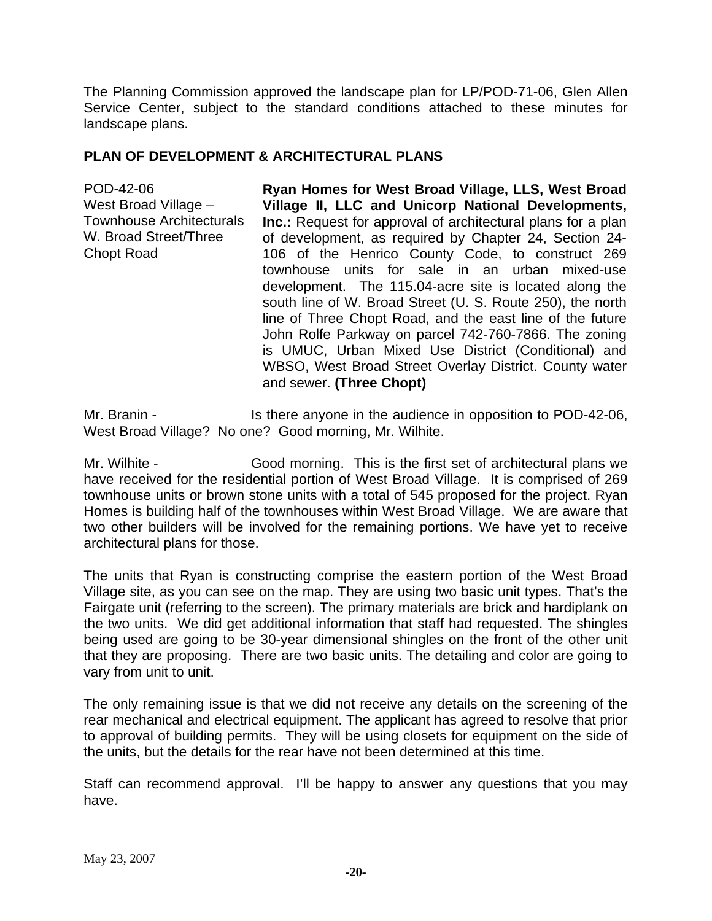The Planning Commission approved the landscape plan for LP/POD-71-06, Glen Allen Service Center, subject to the standard conditions attached to these minutes for landscape plans.

## PLAN OF DEVELOPMENT & ARCHITECTURAL PLANS

| | |
|---|---|
| POD-42-06<br>West Broad Village – Townhouse Architecturals<br>W. Broad Street/Three Chopt Road | **Ryan Homes for West Broad Village, LLS, West Broad Village II, LLC and Unicorp National Developments, Inc.:** Request for approval of architectural plans for a plan of development, as required by Chapter 24, Section 24-106 of the Henrico County Code, to construct 269 townhouse units for sale in an urban mixed-use development. The 115.04-acre site is located along the south line of W. Broad Street (U. S. Route 250), the north line of Three Chopt Road, and the east line of the future John Rolfe Parkway on parcel 742-760-7866. The zoning is UMUC, Urban Mixed Use District (Conditional) and WBSO, West Broad Street Overlay District. County water and sewer. **(Three Chopt)** |

Mr. Branin - Is there anyone in the audience in opposition to POD-42-06, West Broad Village? No one? Good morning, Mr. Wilhite.

Mr. Wilhite - Good morning. This is the first set of architectural plans we have received for the residential portion of West Broad Village. It is comprised of 269 townhouse units or brown stone units with a total of 545 proposed for the project. Ryan Homes is building half of the townhouses within West Broad Village. We are aware that two other builders will be involved for the remaining portions. We have yet to receive architectural plans for those.

The units that Ryan is constructing comprise the eastern portion of the West Broad Village site, as you can see on the map. They are using two basic unit types. That's the Fairgate unit (referring to the screen). The primary materials are brick and hardiplank on the two units. We did get additional information that staff had requested. The shingles being used are going to be 30-year dimensional shingles on the front of the other unit that they are proposing. There are two basic units. The detailing and color are going to vary from unit to unit.

The only remaining issue is that we did not receive any details on the screening of the rear mechanical and electrical equipment. The applicant has agreed to resolve that prior to approval of building permits. They will be using closets for equipment on the side of the units, but the details for the rear have not been determined at this time.

Staff can recommend approval. I'll be happy to answer any questions that you may have.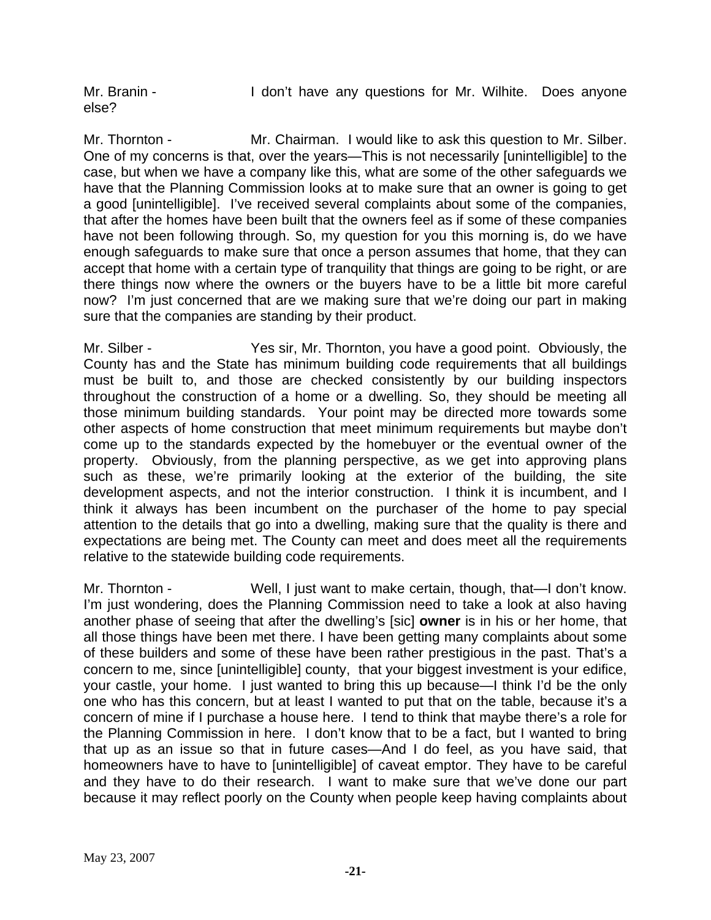Mr. Branin - I don't have any questions for Mr. Wilhite. Does anyone else?

Mr. Thornton - Mr. Chairman. I would like to ask this question to Mr. Silber. One of my concerns is that, over the years—This is not necessarily [unintelligible] to the case, but when we have a company like this, what are some of the other safeguards we have that the Planning Commission looks at to make sure that an owner is going to get a good [unintelligible]. I've received several complaints about some of the companies, that after the homes have been built that the owners feel as if some of these companies have not been following through. So, my question for you this morning is, do we have enough safeguards to make sure that once a person assumes that home, that they can accept that home with a certain type of tranquility that things are going to be right, or are there things now where the owners or the buyers have to be a little bit more careful now? I'm just concerned that are we making sure that we're doing our part in making sure that the companies are standing by their product.

Mr. Silber - Yes sir, Mr. Thornton, you have a good point. Obviously, the County has and the State has minimum building code requirements that all buildings must be built to, and those are checked consistently by our building inspectors throughout the construction of a home or a dwelling. So, they should be meeting all those minimum building standards. Your point may be directed more towards some other aspects of home construction that meet minimum requirements but maybe don't come up to the standards expected by the homebuyer or the eventual owner of the property. Obviously, from the planning perspective, as we get into approving plans such as these, we're primarily looking at the exterior of the building, the site development aspects, and not the interior construction. I think it is incumbent, and I think it always has been incumbent on the purchaser of the home to pay special attention to the details that go into a dwelling, making sure that the quality is there and expectations are being met. The County can meet and does meet all the requirements relative to the statewide building code requirements.

Mr. Thornton - Well, I just want to make certain, though, that—I don't know. I'm just wondering, does the Planning Commission need to take a look at also having another phase of seeing that after the dwelling's [sic] **owner** is in his or her home, that all those things have been met there. I have been getting many complaints about some of these builders and some of these have been rather prestigious in the past. That's a concern to me, since [unintelligible] county, that your biggest investment is your edifice, your castle, your home. I just wanted to bring this up because—I think I'd be the only one who has this concern, but at least I wanted to put that on the table, because it's a concern of mine if I purchase a house here. I tend to think that maybe there's a role for the Planning Commission in here. I don't know that to be a fact, but I wanted to bring that up as an issue so that in future cases—And I do feel, as you have said, that homeowners have to have to [unintelligible] of caveat emptor. They have to be careful and they have to do their research. I want to make sure that we've done our part because it may reflect poorly on the County when people keep having complaints about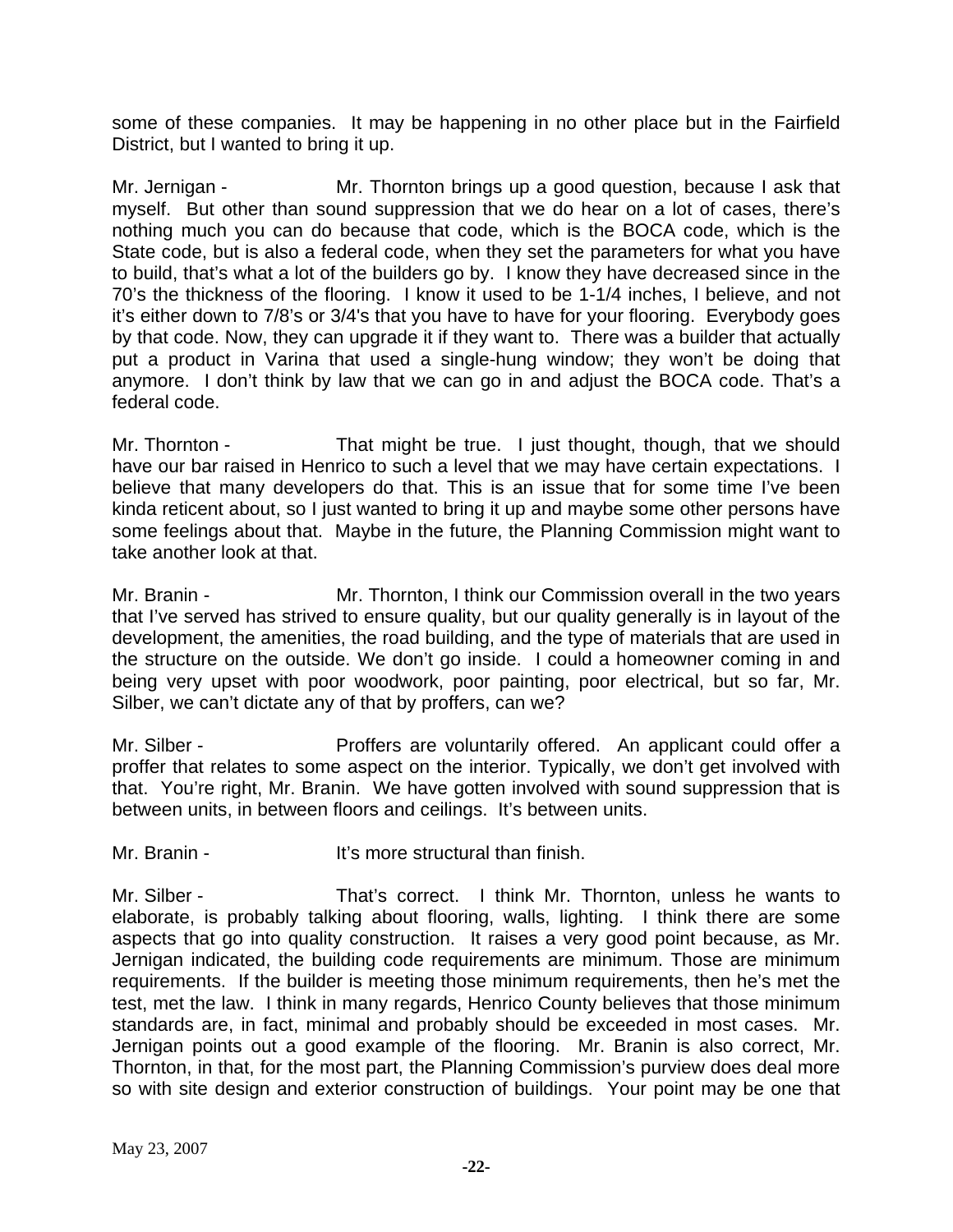some of these companies. It may be happening in no other place but in the Fairfield District, but I wanted to bring it up.

Mr. Jernigan - Mr. Thornton brings up a good question, because I ask that myself. But other than sound suppression that we do hear on a lot of cases, there's nothing much you can do because that code, which is the BOCA code, which is the State code, but is also a federal code, when they set the parameters for what you have to build, that's what a lot of the builders go by. I know they have decreased since in the 70's the thickness of the flooring. I know it used to be 1-1/4 inches, I believe, and not it's either down to 7/8's or 3/4's that you have to have for your flooring. Everybody goes by that code. Now, they can upgrade it if they want to. There was a builder that actually put a product in Varina that used a single-hung window; they won't be doing that anymore. I don't think by law that we can go in and adjust the BOCA code. That's a federal code.

Mr. Thornton - That might be true. I just thought, though, that we should have our bar raised in Henrico to such a level that we may have certain expectations. I believe that many developers do that. This is an issue that for some time I've been kinda reticent about, so I just wanted to bring it up and maybe some other persons have some feelings about that. Maybe in the future, the Planning Commission might want to take another look at that.

Mr. Branin - Mr. Thornton, I think our Commission overall in the two years that I've served has strived to ensure quality, but our quality generally is in layout of the development, the amenities, the road building, and the type of materials that are used in the structure on the outside. We don't go inside. I could a homeowner coming in and being very upset with poor woodwork, poor painting, poor electrical, but so far, Mr. Silber, we can't dictate any of that by proffers, can we?

Mr. Silber - Proffers are voluntarily offered. An applicant could offer a proffer that relates to some aspect on the interior. Typically, we don't get involved with that. You're right, Mr. Branin. We have gotten involved with sound suppression that is between units, in between floors and ceilings. It's between units.

Mr. Branin - It's more structural than finish.

Mr. Silber - That's correct. I think Mr. Thornton, unless he wants to elaborate, is probably talking about flooring, walls, lighting. I think there are some aspects that go into quality construction. It raises a very good point because, as Mr. Jernigan indicated, the building code requirements are minimum. Those are minimum requirements. If the builder is meeting those minimum requirements, then he's met the test, met the law. I think in many regards, Henrico County believes that those minimum standards are, in fact, minimal and probably should be exceeded in most cases. Mr. Jernigan points out a good example of the flooring. Mr. Branin is also correct, Mr. Thornton, in that, for the most part, the Planning Commission's purview does deal more so with site design and exterior construction of buildings. Your point may be one that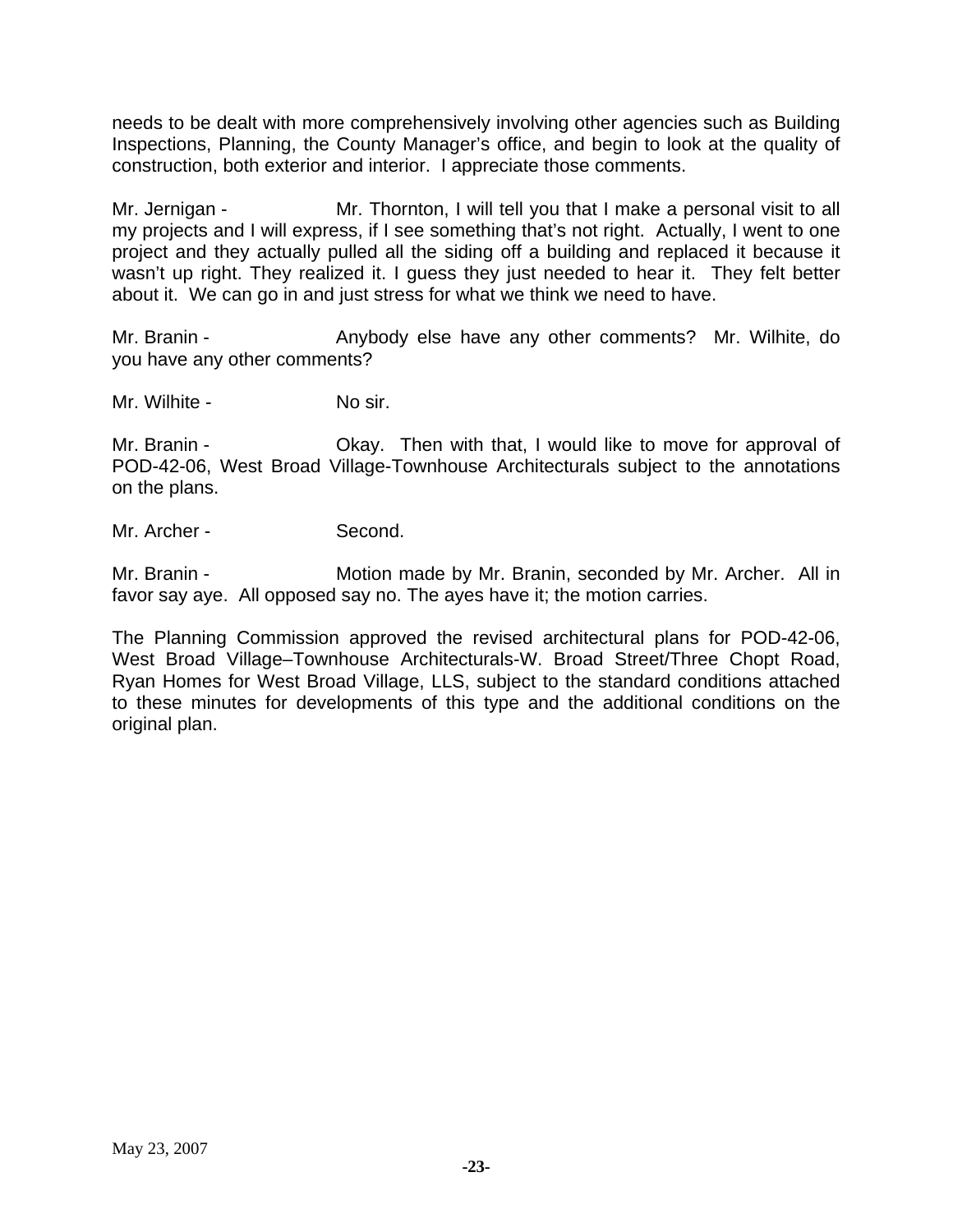needs to be dealt with more comprehensively involving other agencies such as Building Inspections, Planning, the County Manager's office, and begin to look at the quality of construction, both exterior and interior. I appreciate those comments.

Mr. Jernigan - Mr. Thornton, I will tell you that I make a personal visit to all my projects and I will express, if I see something that's not right. Actually, I went to one project and they actually pulled all the siding off a building and replaced it because it wasn't up right. They realized it. I guess they just needed to hear it. They felt better about it. We can go in and just stress for what we think we need to have.

Mr. Branin - Anybody else have any other comments? Mr. Wilhite, do you have any other comments?

Mr. Wilhite - No sir.

Mr. Branin - Okay. Then with that, I would like to move for approval of POD-42-06, West Broad Village-Townhouse Architecturals subject to the annotations on the plans.

Mr. Archer - Second.

Mr. Branin - Motion made by Mr. Branin, seconded by Mr. Archer. All in favor say aye. All opposed say no. The ayes have it; the motion carries.

The Planning Commission approved the revised architectural plans for POD-42-06, West Broad Village–Townhouse Architecturals-W. Broad Street/Three Chopt Road, Ryan Homes for West Broad Village, LLS, subject to the standard conditions attached to these minutes for developments of this type and the additional conditions on the original plan.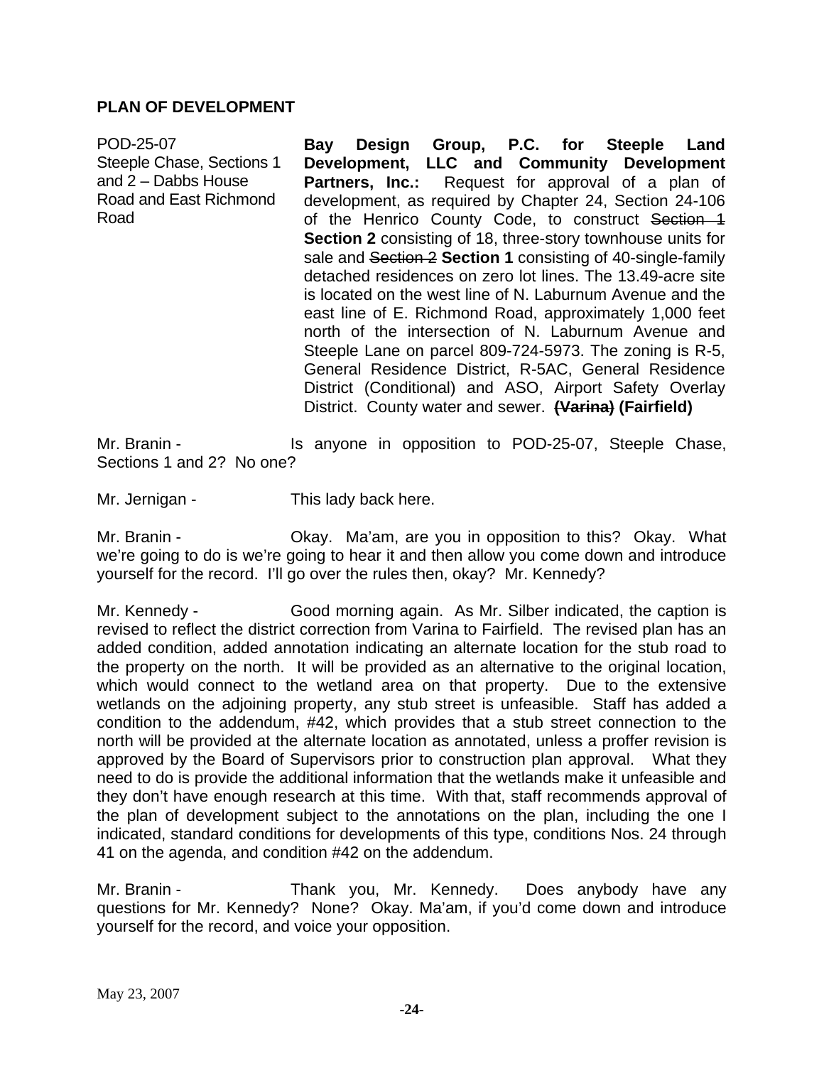## PLAN OF DEVELOPMENT

POD-25-07
Steeple Chase, Sections 1 and 2 – Dabbs House Road and East Richmond Road

**Bay Design Group, P.C. for Steeple Land Development, LLC and Community Development Partners, Inc.:** Request for approval of a plan of development, as required by Chapter 24, Section 24-106 of the Henrico County Code, to construct ~~Section 1~~ **Section 2** consisting of 18, three-story townhouse units for sale and ~~Section 2~~ **Section 1** consisting of 40-single-family detached residences on zero lot lines. The 13.49-acre site is located on the west line of N. Laburnum Avenue and the east line of E. Richmond Road, approximately 1,000 feet north of the intersection of N. Laburnum Avenue and Steeple Lane on parcel 809-724-5973. The zoning is R-5, General Residence District, R-5AC, General Residence District (Conditional) and ASO, Airport Safety Overlay District. County water and sewer. **~~(Varina)~~ (Fairfield)**

Mr. Branin - Is anyone in opposition to POD-25-07, Steeple Chase, Sections 1 and 2? No one?

Mr. Jernigan - This lady back here.

Mr. Branin - Okay. Ma'am, are you in opposition to this? Okay. What we're going to do is we're going to hear it and then allow you come down and introduce yourself for the record. I'll go over the rules then, okay? Mr. Kennedy?

Mr. Kennedy - Good morning again. As Mr. Silber indicated, the caption is revised to reflect the district correction from Varina to Fairfield. The revised plan has an added condition, added annotation indicating an alternate location for the stub road to the property on the north. It will be provided as an alternative to the original location, which would connect to the wetland area on that property. Due to the extensive wetlands on the adjoining property, any stub street is unfeasible. Staff has added a condition to the addendum, #42, which provides that a stub street connection to the north will be provided at the alternate location as annotated, unless a proffer revision is approved by the Board of Supervisors prior to construction plan approval. What they need to do is provide the additional information that the wetlands make it unfeasible and they don't have enough research at this time. With that, staff recommends approval of the plan of development subject to the annotations on the plan, including the one I indicated, standard conditions for developments of this type, conditions Nos. 24 through 41 on the agenda, and condition #42 on the addendum.

Mr. Branin - Thank you, Mr. Kennedy. Does anybody have any questions for Mr. Kennedy? None? Okay. Ma'am, if you'd come down and introduce yourself for the record, and voice your opposition.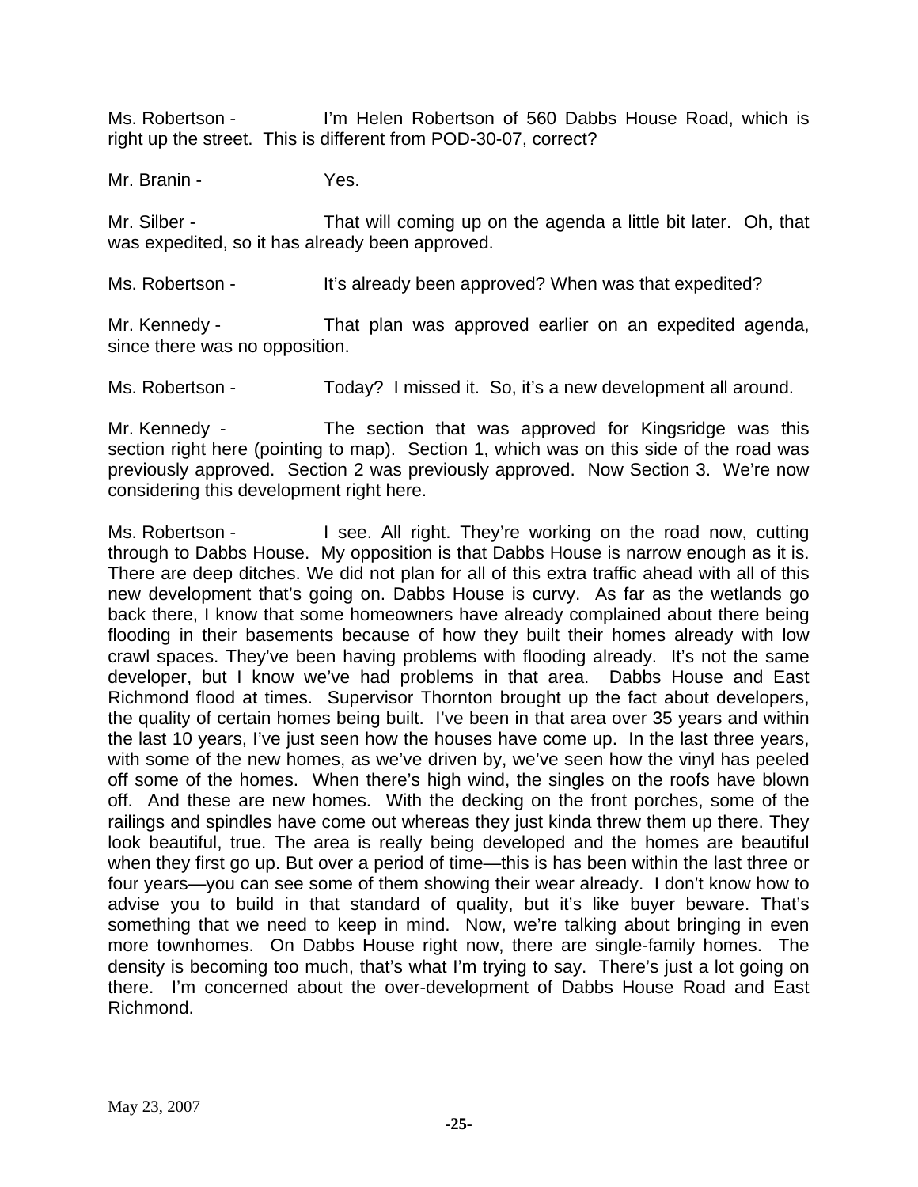Ms. Robertson - I'm Helen Robertson of 560 Dabbs House Road, which is right up the street. This is different from POD-30-07, correct?

Mr. Branin - Yes.

Mr. Silber - That will coming up on the agenda a little bit later. Oh, that was expedited, so it has already been approved.

Ms. Robertson - It's already been approved? When was that expedited?

Mr. Kennedy - That plan was approved earlier on an expedited agenda, since there was no opposition.

Ms. Robertson - Today? I missed it. So, it's a new development all around.

Mr. Kennedy - The section that was approved for Kingsridge was this section right here (pointing to map). Section 1, which was on this side of the road was previously approved. Section 2 was previously approved. Now Section 3. We're now considering this development right here.

Ms. Robertson - I see. All right. They're working on the road now, cutting through to Dabbs House. My opposition is that Dabbs House is narrow enough as it is. There are deep ditches. We did not plan for all of this extra traffic ahead with all of this new development that's going on. Dabbs House is curvy. As far as the wetlands go back there, I know that some homeowners have already complained about there being flooding in their basements because of how they built their homes already with low crawl spaces. They've been having problems with flooding already. It's not the same developer, but I know we've had problems in that area. Dabbs House and East Richmond flood at times. Supervisor Thornton brought up the fact about developers, the quality of certain homes being built. I've been in that area over 35 years and within the last 10 years, I've just seen how the houses have come up. In the last three years, with some of the new homes, as we've driven by, we've seen how the vinyl has peeled off some of the homes. When there's high wind, the singles on the roofs have blown off. And these are new homes. With the decking on the front porches, some of the railings and spindles have come out whereas they just kinda threw them up there. They look beautiful, true. The area is really being developed and the homes are beautiful when they first go up. But over a period of time—this is has been within the last three or four years—you can see some of them showing their wear already. I don't know how to advise you to build in that standard of quality, but it's like buyer beware. That's something that we need to keep in mind. Now, we're talking about bringing in even more townhomes. On Dabbs House right now, there are single-family homes. The density is becoming too much, that's what I'm trying to say. There's just a lot going on there. I'm concerned about the over-development of Dabbs House Road and East Richmond.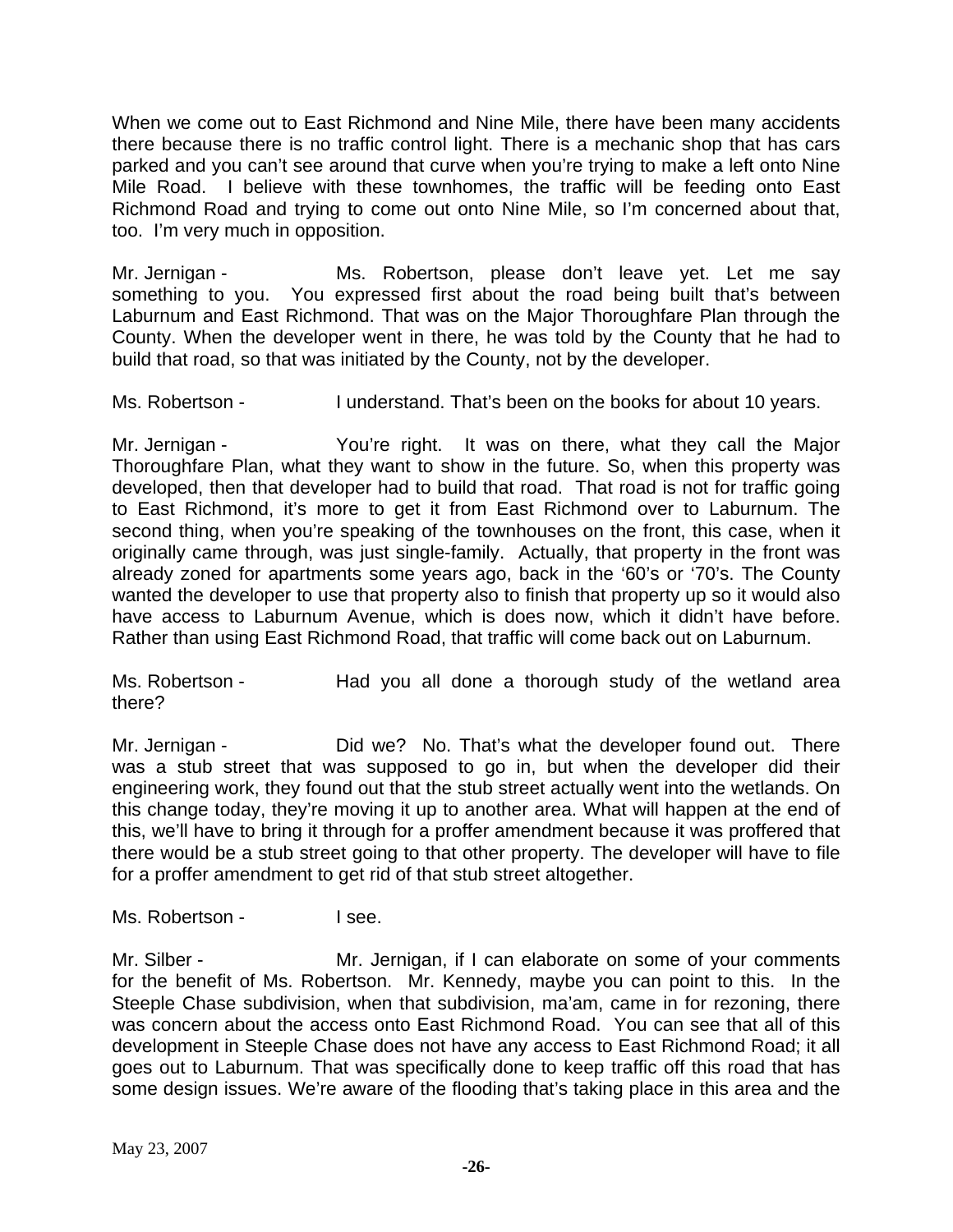When we come out to East Richmond and Nine Mile, there have been many accidents there because there is no traffic control light. There is a mechanic shop that has cars parked and you can't see around that curve when you're trying to make a left onto Nine Mile Road. I believe with these townhomes, the traffic will be feeding onto East Richmond Road and trying to come out onto Nine Mile, so I'm concerned about that, too. I'm very much in opposition.

Mr. Jernigan - Ms. Robertson, please don't leave yet. Let me say something to you. You expressed first about the road being built that's between Laburnum and East Richmond. That was on the Major Thoroughfare Plan through the County. When the developer went in there, he was told by the County that he had to build that road, so that was initiated by the County, not by the developer.

Ms. Robertson - I understand. That's been on the books for about 10 years.

Mr. Jernigan - You're right. It was on there, what they call the Major Thoroughfare Plan, what they want to show in the future. So, when this property was developed, then that developer had to build that road. That road is not for traffic going to East Richmond, it's more to get it from East Richmond over to Laburnum. The second thing, when you're speaking of the townhouses on the front, this case, when it originally came through, was just single-family. Actually, that property in the front was already zoned for apartments some years ago, back in the '60's or '70's. The County wanted the developer to use that property also to finish that property up so it would also have access to Laburnum Avenue, which is does now, which it didn't have before. Rather than using East Richmond Road, that traffic will come back out on Laburnum.

Ms. Robertson - Had you all done a thorough study of the wetland area there?

Mr. Jernigan - Did we? No. That's what the developer found out. There was a stub street that was supposed to go in, but when the developer did their engineering work, they found out that the stub street actually went into the wetlands. On this change today, they're moving it up to another area. What will happen at the end of this, we'll have to bring it through for a proffer amendment because it was proffered that there would be a stub street going to that other property. The developer will have to file for a proffer amendment to get rid of that stub street altogether.

Ms. Robertson - I see.

Mr. Silber - Mr. Jernigan, if I can elaborate on some of your comments for the benefit of Ms. Robertson. Mr. Kennedy, maybe you can point to this. In the Steeple Chase subdivision, when that subdivision, ma'am, came in for rezoning, there was concern about the access onto East Richmond Road. You can see that all of this development in Steeple Chase does not have any access to East Richmond Road; it all goes out to Laburnum. That was specifically done to keep traffic off this road that has some design issues. We're aware of the flooding that's taking place in this area and the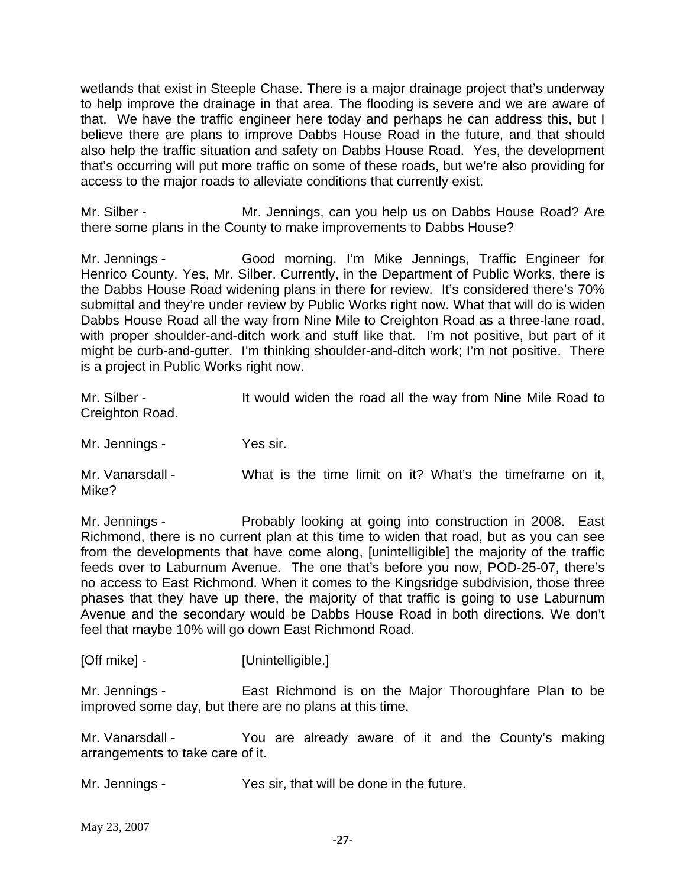wetlands that exist in Steeple Chase. There is a major drainage project that's underway to help improve the drainage in that area. The flooding is severe and we are aware of that. We have the traffic engineer here today and perhaps he can address this, but I believe there are plans to improve Dabbs House Road in the future, and that should also help the traffic situation and safety on Dabbs House Road. Yes, the development that's occurring will put more traffic on some of these roads, but we're also providing for access to the major roads to alleviate conditions that currently exist.

Mr. Silber - Mr. Jennings, can you help us on Dabbs House Road? Are there some plans in the County to make improvements to Dabbs House?

Mr. Jennings - Good morning. I'm Mike Jennings, Traffic Engineer for Henrico County. Yes, Mr. Silber. Currently, in the Department of Public Works, there is the Dabbs House Road widening plans in there for review. It's considered there's 70% submittal and they're under review by Public Works right now. What that will do is widen Dabbs House Road all the way from Nine Mile to Creighton Road as a three-lane road, with proper shoulder-and-ditch work and stuff like that. I'm not positive, but part of it might be curb-and-gutter. I'm thinking shoulder-and-ditch work; I'm not positive. There is a project in Public Works right now.

Mr. Silber - It would widen the road all the way from Nine Mile Road to Creighton Road.

Mr. Jennings - Yes sir.

Mr. Vanarsdall - What is the time limit on it? What's the timeframe on it, Mike?

Mr. Jennings - Probably looking at going into construction in 2008. East Richmond, there is no current plan at this time to widen that road, but as you can see from the developments that have come along, [unintelligible] the majority of the traffic feeds over to Laburnum Avenue. The one that's before you now, POD-25-07, there's no access to East Richmond. When it comes to the Kingsridge subdivision, those three phases that they have up there, the majority of that traffic is going to use Laburnum Avenue and the secondary would be Dabbs House Road in both directions. We don't feel that maybe 10% will go down East Richmond Road.

[Off mike] - [Unintelligible.]

Mr. Jennings - East Richmond is on the Major Thoroughfare Plan to be improved some day, but there are no plans at this time.

Mr. Vanarsdall - You are already aware of it and the County's making arrangements to take care of it.

Mr. Jennings - Yes sir, that will be done in the future.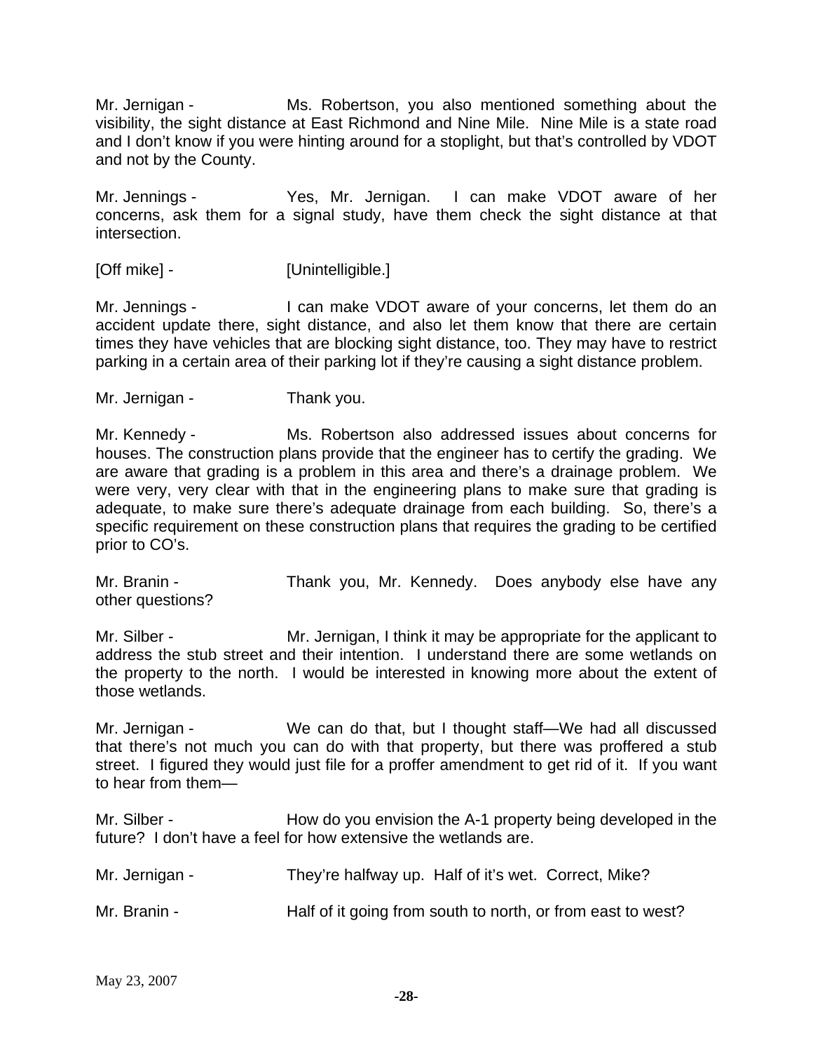Mr. Jernigan - Ms. Robertson, you also mentioned something about the visibility, the sight distance at East Richmond and Nine Mile. Nine Mile is a state road and I don't know if you were hinting around for a stoplight, but that's controlled by VDOT and not by the County.

Mr. Jennings - Yes, Mr. Jernigan. I can make VDOT aware of her concerns, ask them for a signal study, have them check the sight distance at that intersection.

[Off mike] - [Unintelligible.]

Mr. Jennings - I can make VDOT aware of your concerns, let them do an accident update there, sight distance, and also let them know that there are certain times they have vehicles that are blocking sight distance, too. They may have to restrict parking in a certain area of their parking lot if they're causing a sight distance problem.

Mr. Jernigan - Thank you.

Mr. Kennedy - Ms. Robertson also addressed issues about concerns for houses. The construction plans provide that the engineer has to certify the grading. We are aware that grading is a problem in this area and there's a drainage problem. We were very, very clear with that in the engineering plans to make sure that grading is adequate, to make sure there's adequate drainage from each building. So, there's a specific requirement on these construction plans that requires the grading to be certified prior to CO's.

Mr. Branin - Thank you, Mr. Kennedy. Does anybody else have any other questions?

Mr. Silber - Mr. Jernigan, I think it may be appropriate for the applicant to address the stub street and their intention. I understand there are some wetlands on the property to the north. I would be interested in knowing more about the extent of those wetlands.

Mr. Jernigan - We can do that, but I thought staff—We had all discussed that there's not much you can do with that property, but there was proffered a stub street. I figured they would just file for a proffer amendment to get rid of it. If you want to hear from them—

Mr. Silber - How do you envision the A-1 property being developed in the future? I don't have a feel for how extensive the wetlands are.

Mr. Jernigan - They're halfway up. Half of it's wet. Correct, Mike?

Mr. Branin - Half of it going from south to north, or from east to west?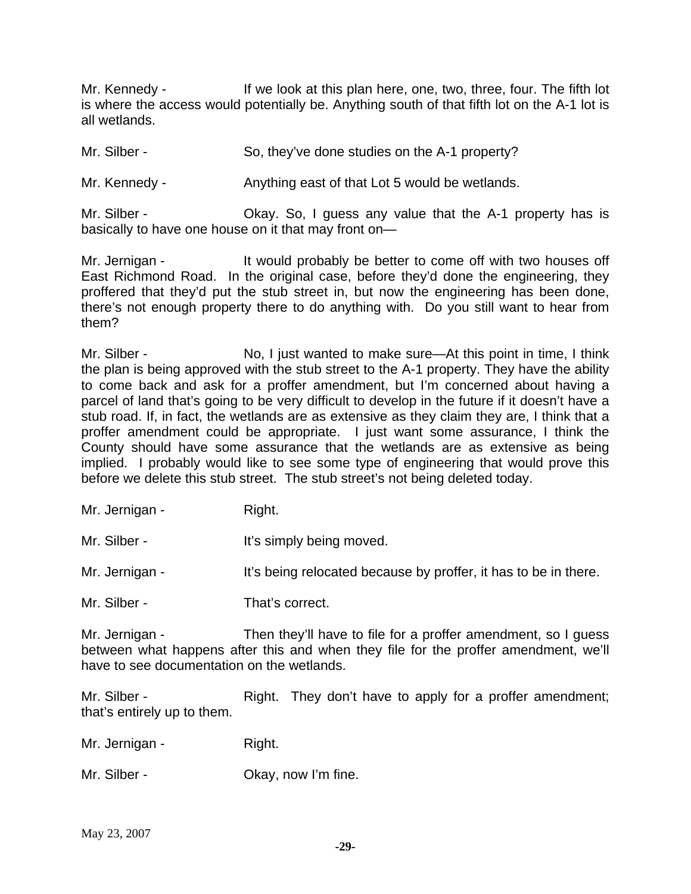Mr. Kennedy - If we look at this plan here, one, two, three, four. The fifth lot is where the access would potentially be. Anything south of that fifth lot on the A-1 lot is all wetlands.

Mr. Silber - So, they've done studies on the A-1 property?

Mr. Kennedy - Anything east of that Lot 5 would be wetlands.

Mr. Silber - Okay. So, I guess any value that the A-1 property has is basically to have one house on it that may front on—

Mr. Jernigan - It would probably be better to come off with two houses off East Richmond Road. In the original case, before they'd done the engineering, they proffered that they'd put the stub street in, but now the engineering has been done, there's not enough property there to do anything with. Do you still want to hear from them?

Mr. Silber - No, I just wanted to make sure—At this point in time, I think the plan is being approved with the stub street to the A-1 property. They have the ability to come back and ask for a proffer amendment, but I'm concerned about having a parcel of land that's going to be very difficult to develop in the future if it doesn't have a stub road. If, in fact, the wetlands are as extensive as they claim they are, I think that a proffer amendment could be appropriate. I just want some assurance, I think the County should have some assurance that the wetlands are as extensive as being implied. I probably would like to see some type of engineering that would prove this before we delete this stub street. The stub street's not being deleted today.

Mr. Jernigan - Right.

Mr. Silber - It's simply being moved.

Mr. Jernigan - It's being relocated because by proffer, it has to be in there.

Mr. Silber - That's correct.

Mr. Jernigan - Then they'll have to file for a proffer amendment, so I guess between what happens after this and when they file for the proffer amendment, we'll have to see documentation on the wetlands.

Mr. Silber - Right. They don't have to apply for a proffer amendment; that's entirely up to them.

Mr. Jernigan - Right.

Mr. Silber - Okay, now I'm fine.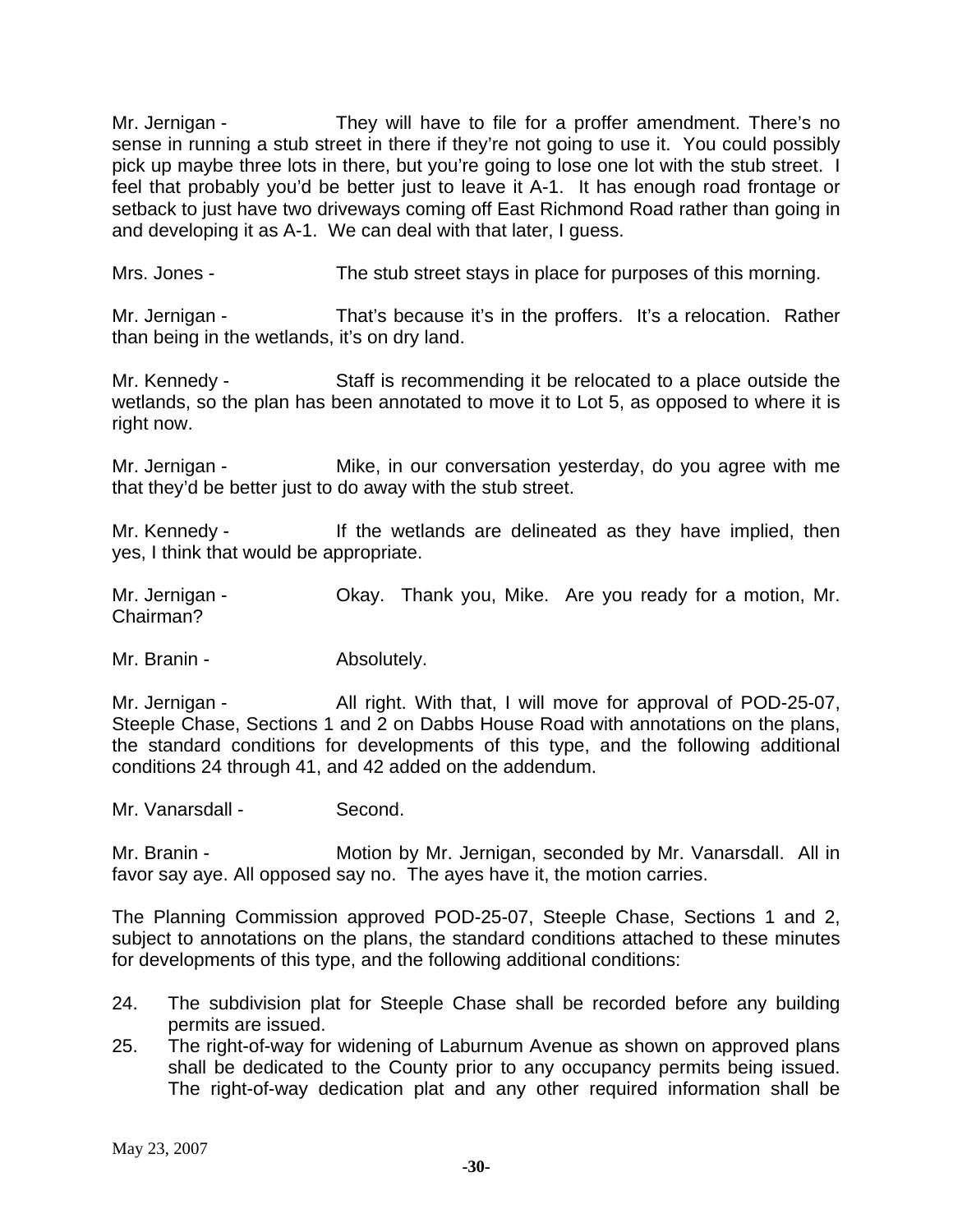Mr. Jernigan - They will have to file for a proffer amendment. There's no sense in running a stub street in there if they're not going to use it. You could possibly pick up maybe three lots in there, but you're going to lose one lot with the stub street. I feel that probably you'd be better just to leave it A-1. It has enough road frontage or setback to just have two driveways coming off East Richmond Road rather than going in and developing it as A-1. We can deal with that later, I guess.

Mrs. Jones - The stub street stays in place for purposes of this morning.

Mr. Jernigan - That's because it's in the proffers. It's a relocation. Rather than being in the wetlands, it's on dry land.

Mr. Kennedy - Staff is recommending it be relocated to a place outside the wetlands, so the plan has been annotated to move it to Lot 5, as opposed to where it is right now.

Mr. Jernigan - Mike, in our conversation yesterday, do you agree with me that they'd be better just to do away with the stub street.

Mr. Kennedy - If the wetlands are delineated as they have implied, then yes, I think that would be appropriate.

Mr. Jernigan - Okay. Thank you, Mike. Are you ready for a motion, Mr. Chairman?

Mr. Branin - Absolutely.

Mr. Jernigan - All right. With that, I will move for approval of POD-25-07, Steeple Chase, Sections 1 and 2 on Dabbs House Road with annotations on the plans, the standard conditions for developments of this type, and the following additional conditions 24 through 41, and 42 added on the addendum.

Mr. Vanarsdall - Second.

Mr. Branin - Motion by Mr. Jernigan, seconded by Mr. Vanarsdall. All in favor say aye. All opposed say no. The ayes have it, the motion carries.

The Planning Commission approved POD-25-07, Steeple Chase, Sections 1 and 2, subject to annotations on the plans, the standard conditions attached to these minutes for developments of this type, and the following additional conditions:

24. The subdivision plat for Steeple Chase shall be recorded before any building permits are issued.
25. The right-of-way for widening of Laburnum Avenue as shown on approved plans shall be dedicated to the County prior to any occupancy permits being issued. The right-of-way dedication plat and any other required information shall be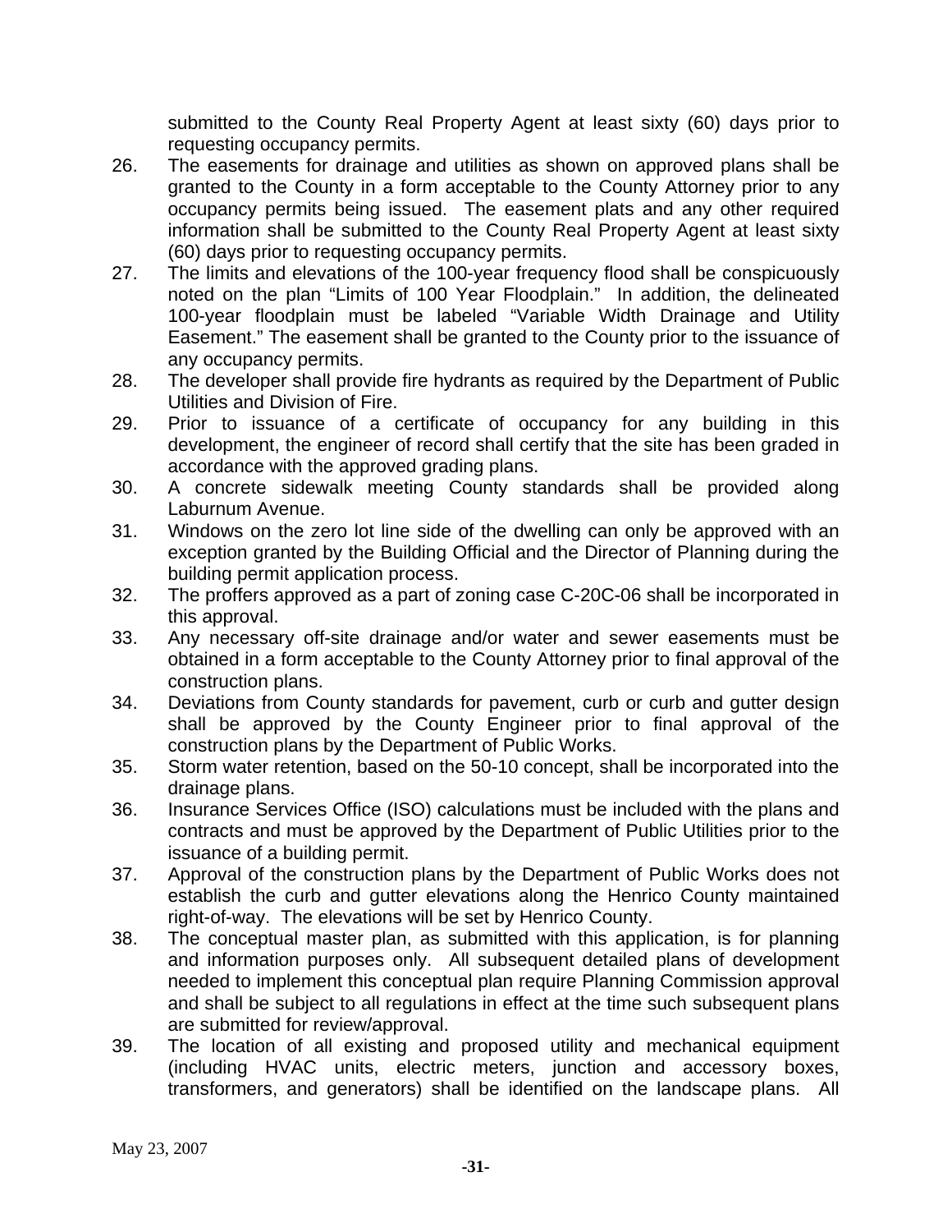submitted to the County Real Property Agent at least sixty (60) days prior to requesting occupancy permits.

26. The easements for drainage and utilities as shown on approved plans shall be granted to the County in a form acceptable to the County Attorney prior to any occupancy permits being issued. The easement plats and any other required information shall be submitted to the County Real Property Agent at least sixty (60) days prior to requesting occupancy permits.
27. The limits and elevations of the 100-year frequency flood shall be conspicuously noted on the plan "Limits of 100 Year Floodplain." In addition, the delineated 100-year floodplain must be labeled "Variable Width Drainage and Utility Easement." The easement shall be granted to the County prior to the issuance of any occupancy permits.
28. The developer shall provide fire hydrants as required by the Department of Public Utilities and Division of Fire.
29. Prior to issuance of a certificate of occupancy for any building in this development, the engineer of record shall certify that the site has been graded in accordance with the approved grading plans.
30. A concrete sidewalk meeting County standards shall be provided along Laburnum Avenue.
31. Windows on the zero lot line side of the dwelling can only be approved with an exception granted by the Building Official and the Director of Planning during the building permit application process.
32. The proffers approved as a part of zoning case C-20C-06 shall be incorporated in this approval.
33. Any necessary off-site drainage and/or water and sewer easements must be obtained in a form acceptable to the County Attorney prior to final approval of the construction plans.
34. Deviations from County standards for pavement, curb or curb and gutter design shall be approved by the County Engineer prior to final approval of the construction plans by the Department of Public Works.
35. Storm water retention, based on the 50-10 concept, shall be incorporated into the drainage plans.
36. Insurance Services Office (ISO) calculations must be included with the plans and contracts and must be approved by the Department of Public Utilities prior to the issuance of a building permit.
37. Approval of the construction plans by the Department of Public Works does not establish the curb and gutter elevations along the Henrico County maintained right-of-way. The elevations will be set by Henrico County.
38. The conceptual master plan, as submitted with this application, is for planning and information purposes only. All subsequent detailed plans of development needed to implement this conceptual plan require Planning Commission approval and shall be subject to all regulations in effect at the time such subsequent plans are submitted for review/approval.
39. The location of all existing and proposed utility and mechanical equipment (including HVAC units, electric meters, junction and accessory boxes, transformers, and generators) shall be identified on the landscape plans. All

May 23, 2007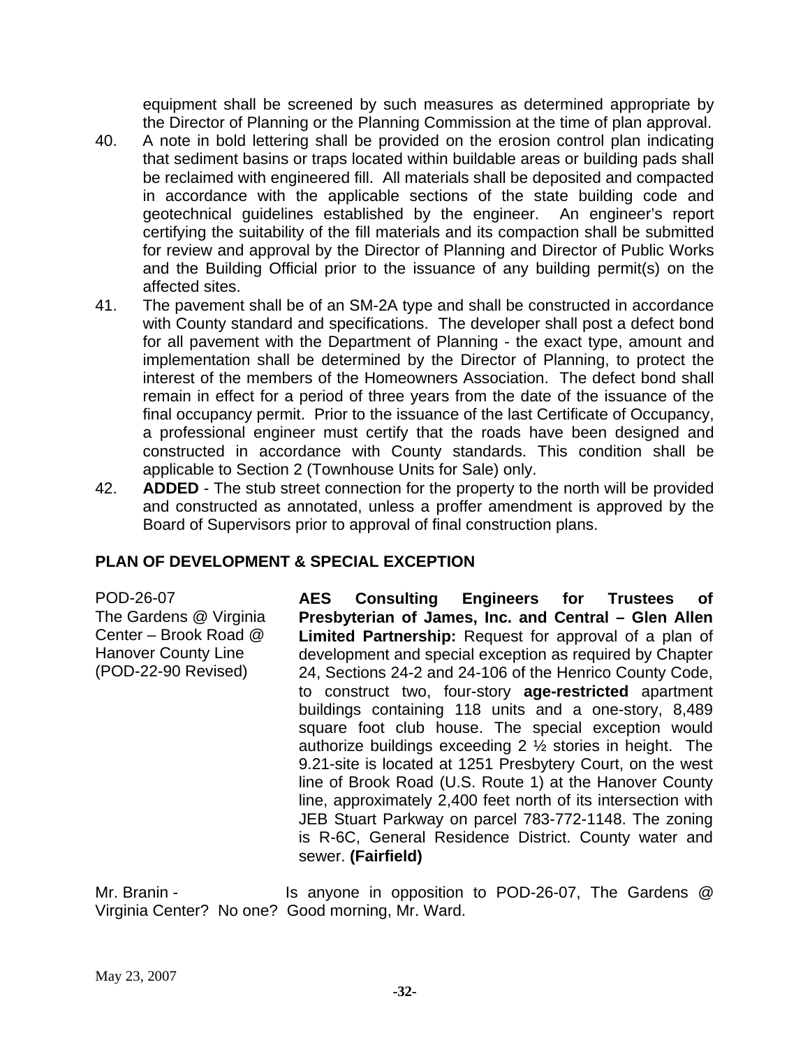equipment shall be screened by such measures as determined appropriate by the Director of Planning or the Planning Commission at the time of plan approval.

40. A note in bold lettering shall be provided on the erosion control plan indicating that sediment basins or traps located within buildable areas or building pads shall be reclaimed with engineered fill. All materials shall be deposited and compacted in accordance with the applicable sections of the state building code and geotechnical guidelines established by the engineer. An engineer's report certifying the suitability of the fill materials and its compaction shall be submitted for review and approval by the Director of Planning and Director of Public Works and the Building Official prior to the issuance of any building permit(s) on the affected sites.
41. The pavement shall be of an SM-2A type and shall be constructed in accordance with County standard and specifications. The developer shall post a defect bond for all pavement with the Department of Planning - the exact type, amount and implementation shall be determined by the Director of Planning, to protect the interest of the members of the Homeowners Association. The defect bond shall remain in effect for a period of three years from the date of the issuance of the final occupancy permit. Prior to the issuance of the last Certificate of Occupancy, a professional engineer must certify that the roads have been designed and constructed in accordance with County standards. This condition shall be applicable to Section 2 (Townhouse Units for Sale) only.
42. **ADDED** - The stub street connection for the property to the north will be provided and constructed as annotated, unless a proffer amendment is approved by the Board of Supervisors prior to approval of final construction plans.

## PLAN OF DEVELOPMENT & SPECIAL EXCEPTION

POD-26-07
The Gardens @ Virginia Center – Brook Road @ Hanover County Line
(POD-22-90 Revised)

**AES Consulting Engineers for Trustees of Presbyterian of James, Inc. and Central – Glen Allen Limited Partnership:** Request for approval of a plan of development and special exception as required by Chapter 24, Sections 24-2 and 24-106 of the Henrico County Code, to construct two, four-story **age-restricted** apartment buildings containing 118 units and a one-story, 8,489 square foot club house. The special exception would authorize buildings exceeding 2 ½ stories in height. The 9.21-site is located at 1251 Presbytery Court, on the west line of Brook Road (U.S. Route 1) at the Hanover County line, approximately 2,400 feet north of its intersection with JEB Stuart Parkway on parcel 783-772-1148. The zoning is R-6C, General Residence District. County water and sewer. **(Fairfield)**

Mr. Branin - Is anyone in opposition to POD-26-07, The Gardens @ Virginia Center? No one? Good morning, Mr. Ward.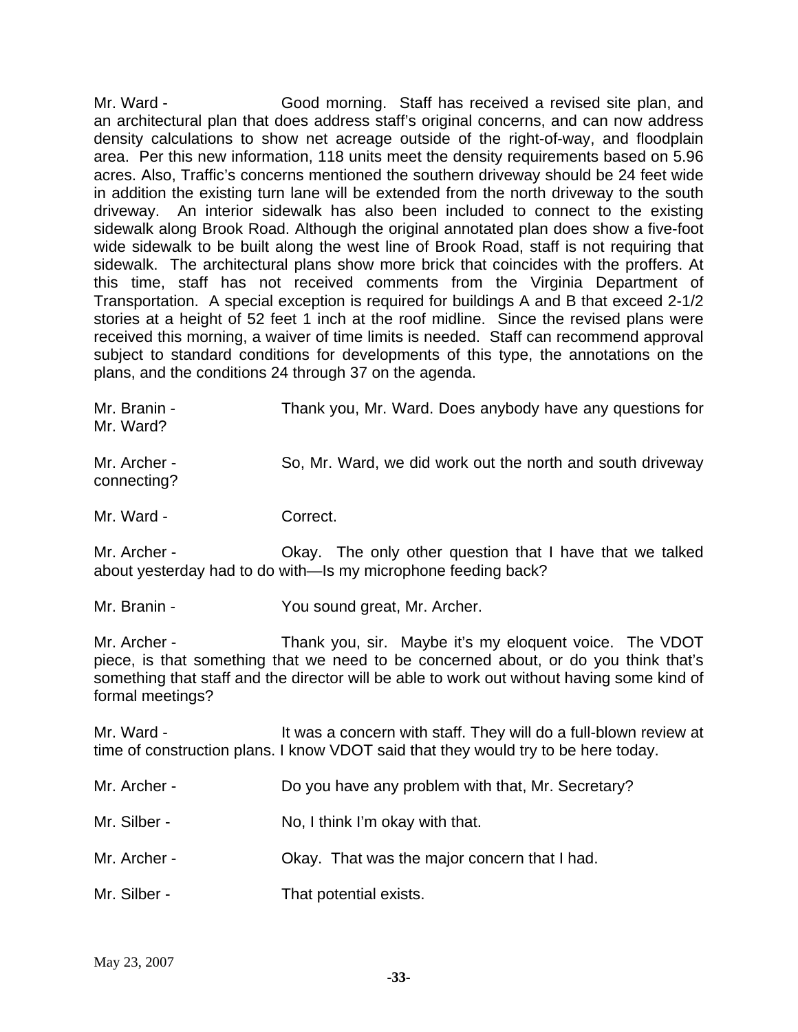Mr. Ward - Good morning. Staff has received a revised site plan, and an architectural plan that does address staff's original concerns, and can now address density calculations to show net acreage outside of the right-of-way, and floodplain area. Per this new information, 118 units meet the density requirements based on 5.96 acres. Also, Traffic's concerns mentioned the southern driveway should be 24 feet wide in addition the existing turn lane will be extended from the north driveway to the south driveway. An interior sidewalk has also been included to connect to the existing sidewalk along Brook Road. Although the original annotated plan does show a five-foot wide sidewalk to be built along the west line of Brook Road, staff is not requiring that sidewalk. The architectural plans show more brick that coincides with the proffers. At this time, staff has not received comments from the Virginia Department of Transportation. A special exception is required for buildings A and B that exceed 2-1/2 stories at a height of 52 feet 1 inch at the roof midline. Since the revised plans were received this morning, a waiver of time limits is needed. Staff can recommend approval subject to standard conditions for developments of this type, the annotations on the plans, and the conditions 24 through 37 on the agenda.

Mr. Branin - Thank you, Mr. Ward. Does anybody have any questions for Mr. Ward?

Mr. Archer - So, Mr. Ward, we did work out the north and south driveway connecting?

Mr. Ward - Correct.

Mr. Archer - Okay. The only other question that I have that we talked about yesterday had to do with—Is my microphone feeding back?

Mr. Branin - You sound great, Mr. Archer.

Mr. Archer - Thank you, sir. Maybe it's my eloquent voice. The VDOT piece, is that something that we need to be concerned about, or do you think that's something that staff and the director will be able to work out without having some kind of formal meetings?

Mr. Ward - It was a concern with staff. They will do a full-blown review at time of construction plans. I know VDOT said that they would try to be here today.

Mr. Archer - Do you have any problem with that, Mr. Secretary?

Mr. Silber - No, I think I'm okay with that.

Mr. Archer - Okay. That was the major concern that I had.

Mr. Silber - That potential exists.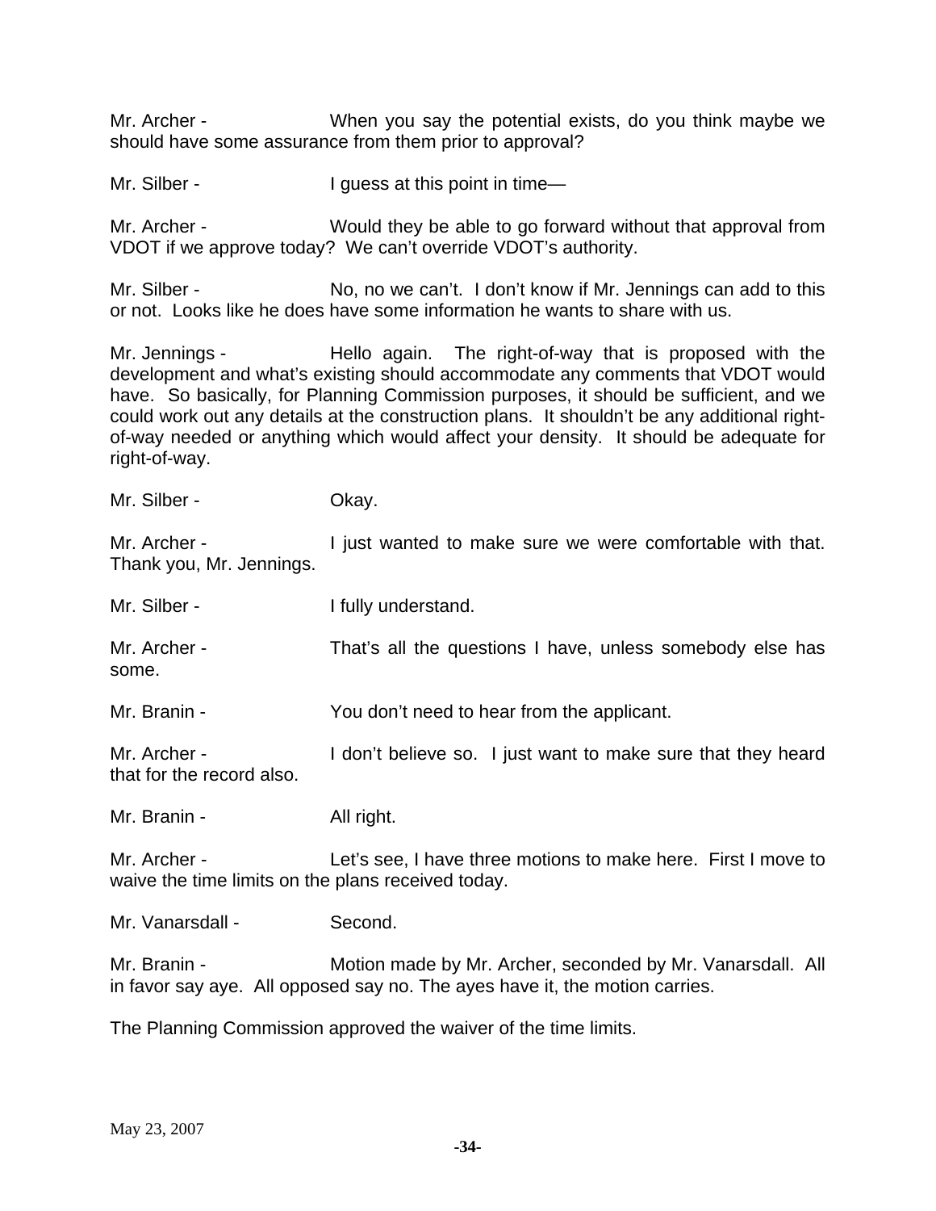Mr. Archer - When you say the potential exists, do you think maybe we should have some assurance from them prior to approval?

Mr. Silber - I guess at this point in time—

Mr. Archer - Would they be able to go forward without that approval from VDOT if we approve today? We can't override VDOT's authority.

Mr. Silber - No, no we can't. I don't know if Mr. Jennings can add to this or not. Looks like he does have some information he wants to share with us.

Mr. Jennings - Hello again. The right-of-way that is proposed with the development and what's existing should accommodate any comments that VDOT would have. So basically, for Planning Commission purposes, it should be sufficient, and we could work out any details at the construction plans. It shouldn't be any additional right-of-way needed or anything which would affect your density. It should be adequate for right-of-way.

Mr. Silber - Okay.

Mr. Archer - I just wanted to make sure we were comfortable with that. Thank you, Mr. Jennings.

Mr. Silber - I fully understand.

Mr. Archer - That's all the questions I have, unless somebody else has some.

Mr. Branin - You don't need to hear from the applicant.

Mr. Archer - I don't believe so. I just want to make sure that they heard that for the record also.

Mr. Branin - All right.

Mr. Archer - Let's see, I have three motions to make here. First I move to waive the time limits on the plans received today.

Mr. Vanarsdall - Second.

Mr. Branin - Motion made by Mr. Archer, seconded by Mr. Vanarsdall. All in favor say aye. All opposed say no. The ayes have it, the motion carries.

The Planning Commission approved the waiver of the time limits.

May 23, 2007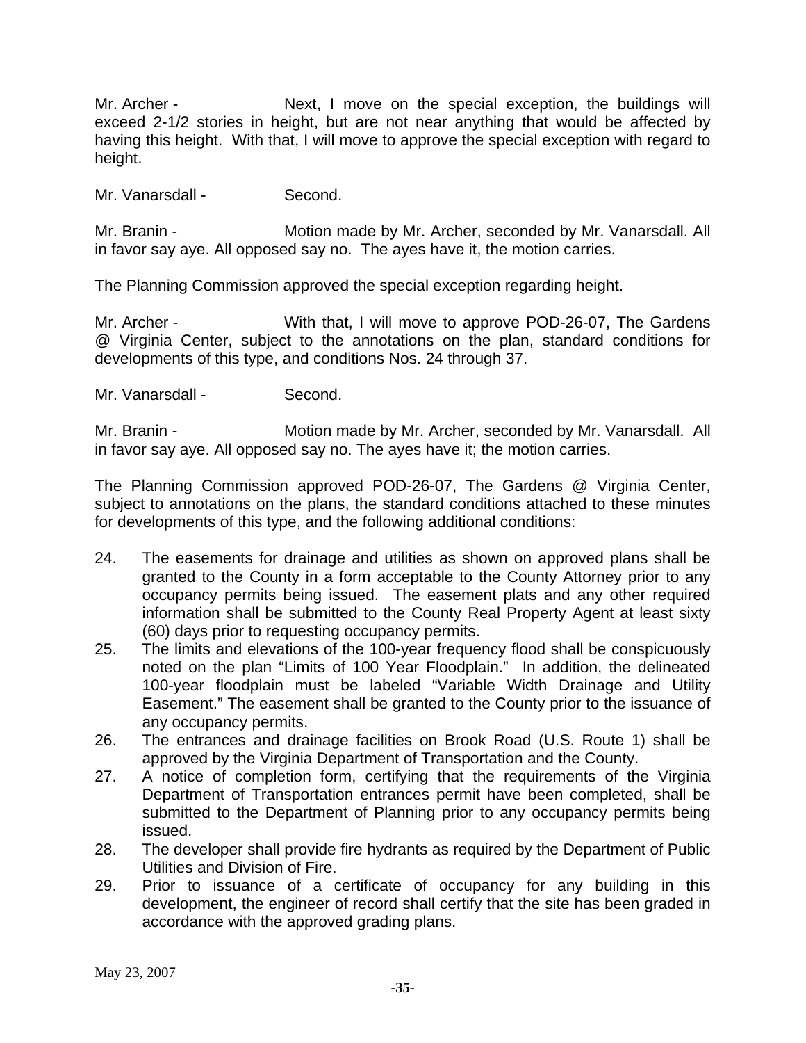Mr. Archer - Next, I move on the special exception, the buildings will exceed 2-1/2 stories in height, but are not near anything that would be affected by having this height. With that, I will move to approve the special exception with regard to height.

Mr. Vanarsdall - Second.

Mr. Branin - Motion made by Mr. Archer, seconded by Mr. Vanarsdall. All in favor say aye. All opposed say no. The ayes have it, the motion carries.

The Planning Commission approved the special exception regarding height.

Mr. Archer - With that, I will move to approve POD-26-07, The Gardens @ Virginia Center, subject to the annotations on the plan, standard conditions for developments of this type, and conditions Nos. 24 through 37.

Mr. Vanarsdall - Second.

Mr. Branin - Motion made by Mr. Archer, seconded by Mr. Vanarsdall. All in favor say aye. All opposed say no. The ayes have it; the motion carries.

The Planning Commission approved POD-26-07, The Gardens @ Virginia Center, subject to annotations on the plans, the standard conditions attached to these minutes for developments of this type, and the following additional conditions:

24. The easements for drainage and utilities as shown on approved plans shall be granted to the County in a form acceptable to the County Attorney prior to any occupancy permits being issued. The easement plats and any other required information shall be submitted to the County Real Property Agent at least sixty (60) days prior to requesting occupancy permits.
25. The limits and elevations of the 100-year frequency flood shall be conspicuously noted on the plan "Limits of 100 Year Floodplain." In addition, the delineated 100-year floodplain must be labeled "Variable Width Drainage and Utility Easement." The easement shall be granted to the County prior to the issuance of any occupancy permits.
26. The entrances and drainage facilities on Brook Road (U.S. Route 1) shall be approved by the Virginia Department of Transportation and the County.
27. A notice of completion form, certifying that the requirements of the Virginia Department of Transportation entrances permit have been completed, shall be submitted to the Department of Planning prior to any occupancy permits being issued.
28. The developer shall provide fire hydrants as required by the Department of Public Utilities and Division of Fire.
29. Prior to issuance of a certificate of occupancy for any building in this development, the engineer of record shall certify that the site has been graded in accordance with the approved grading plans.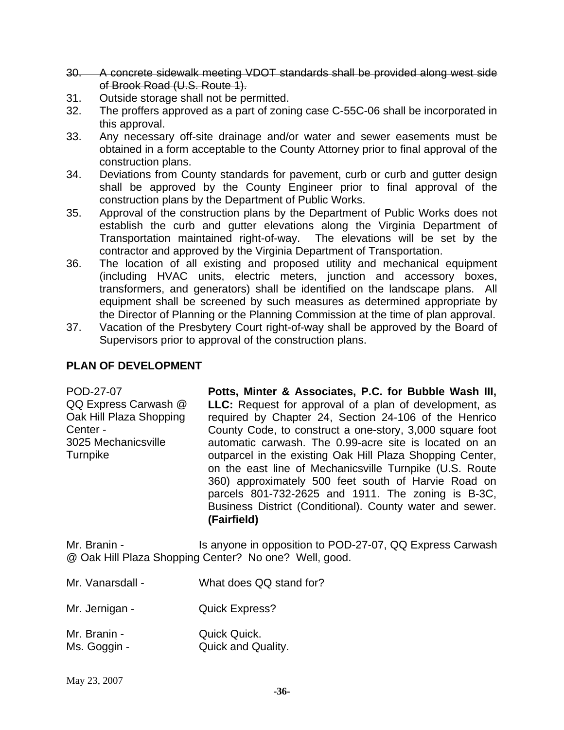30. ~~A concrete sidewalk meeting VDOT standards shall be provided along west side of Brook Road (U.S. Route 1).~~
31. Outside storage shall not be permitted.
32. The proffers approved as a part of zoning case C-55C-06 shall be incorporated in this approval.
33. Any necessary off-site drainage and/or water and sewer easements must be obtained in a form acceptable to the County Attorney prior to final approval of the construction plans.
34. Deviations from County standards for pavement, curb or curb and gutter design shall be approved by the County Engineer prior to final approval of the construction plans by the Department of Public Works.
35. Approval of the construction plans by the Department of Public Works does not establish the curb and gutter elevations along the Virginia Department of Transportation maintained right-of-way. The elevations will be set by the contractor and approved by the Virginia Department of Transportation.
36. The location of all existing and proposed utility and mechanical equipment (including HVAC units, electric meters, junction and accessory boxes, transformers, and generators) shall be identified on the landscape plans. All equipment shall be screened by such measures as determined appropriate by the Director of Planning or the Planning Commission at the time of plan approval.
37. Vacation of the Presbytery Court right-of-way shall be approved by the Board of Supervisors prior to approval of the construction plans.

**PLAN OF DEVELOPMENT**

POD-27-07
QQ Express Carwash @ Oak Hill Plaza Shopping Center -
3025 Mechanicsville Turnpike

**Potts, Minter & Associates, P.C. for Bubble Wash III, LLC:** Request for approval of a plan of development, as required by Chapter 24, Section 24-106 of the Henrico County Code, to construct a one-story, 3,000 square foot automatic carwash. The 0.99-acre site is located on an outparcel in the existing Oak Hill Plaza Shopping Center, on the east line of Mechanicsville Turnpike (U.S. Route 360) approximately 500 feet south of Harvie Road on parcels 801-732-2625 and 1911. The zoning is B-3C, Business District (Conditional). County water and sewer. **(Fairfield)**

Mr. Branin - Is anyone in opposition to POD-27-07, QQ Express Carwash @ Oak Hill Plaza Shopping Center? No one? Well, good.

Mr. Vanarsdall - What does QQ stand for?

Mr. Jernigan - Quick Express?

Mr. Branin - Quick Quick.
Ms. Goggin - Quick and Quality.

May 23, 2007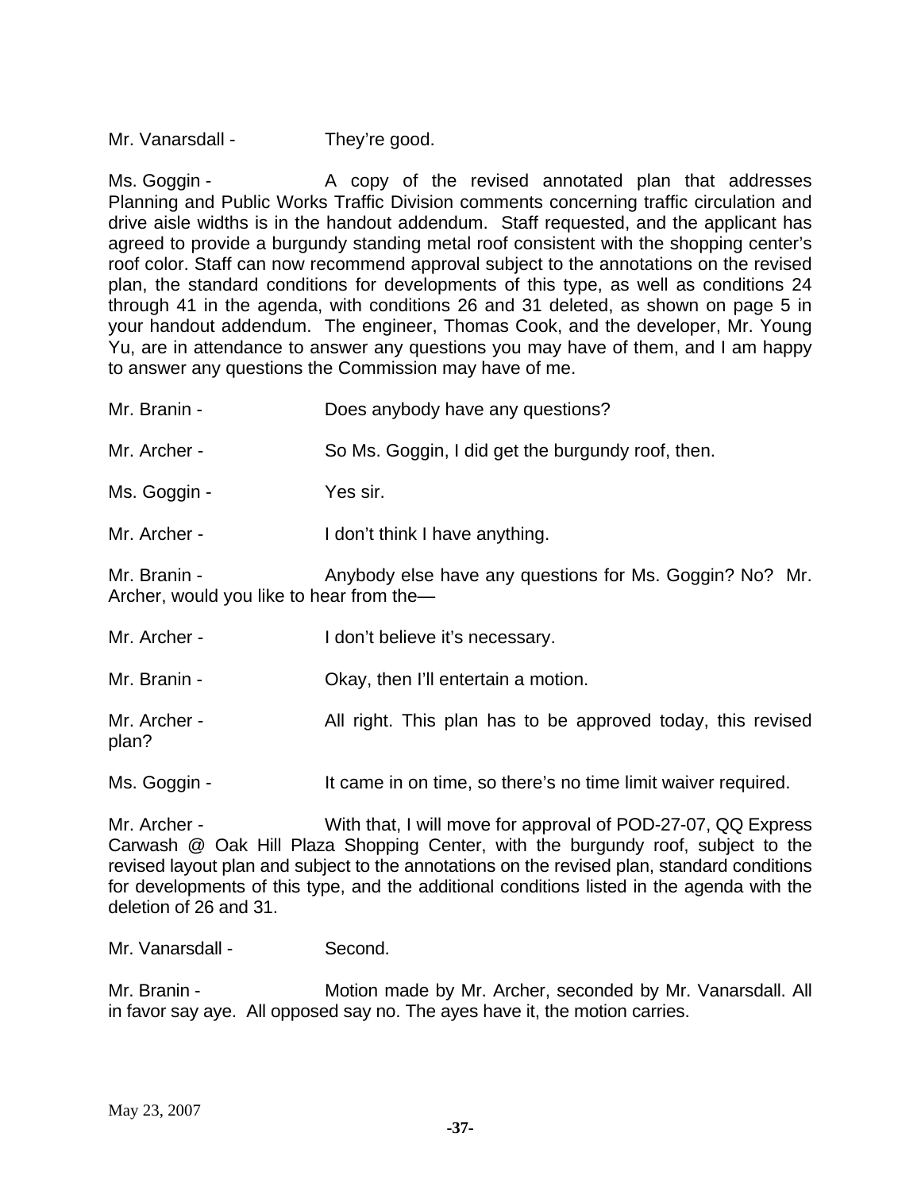Mr. Vanarsdall - They're good.

Ms. Goggin - A copy of the revised annotated plan that addresses Planning and Public Works Traffic Division comments concerning traffic circulation and drive aisle widths is in the handout addendum. Staff requested, and the applicant has agreed to provide a burgundy standing metal roof consistent with the shopping center's roof color. Staff can now recommend approval subject to the annotations on the revised plan, the standard conditions for developments of this type, as well as conditions 24 through 41 in the agenda, with conditions 26 and 31 deleted, as shown on page 5 in your handout addendum. The engineer, Thomas Cook, and the developer, Mr. Young Yu, are in attendance to answer any questions you may have of them, and I am happy to answer any questions the Commission may have of me.

Mr. Branin - Does anybody have any questions?

Mr. Archer - So Ms. Goggin, I did get the burgundy roof, then.

Ms. Goggin - Yes sir.

Mr. Archer - I don't think I have anything.

Mr. Branin - Anybody else have any questions for Ms. Goggin? No? Mr. Archer, would you like to hear from the—

Mr. Archer - I don't believe it's necessary.

Mr. Branin - Okay, then I'll entertain a motion.

Mr. Archer - All right. This plan has to be approved today, this revised plan?

Ms. Goggin - It came in on time, so there's no time limit waiver required.

Mr. Archer - With that, I will move for approval of POD-27-07, QQ Express Carwash @ Oak Hill Plaza Shopping Center, with the burgundy roof, subject to the revised layout plan and subject to the annotations on the revised plan, standard conditions for developments of this type, and the additional conditions listed in the agenda with the deletion of 26 and 31.

Mr. Vanarsdall - Second.

Mr. Branin - Motion made by Mr. Archer, seconded by Mr. Vanarsdall. All in favor say aye. All opposed say no. The ayes have it, the motion carries.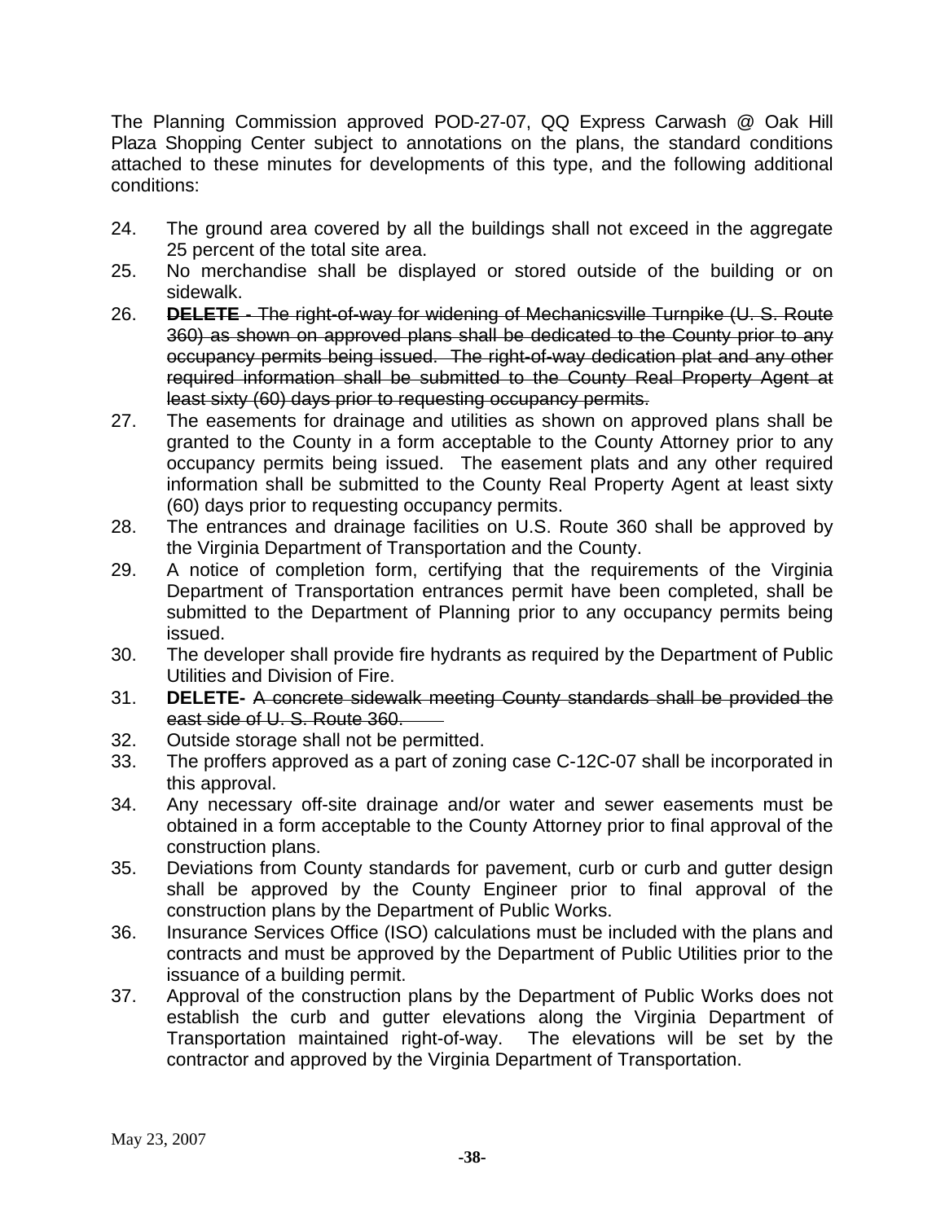The Planning Commission approved POD-27-07, QQ Express Carwash @ Oak Hill Plaza Shopping Center subject to annotations on the plans, the standard conditions attached to these minutes for developments of this type, and the following additional conditions:

24. The ground area covered by all the buildings shall not exceed in the aggregate 25 percent of the total site area.
25. No merchandise shall be displayed or stored outside of the building or on sidewalk.
26. **DELETE -** ~~The right-of-way for widening of Mechanicsville Turnpike (U. S. Route 360) as shown on approved plans shall be dedicated to the County prior to any occupancy permits being issued. The right-of-way dedication plat and any other required information shall be submitted to the County Real Property Agent at least sixty (60) days prior to requesting occupancy permits.~~
27. The easements for drainage and utilities as shown on approved plans shall be granted to the County in a form acceptable to the County Attorney prior to any occupancy permits being issued. The easement plats and any other required information shall be submitted to the County Real Property Agent at least sixty (60) days prior to requesting occupancy permits.
28. The entrances and drainage facilities on U.S. Route 360 shall be approved by the Virginia Department of Transportation and the County.
29. A notice of completion form, certifying that the requirements of the Virginia Department of Transportation entrances permit have been completed, shall be submitted to the Department of Planning prior to any occupancy permits being issued.
30. The developer shall provide fire hydrants as required by the Department of Public Utilities and Division of Fire.
31. **DELETE-** ~~A concrete sidewalk meeting County standards shall be provided the east side of U. S. Route 360.~~
32. Outside storage shall not be permitted.
33. The proffers approved as a part of zoning case C-12C-07 shall be incorporated in this approval.
34. Any necessary off-site drainage and/or water and sewer easements must be obtained in a form acceptable to the County Attorney prior to final approval of the construction plans.
35. Deviations from County standards for pavement, curb or curb and gutter design shall be approved by the County Engineer prior to final approval of the construction plans by the Department of Public Works.
36. Insurance Services Office (ISO) calculations must be included with the plans and contracts and must be approved by the Department of Public Utilities prior to the issuance of a building permit.
37. Approval of the construction plans by the Department of Public Works does not establish the curb and gutter elevations along the Virginia Department of Transportation maintained right-of-way. The elevations will be set by the contractor and approved by the Virginia Department of Transportation.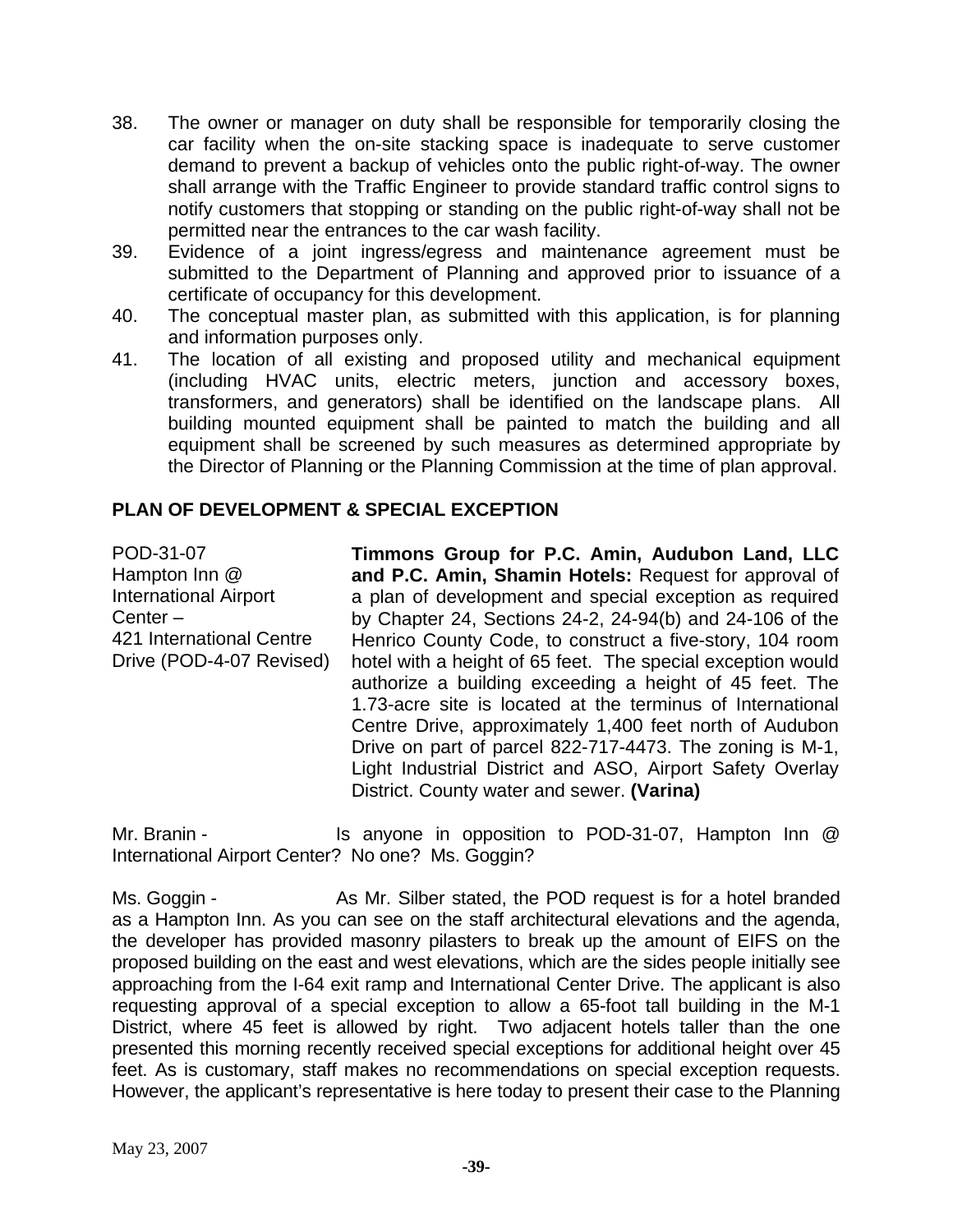38. The owner or manager on duty shall be responsible for temporarily closing the car facility when the on-site stacking space is inadequate to serve customer demand to prevent a backup of vehicles onto the public right-of-way. The owner shall arrange with the Traffic Engineer to provide standard traffic control signs to notify customers that stopping or standing on the public right-of-way shall not be permitted near the entrances to the car wash facility.
39. Evidence of a joint ingress/egress and maintenance agreement must be submitted to the Department of Planning and approved prior to issuance of a certificate of occupancy for this development.
40. The conceptual master plan, as submitted with this application, is for planning and information purposes only.
41. The location of all existing and proposed utility and mechanical equipment (including HVAC units, electric meters, junction and accessory boxes, transformers, and generators) shall be identified on the landscape plans. All building mounted equipment shall be painted to match the building and all equipment shall be screened by such measures as determined appropriate by the Director of Planning or the Planning Commission at the time of plan approval.

## PLAN OF DEVELOPMENT & SPECIAL EXCEPTION

POD-31-07
Hampton Inn @ International Airport Center – 421 International Centre Drive (POD-4-07 Revised)

**Timmons Group for P.C. Amin, Audubon Land, LLC and P.C. Amin, Shamin Hotels:** Request for approval of a plan of development and special exception as required by Chapter 24, Sections 24-2, 24-94(b) and 24-106 of the Henrico County Code, to construct a five-story, 104 room hotel with a height of 65 feet. The special exception would authorize a building exceeding a height of 45 feet. The 1.73-acre site is located at the terminus of International Centre Drive, approximately 1,400 feet north of Audubon Drive on part of parcel 822-717-4473. The zoning is M-1, Light Industrial District and ASO, Airport Safety Overlay District. County water and sewer. **(Varina)**

Mr. Branin - Is anyone in opposition to POD-31-07, Hampton Inn @ International Airport Center? No one? Ms. Goggin?

Ms. Goggin - As Mr. Silber stated, the POD request is for a hotel branded as a Hampton Inn. As you can see on the staff architectural elevations and the agenda, the developer has provided masonry pilasters to break up the amount of EIFS on the proposed building on the east and west elevations, which are the sides people initially see approaching from the I-64 exit ramp and International Center Drive. The applicant is also requesting approval of a special exception to allow a 65-foot tall building in the M-1 District, where 45 feet is allowed by right. Two adjacent hotels taller than the one presented this morning recently received special exceptions for additional height over 45 feet. As is customary, staff makes no recommendations on special exception requests. However, the applicant's representative is here today to present their case to the Planning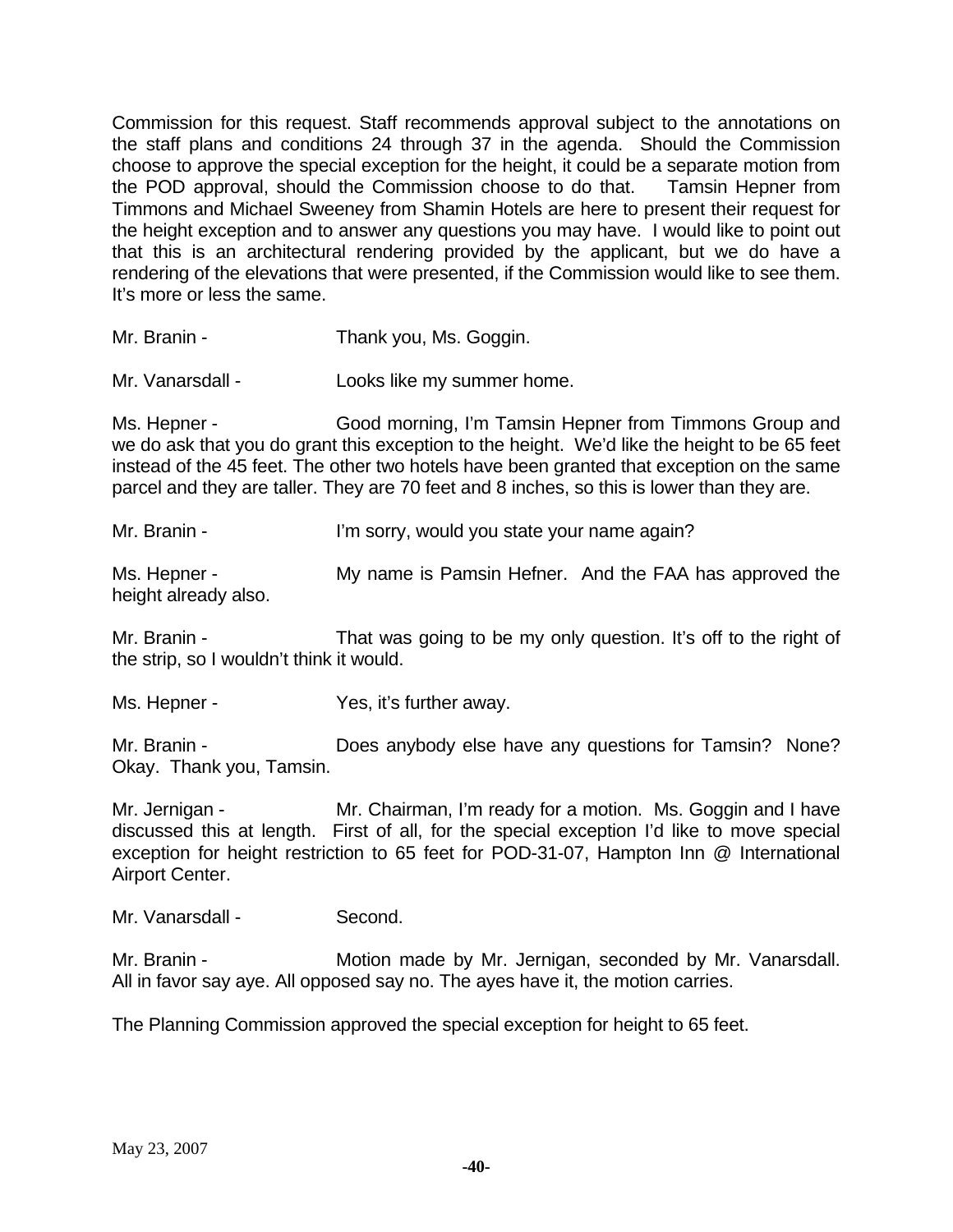Commission for this request. Staff recommends approval subject to the annotations on the staff plans and conditions 24 through 37 in the agenda. Should the Commission choose to approve the special exception for the height, it could be a separate motion from the POD approval, should the Commission choose to do that. Tamsin Hepner from Timmons and Michael Sweeney from Shamin Hotels are here to present their request for the height exception and to answer any questions you may have. I would like to point out that this is an architectural rendering provided by the applicant, but we do have a rendering of the elevations that were presented, if the Commission would like to see them. It's more or less the same.

Mr. Branin - Thank you, Ms. Goggin.

Mr. Vanarsdall - Looks like my summer home.

Ms. Hepner - Good morning, I'm Tamsin Hepner from Timmons Group and we do ask that you do grant this exception to the height. We'd like the height to be 65 feet instead of the 45 feet. The other two hotels have been granted that exception on the same parcel and they are taller. They are 70 feet and 8 inches, so this is lower than they are.

Mr. Branin - I'm sorry, would you state your name again?

Ms. Hepner - My name is Pamsin Hefner. And the FAA has approved the height already also.

Mr. Branin - That was going to be my only question. It's off to the right of the strip, so I wouldn't think it would.

Ms. Hepner - Yes, it's further away.

Mr. Branin - Does anybody else have any questions for Tamsin? None? Okay. Thank you, Tamsin.

Mr. Jernigan - Mr. Chairman, I'm ready for a motion. Ms. Goggin and I have discussed this at length. First of all, for the special exception I'd like to move special exception for height restriction to 65 feet for POD-31-07, Hampton Inn @ International Airport Center.

Mr. Vanarsdall - Second.

Mr. Branin - Motion made by Mr. Jernigan, seconded by Mr. Vanarsdall. All in favor say aye. All opposed say no. The ayes have it, the motion carries.

The Planning Commission approved the special exception for height to 65 feet.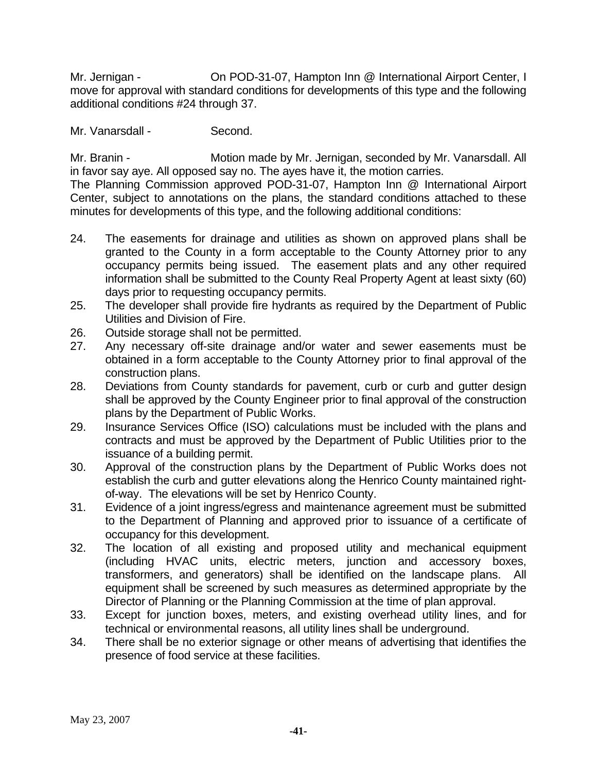Mr. Jernigan - On POD-31-07, Hampton Inn @ International Airport Center, I move for approval with standard conditions for developments of this type and the following additional conditions #24 through 37.

Mr. Vanarsdall - Second.

Mr. Branin - Motion made by Mr. Jernigan, seconded by Mr. Vanarsdall. All in favor say aye. All opposed say no. The ayes have it, the motion carries.

The Planning Commission approved POD-31-07, Hampton Inn @ International Airport Center, subject to annotations on the plans, the standard conditions attached to these minutes for developments of this type, and the following additional conditions:

24. The easements for drainage and utilities as shown on approved plans shall be granted to the County in a form acceptable to the County Attorney prior to any occupancy permits being issued. The easement plats and any other required information shall be submitted to the County Real Property Agent at least sixty (60) days prior to requesting occupancy permits.
25. The developer shall provide fire hydrants as required by the Department of Public Utilities and Division of Fire.
26. Outside storage shall not be permitted.
27. Any necessary off-site drainage and/or water and sewer easements must be obtained in a form acceptable to the County Attorney prior to final approval of the construction plans.
28. Deviations from County standards for pavement, curb or curb and gutter design shall be approved by the County Engineer prior to final approval of the construction plans by the Department of Public Works.
29. Insurance Services Office (ISO) calculations must be included with the plans and contracts and must be approved by the Department of Public Utilities prior to the issuance of a building permit.
30. Approval of the construction plans by the Department of Public Works does not establish the curb and gutter elevations along the Henrico County maintained right-of-way. The elevations will be set by Henrico County.
31. Evidence of a joint ingress/egress and maintenance agreement must be submitted to the Department of Planning and approved prior to issuance of a certificate of occupancy for this development.
32. The location of all existing and proposed utility and mechanical equipment (including HVAC units, electric meters, junction and accessory boxes, transformers, and generators) shall be identified on the landscape plans. All equipment shall be screened by such measures as determined appropriate by the Director of Planning or the Planning Commission at the time of plan approval.
33. Except for junction boxes, meters, and existing overhead utility lines, and for technical or environmental reasons, all utility lines shall be underground.
34. There shall be no exterior signage or other means of advertising that identifies the presence of food service at these facilities.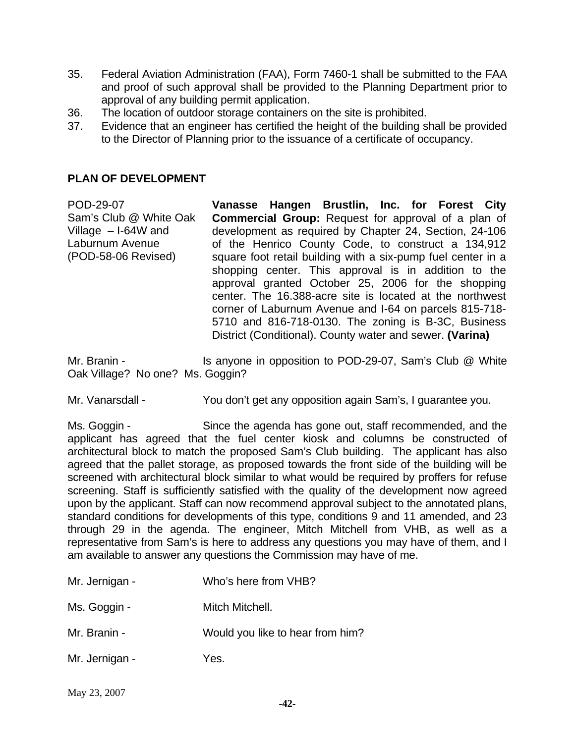35. Federal Aviation Administration (FAA), Form 7460-1 shall be submitted to the FAA and proof of such approval shall be provided to the Planning Department prior to approval of any building permit application.
36. The location of outdoor storage containers on the site is prohibited.
37. Evidence that an engineer has certified the height of the building shall be provided to the Director of Planning prior to the issuance of a certificate of occupancy.

## PLAN OF DEVELOPMENT

POD-29-07
Sam's Club @ White Oak Village – I-64W and Laburnum Avenue
(POD-58-06 Revised)

**Vanasse Hangen Brustlin, Inc. for Forest City Commercial Group:** Request for approval of a plan of development as required by Chapter 24, Section, 24-106 of the Henrico County Code, to construct a 134,912 square foot retail building with a six-pump fuel center in a shopping center. This approval is in addition to the approval granted October 25, 2006 for the shopping center. The 16.388-acre site is located at the northwest corner of Laburnum Avenue and I-64 on parcels 815-718-5710 and 816-718-0130. The zoning is B-3C, Business District (Conditional). County water and sewer. **(Varina)**

Mr. Branin - Is anyone in opposition to POD-29-07, Sam's Club @ White Oak Village? No one? Ms. Goggin?

Mr. Vanarsdall - You don't get any opposition again Sam's, I guarantee you.

Ms. Goggin - Since the agenda has gone out, staff recommended, and the applicant has agreed that the fuel center kiosk and columns be constructed of architectural block to match the proposed Sam's Club building. The applicant has also agreed that the pallet storage, as proposed towards the front side of the building will be screened with architectural block similar to what would be required by proffers for refuse screening. Staff is sufficiently satisfied with the quality of the development now agreed upon by the applicant. Staff can now recommend approval subject to the annotated plans, standard conditions for developments of this type, conditions 9 and 11 amended, and 23 through 29 in the agenda. The engineer, Mitch Mitchell from VHB, as well as a representative from Sam's is here to address any questions you may have of them, and I am available to answer any questions the Commission may have of me.

Mr. Jernigan - Who's here from VHB?

Ms. Goggin - Mitch Mitchell.

Mr. Branin - Would you like to hear from him?

Mr. Jernigan - Yes.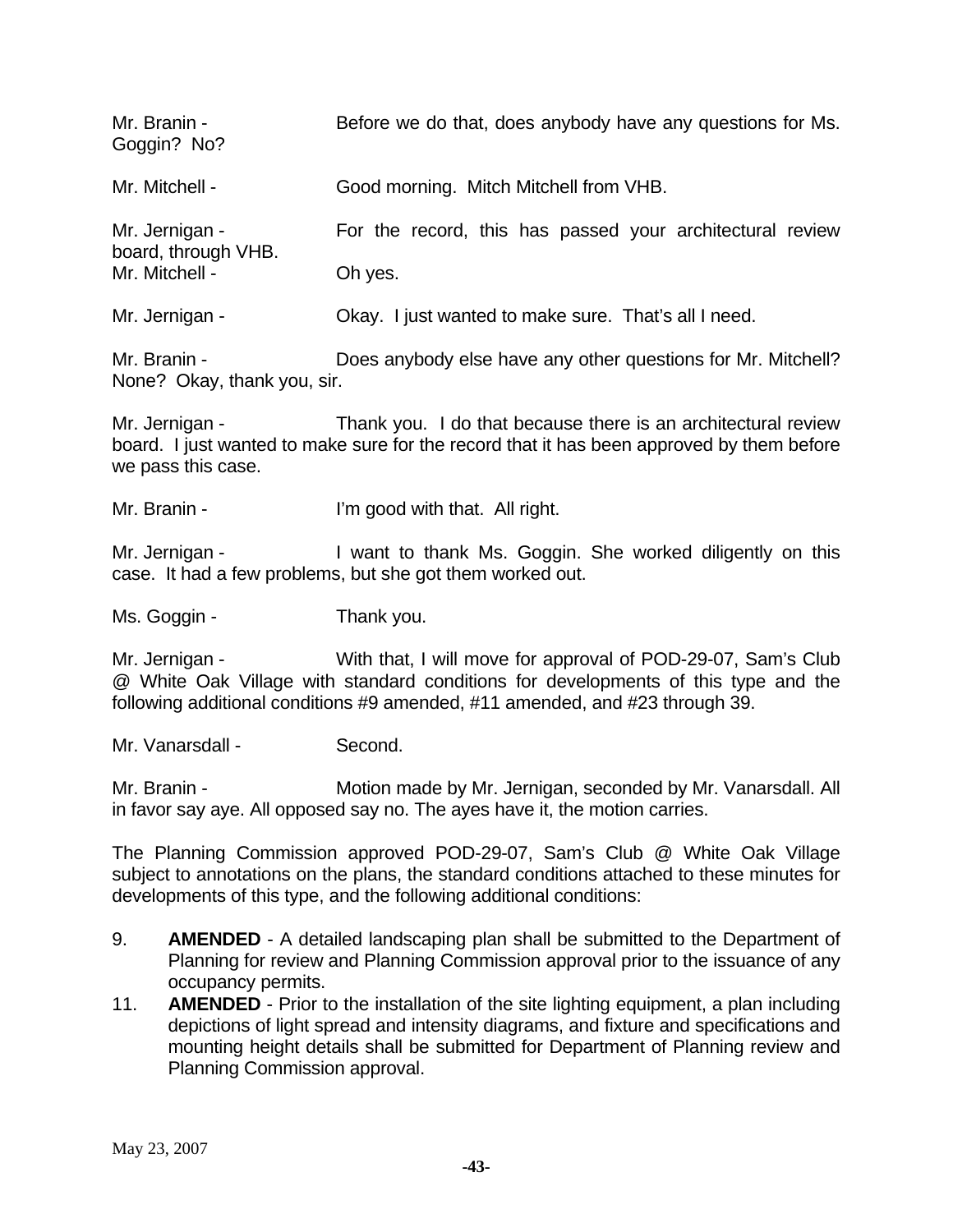Mr. Branin - Before we do that, does anybody have any questions for Ms. Goggin? No?

Mr. Mitchell - Good morning. Mitch Mitchell from VHB.

Mr. Jernigan - For the record, this has passed your architectural review board, through VHB.

Mr. Mitchell - Oh yes.

Mr. Jernigan - Okay. I just wanted to make sure. That's all I need.

Mr. Branin - Does anybody else have any other questions for Mr. Mitchell? None? Okay, thank you, sir.

Mr. Jernigan - Thank you. I do that because there is an architectural review board. I just wanted to make sure for the record that it has been approved by them before we pass this case.

Mr. Branin - I'm good with that. All right.

Mr. Jernigan - I want to thank Ms. Goggin. She worked diligently on this case. It had a few problems, but she got them worked out.

Ms. Goggin - Thank you.

Mr. Jernigan - With that, I will move for approval of POD-29-07, Sam's Club @ White Oak Village with standard conditions for developments of this type and the following additional conditions #9 amended, #11 amended, and #23 through 39.

Mr. Vanarsdall - Second.

Mr. Branin - Motion made by Mr. Jernigan, seconded by Mr. Vanarsdall. All in favor say aye. All opposed say no. The ayes have it, the motion carries.

The Planning Commission approved POD-29-07, Sam's Club @ White Oak Village subject to annotations on the plans, the standard conditions attached to these minutes for developments of this type, and the following additional conditions:

9. **AMENDED** - A detailed landscaping plan shall be submitted to the Department of Planning for review and Planning Commission approval prior to the issuance of any occupancy permits.
11. **AMENDED** - Prior to the installation of the site lighting equipment, a plan including depictions of light spread and intensity diagrams, and fixture and specifications and mounting height details shall be submitted for Department of Planning review and Planning Commission approval.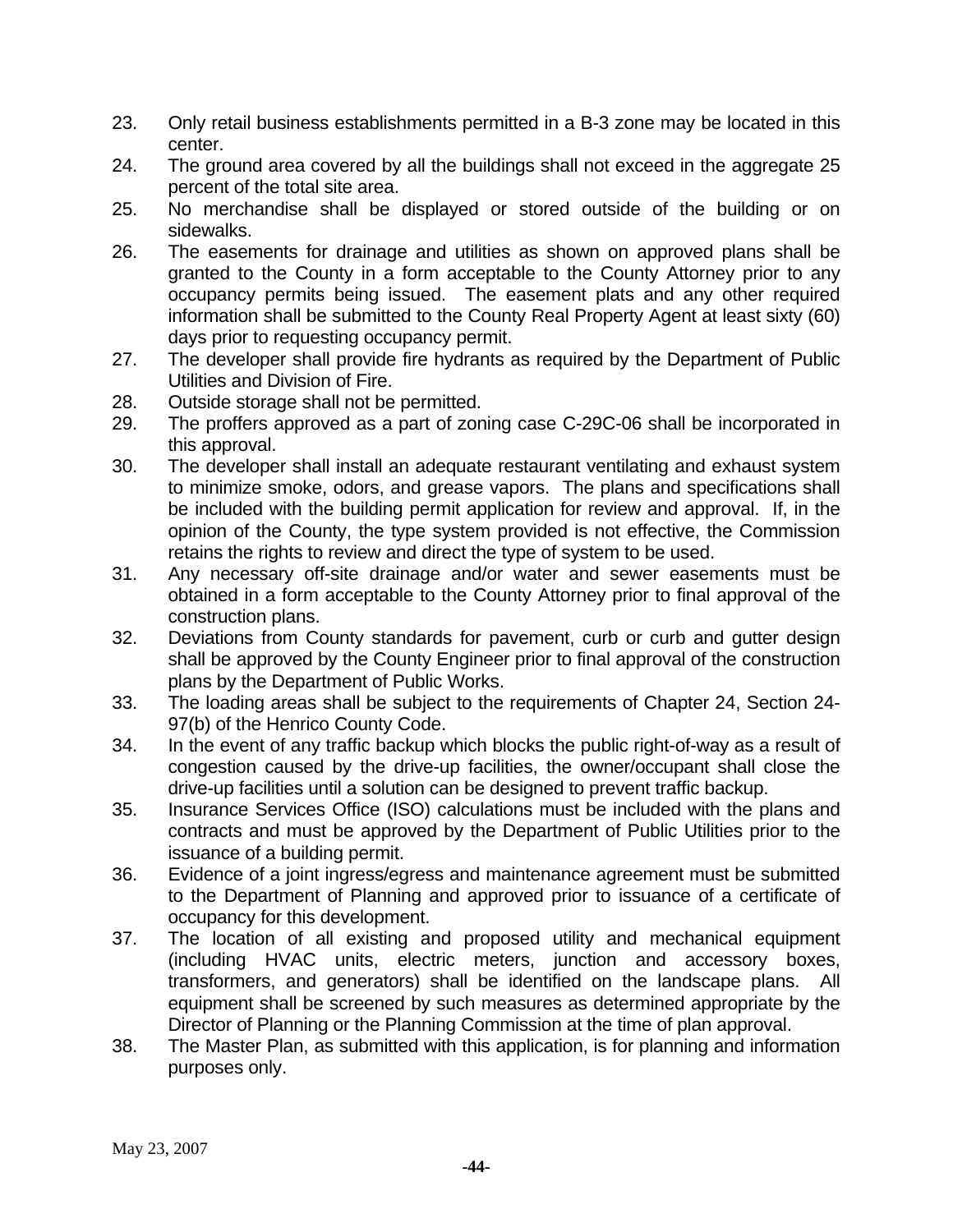23. Only retail business establishments permitted in a B-3 zone may be located in this center.
24. The ground area covered by all the buildings shall not exceed in the aggregate 25 percent of the total site area.
25. No merchandise shall be displayed or stored outside of the building or on sidewalks.
26. The easements for drainage and utilities as shown on approved plans shall be granted to the County in a form acceptable to the County Attorney prior to any occupancy permits being issued. The easement plats and any other required information shall be submitted to the County Real Property Agent at least sixty (60) days prior to requesting occupancy permit.
27. The developer shall provide fire hydrants as required by the Department of Public Utilities and Division of Fire.
28. Outside storage shall not be permitted.
29. The proffers approved as a part of zoning case C-29C-06 shall be incorporated in this approval.
30. The developer shall install an adequate restaurant ventilating and exhaust system to minimize smoke, odors, and grease vapors. The plans and specifications shall be included with the building permit application for review and approval. If, in the opinion of the County, the type system provided is not effective, the Commission retains the rights to review and direct the type of system to be used.
31. Any necessary off-site drainage and/or water and sewer easements must be obtained in a form acceptable to the County Attorney prior to final approval of the construction plans.
32. Deviations from County standards for pavement, curb or curb and gutter design shall be approved by the County Engineer prior to final approval of the construction plans by the Department of Public Works.
33. The loading areas shall be subject to the requirements of Chapter 24, Section 24-97(b) of the Henrico County Code.
34. In the event of any traffic backup which blocks the public right-of-way as a result of congestion caused by the drive-up facilities, the owner/occupant shall close the drive-up facilities until a solution can be designed to prevent traffic backup.
35. Insurance Services Office (ISO) calculations must be included with the plans and contracts and must be approved by the Department of Public Utilities prior to the issuance of a building permit.
36. Evidence of a joint ingress/egress and maintenance agreement must be submitted to the Department of Planning and approved prior to issuance of a certificate of occupancy for this development.
37. The location of all existing and proposed utility and mechanical equipment (including HVAC units, electric meters, junction and accessory boxes, transformers, and generators) shall be identified on the landscape plans. All equipment shall be screened by such measures as determined appropriate by the Director of Planning or the Planning Commission at the time of plan approval.
38. The Master Plan, as submitted with this application, is for planning and information purposes only.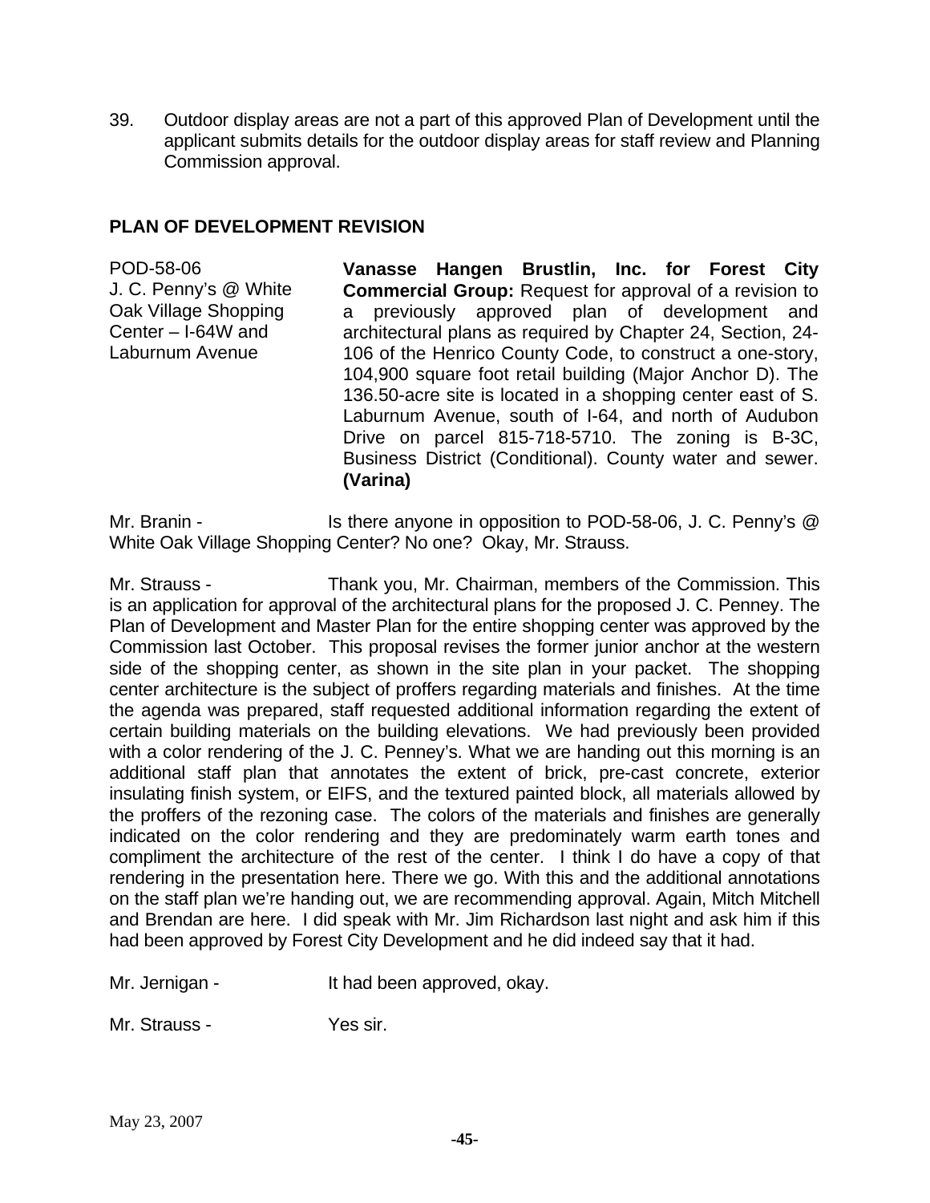39. Outdoor display areas are not a part of this approved Plan of Development until the applicant submits details for the outdoor display areas for staff review and Planning Commission approval.

## PLAN OF DEVELOPMENT REVISION

POD-58-06
J. C. Penny's @ White Oak Village Shopping Center – I-64W and Laburnum Avenue

**Vanasse Hangen Brustlin, Inc. for Forest City Commercial Group:** Request for approval of a revision to a previously approved plan of development and architectural plans as required by Chapter 24, Section, 24-106 of the Henrico County Code, to construct a one-story, 104,900 square foot retail building (Major Anchor D). The 136.50-acre site is located in a shopping center east of S. Laburnum Avenue, south of I-64, and north of Audubon Drive on parcel 815-718-5710. The zoning is B-3C, Business District (Conditional). County water and sewer. **(Varina)**

Mr. Branin - Is there anyone in opposition to POD-58-06, J. C. Penny's @ White Oak Village Shopping Center? No one? Okay, Mr. Strauss.

Mr. Strauss - Thank you, Mr. Chairman, members of the Commission. This is an application for approval of the architectural plans for the proposed J. C. Penney. The Plan of Development and Master Plan for the entire shopping center was approved by the Commission last October. This proposal revises the former junior anchor at the western side of the shopping center, as shown in the site plan in your packet. The shopping center architecture is the subject of proffers regarding materials and finishes. At the time the agenda was prepared, staff requested additional information regarding the extent of certain building materials on the building elevations. We had previously been provided with a color rendering of the J. C. Penney's. What we are handing out this morning is an additional staff plan that annotates the extent of brick, pre-cast concrete, exterior insulating finish system, or EIFS, and the textured painted block, all materials allowed by the proffers of the rezoning case. The colors of the materials and finishes are generally indicated on the color rendering and they are predominately warm earth tones and compliment the architecture of the rest of the center. I think I do have a copy of that rendering in the presentation here. There we go. With this and the additional annotations on the staff plan we're handing out, we are recommending approval. Again, Mitch Mitchell and Brendan are here. I did speak with Mr. Jim Richardson last night and ask him if this had been approved by Forest City Development and he did indeed say that it had.

Mr. Jernigan - It had been approved, okay.

Mr. Strauss - Yes sir.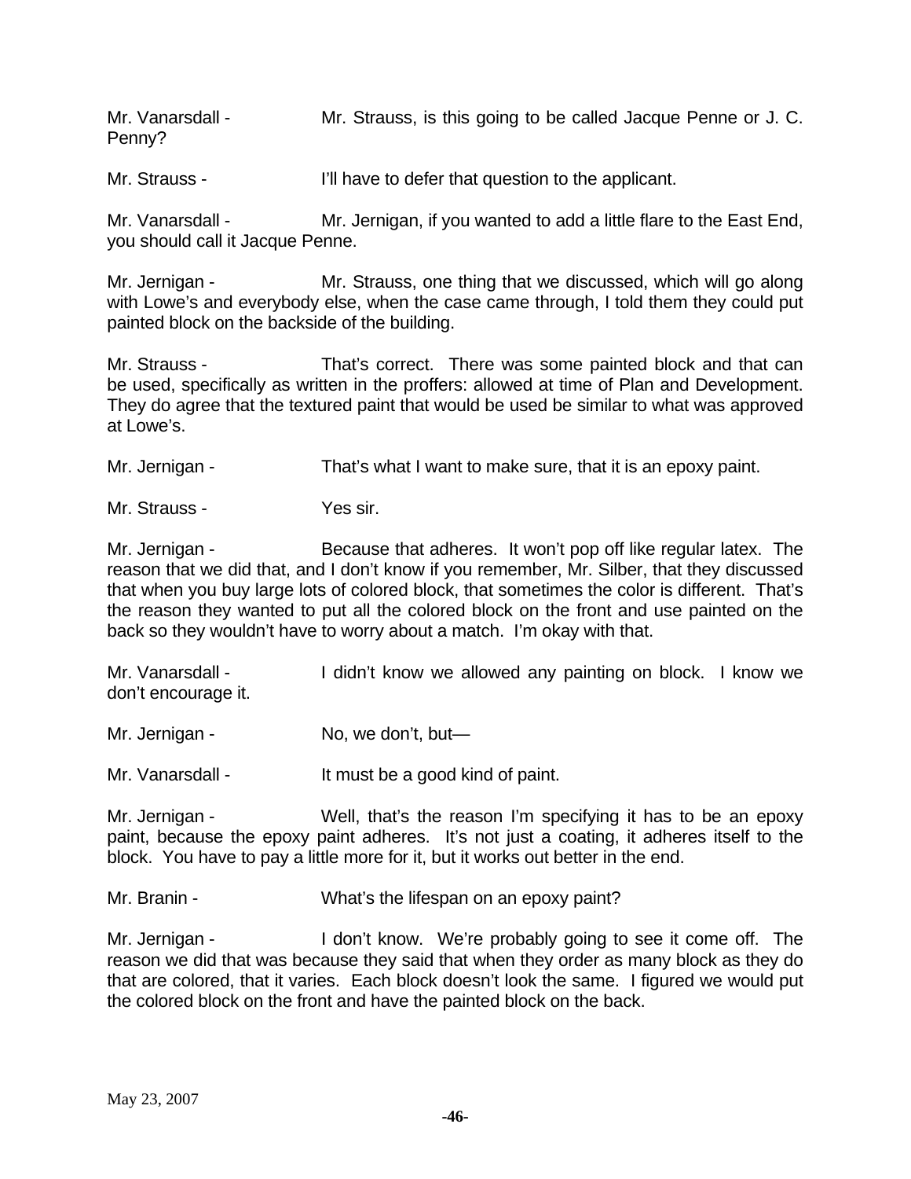Mr. Vanarsdall - Mr. Strauss, is this going to be called Jacque Penne or J. C. Penny?

Mr. Strauss - I'll have to defer that question to the applicant.

Mr. Vanarsdall - Mr. Jernigan, if you wanted to add a little flare to the East End, you should call it Jacque Penne.

Mr. Jernigan - Mr. Strauss, one thing that we discussed, which will go along with Lowe's and everybody else, when the case came through, I told them they could put painted block on the backside of the building.

Mr. Strauss - That's correct. There was some painted block and that can be used, specifically as written in the proffers: allowed at time of Plan and Development. They do agree that the textured paint that would be used be similar to what was approved at Lowe's.

Mr. Jernigan - That's what I want to make sure, that it is an epoxy paint.

Mr. Strauss - Yes sir.

Mr. Jernigan - Because that adheres. It won't pop off like regular latex. The reason that we did that, and I don't know if you remember, Mr. Silber, that they discussed that when you buy large lots of colored block, that sometimes the color is different. That's the reason they wanted to put all the colored block on the front and use painted on the back so they wouldn't have to worry about a match. I'm okay with that.

Mr. Vanarsdall - I didn't know we allowed any painting on block. I know we don't encourage it.

Mr. Jernigan - No, we don't, but—

Mr. Vanarsdall - It must be a good kind of paint.

Mr. Jernigan - Well, that's the reason I'm specifying it has to be an epoxy paint, because the epoxy paint adheres. It's not just a coating, it adheres itself to the block. You have to pay a little more for it, but it works out better in the end.

Mr. Branin - What's the lifespan on an epoxy paint?

Mr. Jernigan - I don't know. We're probably going to see it come off. The reason we did that was because they said that when they order as many block as they do that are colored, that it varies. Each block doesn't look the same. I figured we would put the colored block on the front and have the painted block on the back.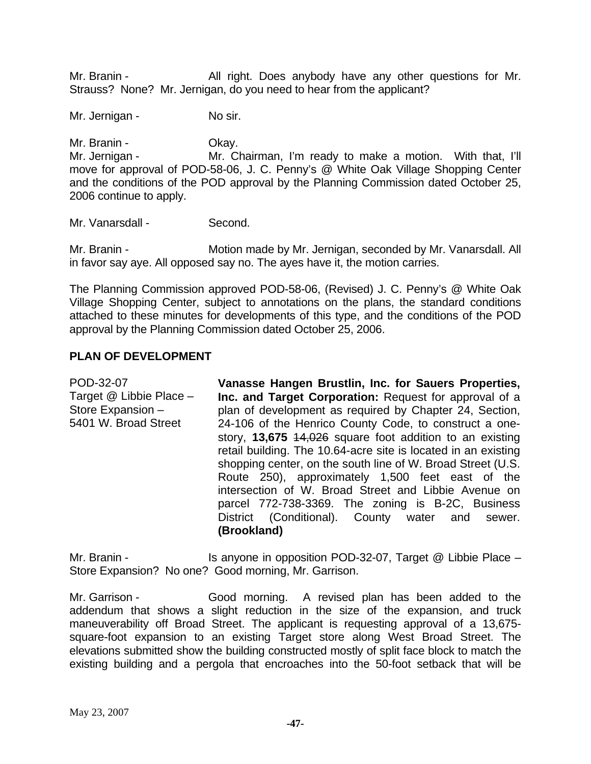Mr. Branin - All right. Does anybody have any other questions for Mr. Strauss? None? Mr. Jernigan, do you need to hear from the applicant?

Mr. Jernigan - No sir.

Mr. Branin - Okay.
Mr. Jernigan - Mr. Chairman, I'm ready to make a motion. With that, I'll move for approval of POD-58-06, J. C. Penny's @ White Oak Village Shopping Center and the conditions of the POD approval by the Planning Commission dated October 25, 2006 continue to apply.

Mr. Vanarsdall - Second.

Mr. Branin - Motion made by Mr. Jernigan, seconded by Mr. Vanarsdall. All in favor say aye. All opposed say no. The ayes have it, the motion carries.

The Planning Commission approved POD-58-06, (Revised) J. C. Penny's @ White Oak Village Shopping Center, subject to annotations on the plans, the standard conditions attached to these minutes for developments of this type, and the conditions of the POD approval by the Planning Commission dated October 25, 2006.

**PLAN OF DEVELOPMENT**

POD-32-07
Target @ Libbie Place – Store Expansion – 5401 W. Broad Street

**Vanasse Hangen Brustlin, Inc. for Sauers Properties, Inc. and Target Corporation:** Request for approval of a plan of development as required by Chapter 24, Section, 24-106 of the Henrico County Code, to construct a one-story, **13,675** ~~14,026~~ square foot addition to an existing retail building. The 10.64-acre site is located in an existing shopping center, on the south line of W. Broad Street (U.S. Route 250), approximately 1,500 feet east of the intersection of W. Broad Street and Libbie Avenue on parcel 772-738-3369. The zoning is B-2C, Business District (Conditional). County water and sewer. **(Brookland)**

Mr. Branin - Is anyone in opposition POD-32-07, Target @ Libbie Place – Store Expansion? No one? Good morning, Mr. Garrison.

Mr. Garrison - Good morning. A revised plan has been added to the addendum that shows a slight reduction in the size of the expansion, and truck maneuverability off Broad Street. The applicant is requesting approval of a 13,675-square-foot expansion to an existing Target store along West Broad Street. The elevations submitted show the building constructed mostly of split face block to match the existing building and a pergola that encroaches into the 50-foot setback that will be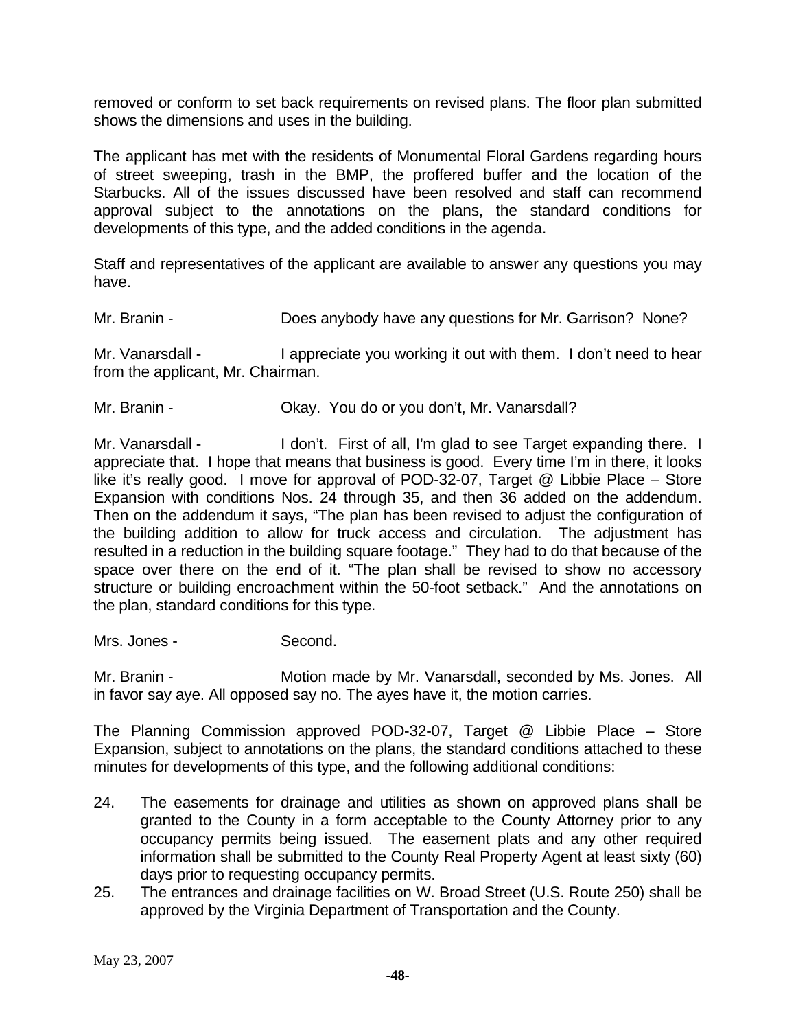removed or conform to set back requirements on revised plans. The floor plan submitted shows the dimensions and uses in the building.

The applicant has met with the residents of Monumental Floral Gardens regarding hours of street sweeping, trash in the BMP, the proffered buffer and the location of the Starbucks. All of the issues discussed have been resolved and staff can recommend approval subject to the annotations on the plans, the standard conditions for developments of this type, and the added conditions in the agenda.

Staff and representatives of the applicant are available to answer any questions you may have.

Mr. Branin - Does anybody have any questions for Mr. Garrison? None?

Mr. Vanarsdall - I appreciate you working it out with them. I don't need to hear from the applicant, Mr. Chairman.

Mr. Branin - Okay. You do or you don't, Mr. Vanarsdall?

Mr. Vanarsdall - I don't. First of all, I'm glad to see Target expanding there. I appreciate that. I hope that means that business is good. Every time I'm in there, it looks like it's really good. I move for approval of POD-32-07, Target @ Libbie Place – Store Expansion with conditions Nos. 24 through 35, and then 36 added on the addendum. Then on the addendum it says, "The plan has been revised to adjust the configuration of the building addition to allow for truck access and circulation. The adjustment has resulted in a reduction in the building square footage." They had to do that because of the space over there on the end of it. "The plan shall be revised to show no accessory structure or building encroachment within the 50-foot setback." And the annotations on the plan, standard conditions for this type.

Mrs. Jones - Second.

Mr. Branin - Motion made by Mr. Vanarsdall, seconded by Ms. Jones. All in favor say aye. All opposed say no. The ayes have it, the motion carries.

The Planning Commission approved POD-32-07, Target @ Libbie Place – Store Expansion, subject to annotations on the plans, the standard conditions attached to these minutes for developments of this type, and the following additional conditions:

24. The easements for drainage and utilities as shown on approved plans shall be granted to the County in a form acceptable to the County Attorney prior to any occupancy permits being issued. The easement plats and any other required information shall be submitted to the County Real Property Agent at least sixty (60) days prior to requesting occupancy permits.
25. The entrances and drainage facilities on W. Broad Street (U.S. Route 250) shall be approved by the Virginia Department of Transportation and the County.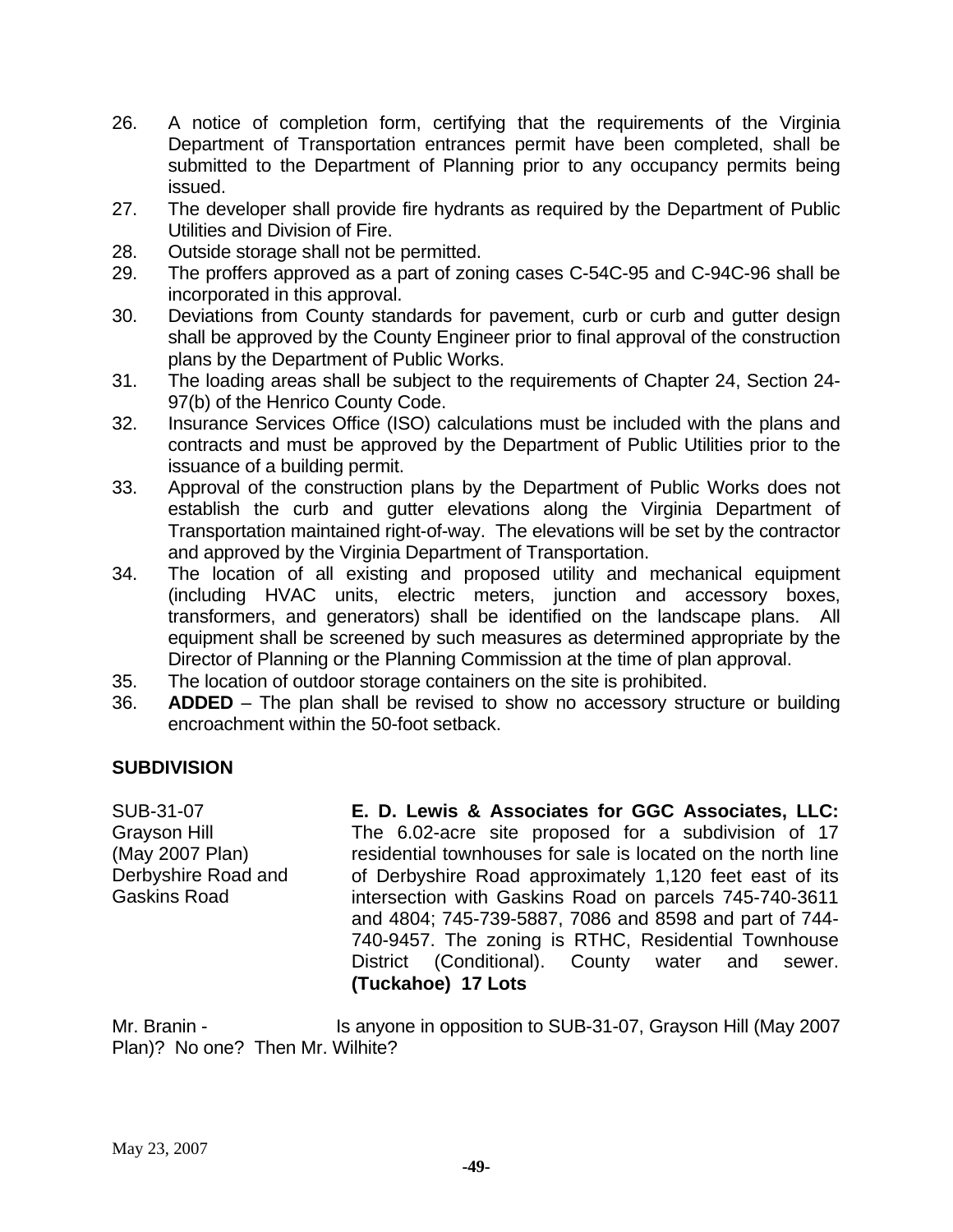26. A notice of completion form, certifying that the requirements of the Virginia Department of Transportation entrances permit have been completed, shall be submitted to the Department of Planning prior to any occupancy permits being issued.
27. The developer shall provide fire hydrants as required by the Department of Public Utilities and Division of Fire.
28. Outside storage shall not be permitted.
29. The proffers approved as a part of zoning cases C-54C-95 and C-94C-96 shall be incorporated in this approval.
30. Deviations from County standards for pavement, curb or curb and gutter design shall be approved by the County Engineer prior to final approval of the construction plans by the Department of Public Works.
31. The loading areas shall be subject to the requirements of Chapter 24, Section 24-97(b) of the Henrico County Code.
32. Insurance Services Office (ISO) calculations must be included with the plans and contracts and must be approved by the Department of Public Utilities prior to the issuance of a building permit.
33. Approval of the construction plans by the Department of Public Works does not establish the curb and gutter elevations along the Virginia Department of Transportation maintained right-of-way. The elevations will be set by the contractor and approved by the Virginia Department of Transportation.
34. The location of all existing and proposed utility and mechanical equipment (including HVAC units, electric meters, junction and accessory boxes, transformers, and generators) shall be identified on the landscape plans. All equipment shall be screened by such measures as determined appropriate by the Director of Planning or the Planning Commission at the time of plan approval.
35. The location of outdoor storage containers on the site is prohibited.
36. **ADDED** – The plan shall be revised to show no accessory structure or building encroachment within the 50-foot setback.

**SUBDIVISION**

SUB-31-07
Grayson Hill
(May 2007 Plan)
Derbyshire Road and
Gaskins Road

**E. D. Lewis & Associates for GGC Associates, LLC:** The 6.02-acre site proposed for a subdivision of 17 residential townhouses for sale is located on the north line of Derbyshire Road approximately 1,120 feet east of its intersection with Gaskins Road on parcels 745-740-3611 and 4804; 745-739-5887, 7086 and 8598 and part of 744-740-9457. The zoning is RTHC, Residential Townhouse District (Conditional). County water and sewer. **(Tuckahoe) 17 Lots**

Mr. Branin - Is anyone in opposition to SUB-31-07, Grayson Hill (May 2007 Plan)? No one? Then Mr. Wilhite?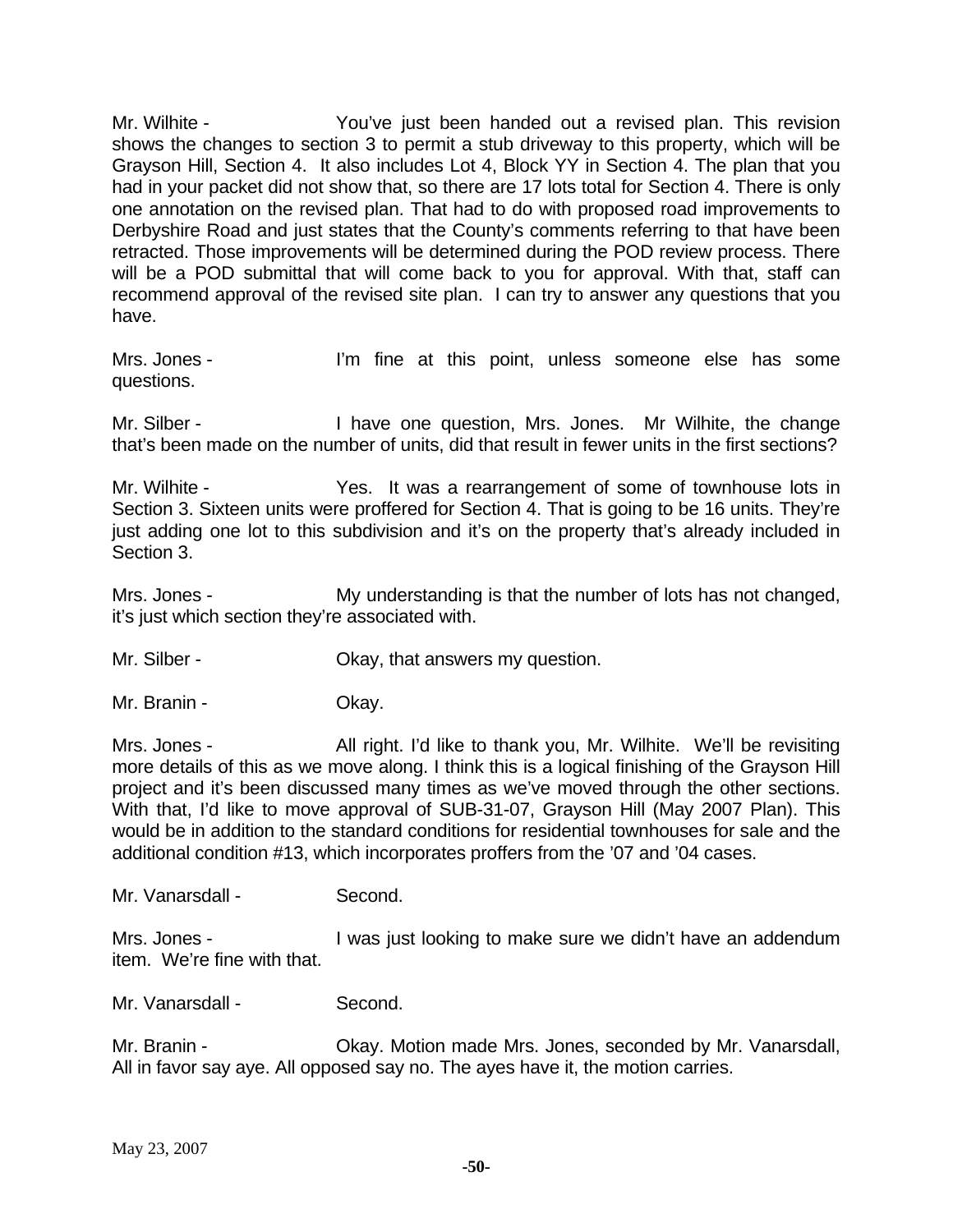Mr. Wilhite - You've just been handed out a revised plan. This revision shows the changes to section 3 to permit a stub driveway to this property, which will be Grayson Hill, Section 4. It also includes Lot 4, Block YY in Section 4. The plan that you had in your packet did not show that, so there are 17 lots total for Section 4. There is only one annotation on the revised plan. That had to do with proposed road improvements to Derbyshire Road and just states that the County's comments referring to that have been retracted. Those improvements will be determined during the POD review process. There will be a POD submittal that will come back to you for approval. With that, staff can recommend approval of the revised site plan. I can try to answer any questions that you have.

Mrs. Jones - I'm fine at this point, unless someone else has some questions.

Mr. Silber - I have one question, Mrs. Jones. Mr Wilhite, the change that's been made on the number of units, did that result in fewer units in the first sections?

Mr. Wilhite - Yes. It was a rearrangement of some of townhouse lots in Section 3. Sixteen units were proffered for Section 4. That is going to be 16 units. They're just adding one lot to this subdivision and it's on the property that's already included in Section 3.

Mrs. Jones - My understanding is that the number of lots has not changed, it's just which section they're associated with.

Mr. Silber - Okay, that answers my question.

Mr. Branin - Okay.

Mrs. Jones - All right. I'd like to thank you, Mr. Wilhite. We'll be revisiting more details of this as we move along. I think this is a logical finishing of the Grayson Hill project and it's been discussed many times as we've moved through the other sections. With that, I'd like to move approval of SUB-31-07, Grayson Hill (May 2007 Plan). This would be in addition to the standard conditions for residential townhouses for sale and the additional condition #13, which incorporates proffers from the '07 and '04 cases.

Mr. Vanarsdall - Second.

Mrs. Jones - I was just looking to make sure we didn't have an addendum item. We're fine with that.

Mr. Vanarsdall - Second.

Mr. Branin - Okay. Motion made Mrs. Jones, seconded by Mr. Vanarsdall, All in favor say aye. All opposed say no. The ayes have it, the motion carries.

May 23, 2007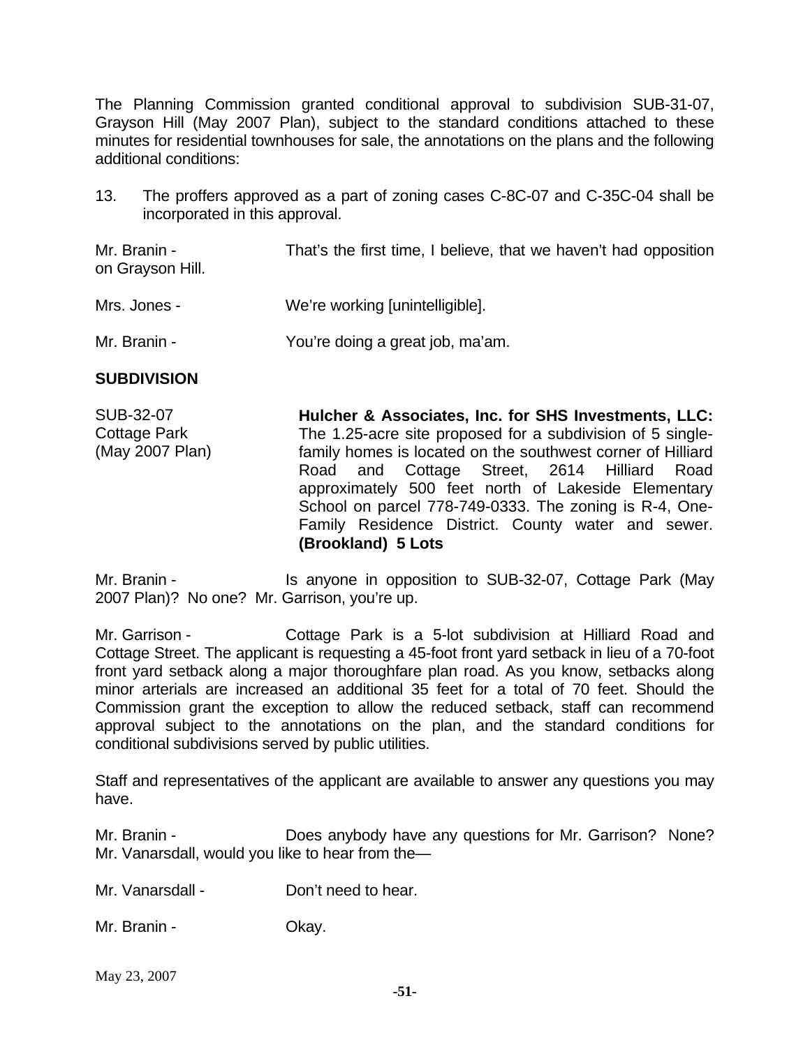The Planning Commission granted conditional approval to subdivision SUB-31-07, Grayson Hill (May 2007 Plan), subject to the standard conditions attached to these minutes for residential townhouses for sale, the annotations on the plans and the following additional conditions:

13. The proffers approved as a part of zoning cases C-8C-07 and C-35C-04 shall be incorporated in this approval.

Mr. Branin - That's the first time, I believe, that we haven't had opposition on Grayson Hill.

Mrs. Jones - We're working [unintelligible].

Mr. Branin - You're doing a great job, ma'am.

**SUBDIVISION**

SUB-32-07
Cottage Park
(May 2007 Plan)

**Hulcher & Associates, Inc. for SHS Investments, LLC:** The 1.25-acre site proposed for a subdivision of 5 single-family homes is located on the southwest corner of Hilliard Road and Cottage Street, 2614 Hilliard Road approximately 500 feet north of Lakeside Elementary School on parcel 778-749-0333. The zoning is R-4, One-Family Residence District. County water and sewer. **(Brookland) 5 Lots**

Mr. Branin - Is anyone in opposition to SUB-32-07, Cottage Park (May 2007 Plan)? No one? Mr. Garrison, you're up.

Mr. Garrison - Cottage Park is a 5-lot subdivision at Hilliard Road and Cottage Street. The applicant is requesting a 45-foot front yard setback in lieu of a 70-foot front yard setback along a major thoroughfare plan road. As you know, setbacks along minor arterials are increased an additional 35 feet for a total of 70 feet. Should the Commission grant the exception to allow the reduced setback, staff can recommend approval subject to the annotations on the plan, and the standard conditions for conditional subdivisions served by public utilities.

Staff and representatives of the applicant are available to answer any questions you may have.

Mr. Branin - Does anybody have any questions for Mr. Garrison? None? Mr. Vanarsdall, would you like to hear from the—

Mr. Vanarsdall - Don't need to hear.

Mr. Branin - Okay.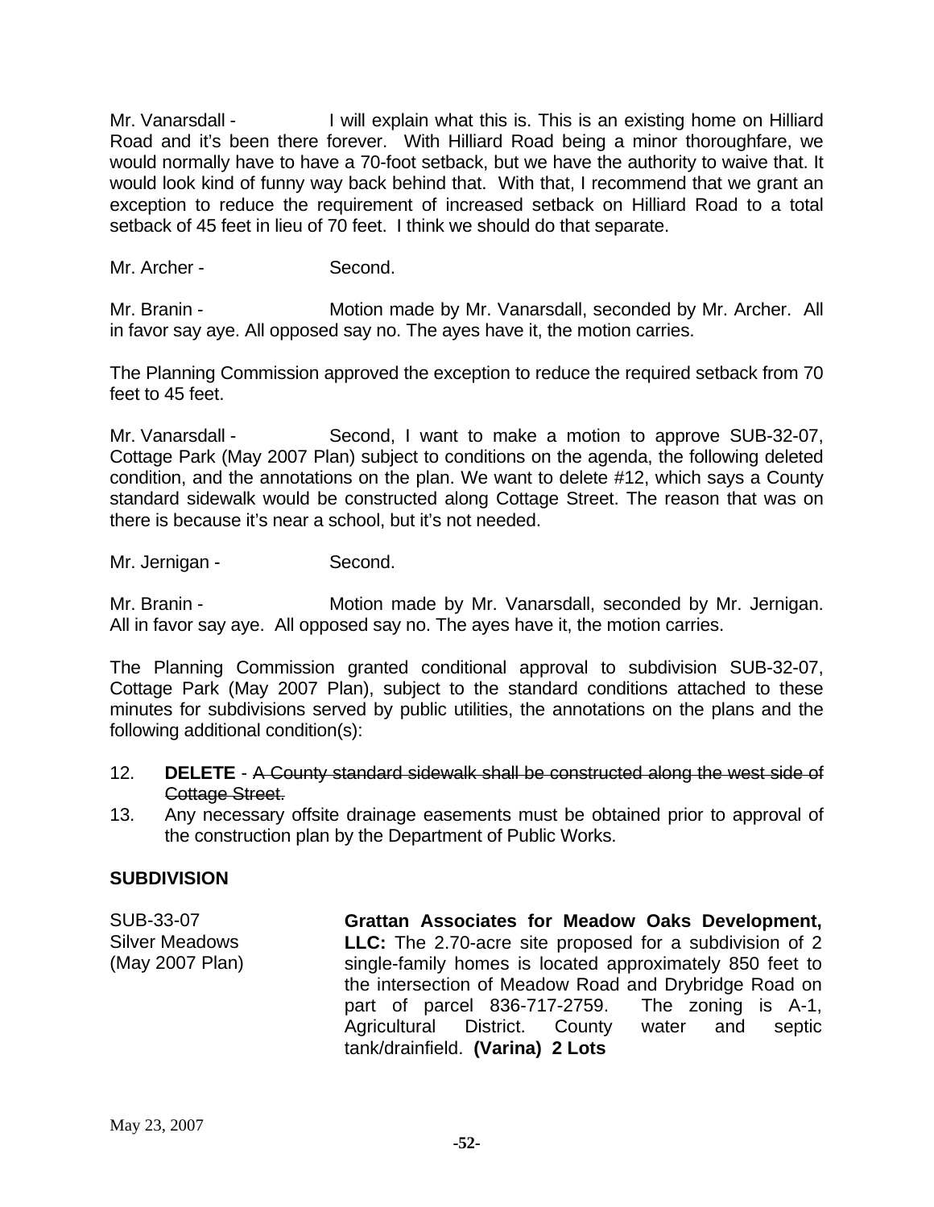Mr. Vanarsdall - I will explain what this is. This is an existing home on Hilliard Road and it's been there forever. With Hilliard Road being a minor thoroughfare, we would normally have to have a 70-foot setback, but we have the authority to waive that. It would look kind of funny way back behind that. With that, I recommend that we grant an exception to reduce the requirement of increased setback on Hilliard Road to a total setback of 45 feet in lieu of 70 feet. I think we should do that separate.

Mr. Archer - Second.

Mr. Branin - Motion made by Mr. Vanarsdall, seconded by Mr. Archer. All in favor say aye. All opposed say no. The ayes have it, the motion carries.

The Planning Commission approved the exception to reduce the required setback from 70 feet to 45 feet.

Mr. Vanarsdall - Second, I want to make a motion to approve SUB-32-07, Cottage Park (May 2007 Plan) subject to conditions on the agenda, the following deleted condition, and the annotations on the plan. We want to delete #12, which says a County standard sidewalk would be constructed along Cottage Street. The reason that was on there is because it's near a school, but it's not needed.

Mr. Jernigan - Second.

Mr. Branin - Motion made by Mr. Vanarsdall, seconded by Mr. Jernigan. All in favor say aye. All opposed say no. The ayes have it, the motion carries.

The Planning Commission granted conditional approval to subdivision SUB-32-07, Cottage Park (May 2007 Plan), subject to the standard conditions attached to these minutes for subdivisions served by public utilities, the annotations on the plans and the following additional condition(s):

12. **DELETE** - ~~A County standard sidewalk shall be constructed along the west side of Cottage Street.~~
13. Any necessary offsite drainage easements must be obtained prior to approval of the construction plan by the Department of Public Works.

## SUBDIVISION

SUB-33-07
Silver Meadows
(May 2007 Plan)

**Grattan Associates for Meadow Oaks Development, LLC:** The 2.70-acre site proposed for a subdivision of 2 single-family homes is located approximately 850 feet to the intersection of Meadow Road and Drybridge Road on part of parcel 836-717-2759. The zoning is A-1, Agricultural District. County water and septic tank/drainfield. **(Varina) 2 Lots**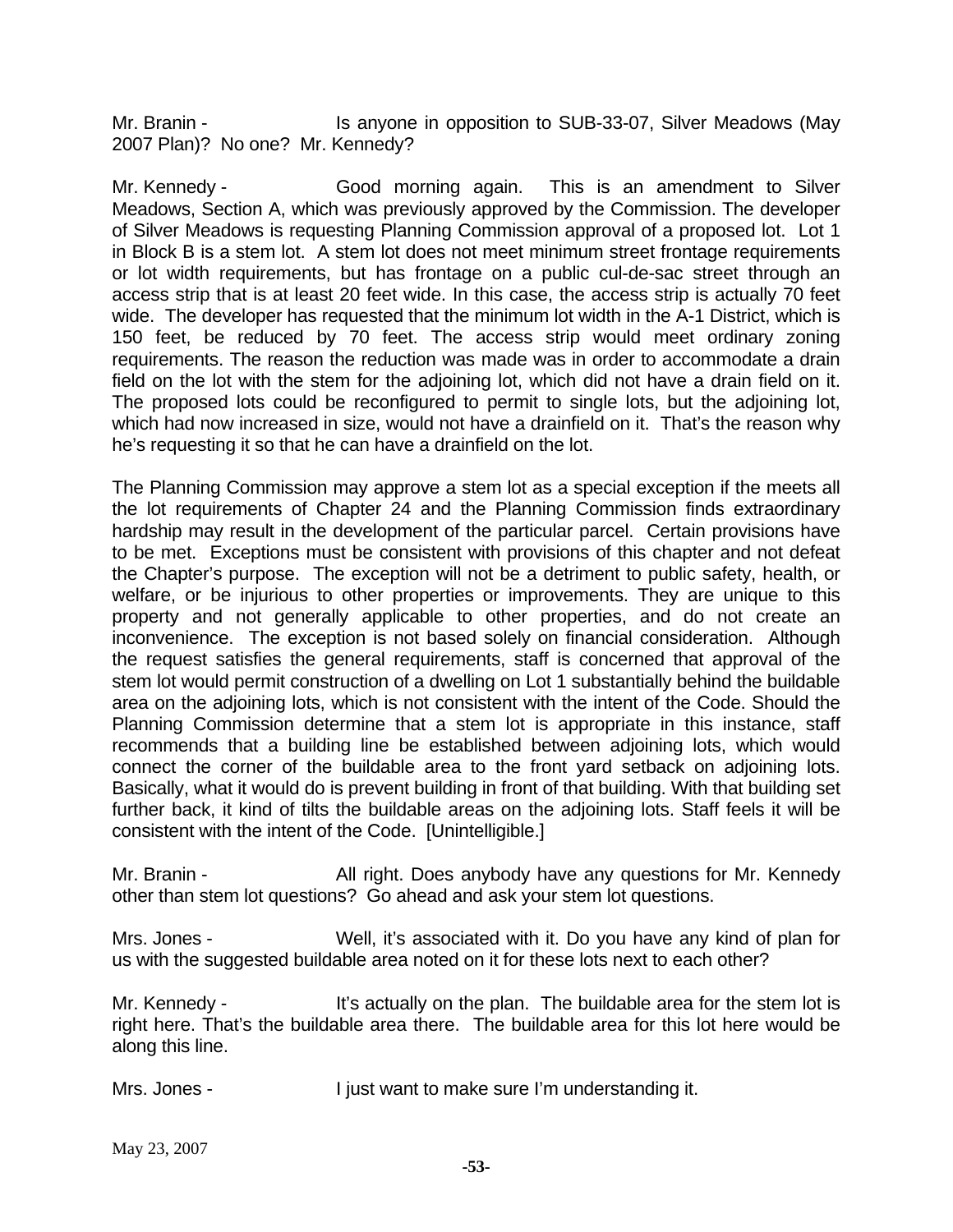Mr. Branin - Is anyone in opposition to SUB-33-07, Silver Meadows (May 2007 Plan)? No one? Mr. Kennedy?

Mr. Kennedy - Good morning again. This is an amendment to Silver Meadows, Section A, which was previously approved by the Commission. The developer of Silver Meadows is requesting Planning Commission approval of a proposed lot. Lot 1 in Block B is a stem lot. A stem lot does not meet minimum street frontage requirements or lot width requirements, but has frontage on a public cul-de-sac street through an access strip that is at least 20 feet wide. In this case, the access strip is actually 70 feet wide. The developer has requested that the minimum lot width in the A-1 District, which is 150 feet, be reduced by 70 feet. The access strip would meet ordinary zoning requirements. The reason the reduction was made was in order to accommodate a drain field on the lot with the stem for the adjoining lot, which did not have a drain field on it. The proposed lots could be reconfigured to permit to single lots, but the adjoining lot, which had now increased in size, would not have a drainfield on it. That's the reason why he's requesting it so that he can have a drainfield on the lot.

The Planning Commission may approve a stem lot as a special exception if the meets all the lot requirements of Chapter 24 and the Planning Commission finds extraordinary hardship may result in the development of the particular parcel. Certain provisions have to be met. Exceptions must be consistent with provisions of this chapter and not defeat the Chapter's purpose. The exception will not be a detriment to public safety, health, or welfare, or be injurious to other properties or improvements. They are unique to this property and not generally applicable to other properties, and do not create an inconvenience. The exception is not based solely on financial consideration. Although the request satisfies the general requirements, staff is concerned that approval of the stem lot would permit construction of a dwelling on Lot 1 substantially behind the buildable area on the adjoining lots, which is not consistent with the intent of the Code. Should the Planning Commission determine that a stem lot is appropriate in this instance, staff recommends that a building line be established between adjoining lots, which would connect the corner of the buildable area to the front yard setback on adjoining lots. Basically, what it would do is prevent building in front of that building. With that building set further back, it kind of tilts the buildable areas on the adjoining lots. Staff feels it will be consistent with the intent of the Code. [Unintelligible.]

Mr. Branin - All right. Does anybody have any questions for Mr. Kennedy other than stem lot questions? Go ahead and ask your stem lot questions.

Mrs. Jones - Well, it's associated with it. Do you have any kind of plan for us with the suggested buildable area noted on it for these lots next to each other?

Mr. Kennedy - It's actually on the plan. The buildable area for the stem lot is right here. That's the buildable area there. The buildable area for this lot here would be along this line.

Mrs. Jones - I just want to make sure I'm understanding it.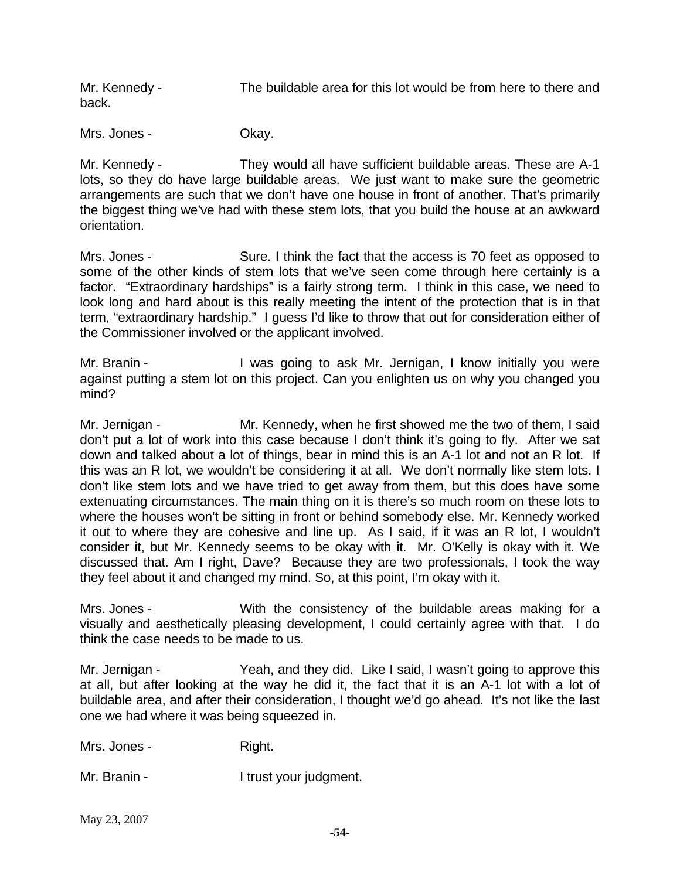Mr. Kennedy - The buildable area for this lot would be from here to there and back.

Mrs. Jones - Okay.

Mr. Kennedy - They would all have sufficient buildable areas. These are A-1 lots, so they do have large buildable areas. We just want to make sure the geometric arrangements are such that we don't have one house in front of another. That's primarily the biggest thing we've had with these stem lots, that you build the house at an awkward orientation.

Mrs. Jones - Sure. I think the fact that the access is 70 feet as opposed to some of the other kinds of stem lots that we've seen come through here certainly is a factor. "Extraordinary hardships" is a fairly strong term. I think in this case, we need to look long and hard about is this really meeting the intent of the protection that is in that term, "extraordinary hardship." I guess I'd like to throw that out for consideration either of the Commissioner involved or the applicant involved.

Mr. Branin - I was going to ask Mr. Jernigan, I know initially you were against putting a stem lot on this project. Can you enlighten us on why you changed you mind?

Mr. Jernigan - Mr. Kennedy, when he first showed me the two of them, I said don't put a lot of work into this case because I don't think it's going to fly. After we sat down and talked about a lot of things, bear in mind this is an A-1 lot and not an R lot. If this was an R lot, we wouldn't be considering it at all. We don't normally like stem lots. I don't like stem lots and we have tried to get away from them, but this does have some extenuating circumstances. The main thing on it is there's so much room on these lots to where the houses won't be sitting in front or behind somebody else. Mr. Kennedy worked it out to where they are cohesive and line up. As I said, if it was an R lot, I wouldn't consider it, but Mr. Kennedy seems to be okay with it. Mr. O'Kelly is okay with it. We discussed that. Am I right, Dave? Because they are two professionals, I took the way they feel about it and changed my mind. So, at this point, I'm okay with it.

Mrs. Jones - With the consistency of the buildable areas making for a visually and aesthetically pleasing development, I could certainly agree with that. I do think the case needs to be made to us.

Mr. Jernigan - Yeah, and they did. Like I said, I wasn't going to approve this at all, but after looking at the way he did it, the fact that it is an A-1 lot with a lot of buildable area, and after their consideration, I thought we'd go ahead. It's not like the last one we had where it was being squeezed in.

Mrs. Jones - Right.

Mr. Branin - I trust your judgment.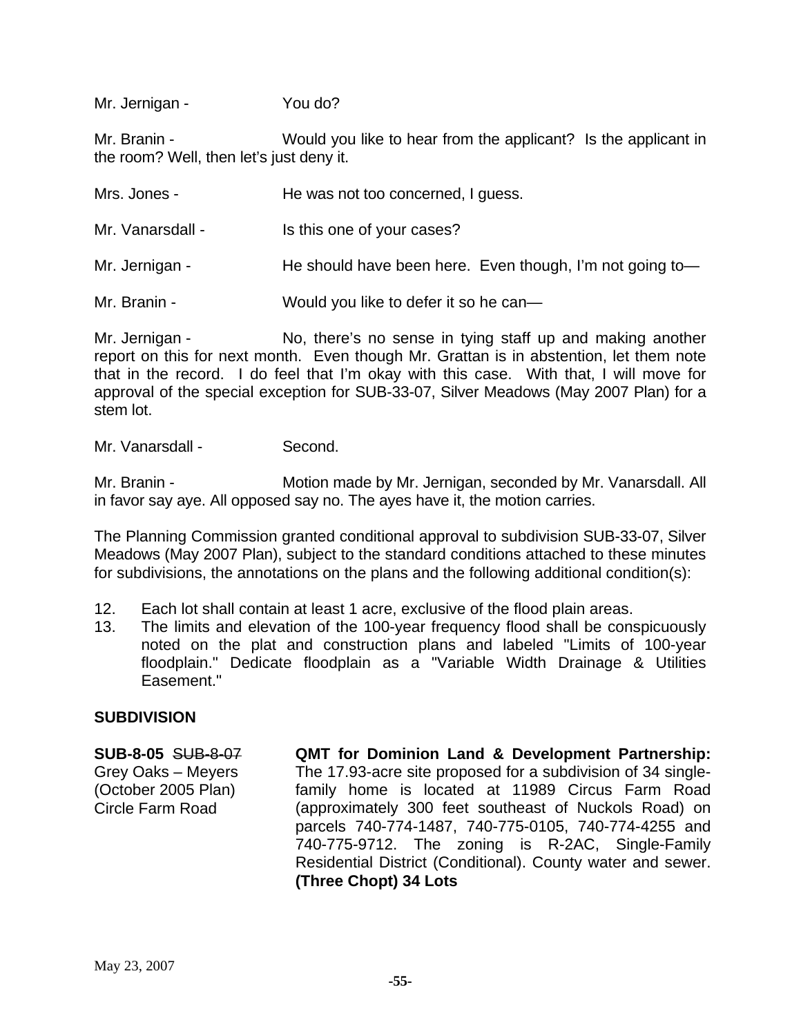Mr. Jernigan - You do?

Mr. Branin - Would you like to hear from the applicant? Is the applicant in the room? Well, then let's just deny it.

Mrs. Jones - He was not too concerned, I guess.

Mr. Vanarsdall - Is this one of your cases?

Mr. Jernigan - He should have been here. Even though, I'm not going to—

Mr. Branin - Would you like to defer it so he can—

Mr. Jernigan - No, there's no sense in tying staff up and making another report on this for next month. Even though Mr. Grattan is in abstention, let them note that in the record. I do feel that I'm okay with this case. With that, I will move for approval of the special exception for SUB-33-07, Silver Meadows (May 2007 Plan) for a stem lot.

Mr. Vanarsdall - Second.

Mr. Branin - Motion made by Mr. Jernigan, seconded by Mr. Vanarsdall. All in favor say aye. All opposed say no. The ayes have it, the motion carries.

The Planning Commission granted conditional approval to subdivision SUB-33-07, Silver Meadows (May 2007 Plan), subject to the standard conditions attached to these minutes for subdivisions, the annotations on the plans and the following additional condition(s):

12. Each lot shall contain at least 1 acre, exclusive of the flood plain areas.
13. The limits and elevation of the 100-year frequency flood shall be conspicuously noted on the plat and construction plans and labeled "Limits of 100-year floodplain." Dedicate floodplain as a "Variable Width Drainage & Utilities Easement."

## SUBDIVISION

**SUB-8-05** ~~SUB-8-07~~
Grey Oaks – Meyers
(October 2005 Plan)
Circle Farm Road

**QMT for Dominion Land & Development Partnership:** The 17.93-acre site proposed for a subdivision of 34 single-family home is located at 11989 Circus Farm Road (approximately 300 feet southeast of Nuckols Road) on parcels 740-774-1487, 740-775-0105, 740-774-4255 and 740-775-9712. The zoning is R-2AC, Single-Family Residential District (Conditional). County water and sewer. **(Three Chopt) 34 Lots**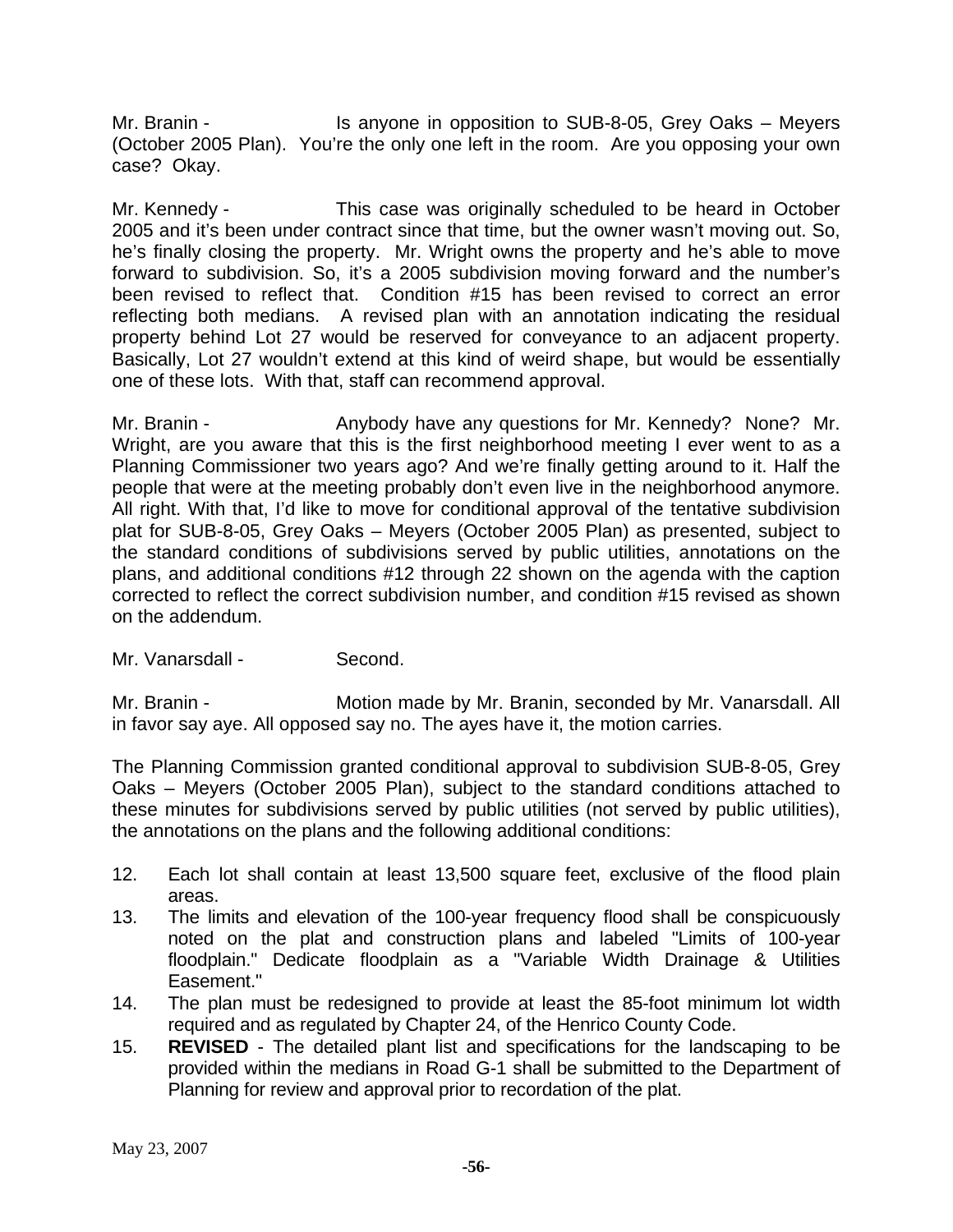Mr. Branin - Is anyone in opposition to SUB-8-05, Grey Oaks – Meyers (October 2005 Plan). You're the only one left in the room. Are you opposing your own case? Okay.

Mr. Kennedy - This case was originally scheduled to be heard in October 2005 and it's been under contract since that time, but the owner wasn't moving out. So, he's finally closing the property. Mr. Wright owns the property and he's able to move forward to subdivision. So, it's a 2005 subdivision moving forward and the number's been revised to reflect that. Condition #15 has been revised to correct an error reflecting both medians. A revised plan with an annotation indicating the residual property behind Lot 27 would be reserved for conveyance to an adjacent property. Basically, Lot 27 wouldn't extend at this kind of weird shape, but would be essentially one of these lots. With that, staff can recommend approval.

Mr. Branin - Anybody have any questions for Mr. Kennedy? None? Mr. Wright, are you aware that this is the first neighborhood meeting I ever went to as a Planning Commissioner two years ago? And we're finally getting around to it. Half the people that were at the meeting probably don't even live in the neighborhood anymore. All right. With that, I'd like to move for conditional approval of the tentative subdivision plat for SUB-8-05, Grey Oaks – Meyers (October 2005 Plan) as presented, subject to the standard conditions of subdivisions served by public utilities, annotations on the plans, and additional conditions #12 through 22 shown on the agenda with the caption corrected to reflect the correct subdivision number, and condition #15 revised as shown on the addendum.

Mr. Vanarsdall - Second.

Mr. Branin - Motion made by Mr. Branin, seconded by Mr. Vanarsdall. All in favor say aye. All opposed say no. The ayes have it, the motion carries.

The Planning Commission granted conditional approval to subdivision SUB-8-05, Grey Oaks – Meyers (October 2005 Plan), subject to the standard conditions attached to these minutes for subdivisions served by public utilities (not served by public utilities), the annotations on the plans and the following additional conditions:

12. Each lot shall contain at least 13,500 square feet, exclusive of the flood plain areas.
13. The limits and elevation of the 100-year frequency flood shall be conspicuously noted on the plat and construction plans and labeled "Limits of 100-year floodplain." Dedicate floodplain as a "Variable Width Drainage & Utilities Easement."
14. The plan must be redesigned to provide at least the 85-foot minimum lot width required and as regulated by Chapter 24, of the Henrico County Code.
15. **REVISED** - The detailed plant list and specifications for the landscaping to be provided within the medians in Road G-1 shall be submitted to the Department of Planning for review and approval prior to recordation of the plat.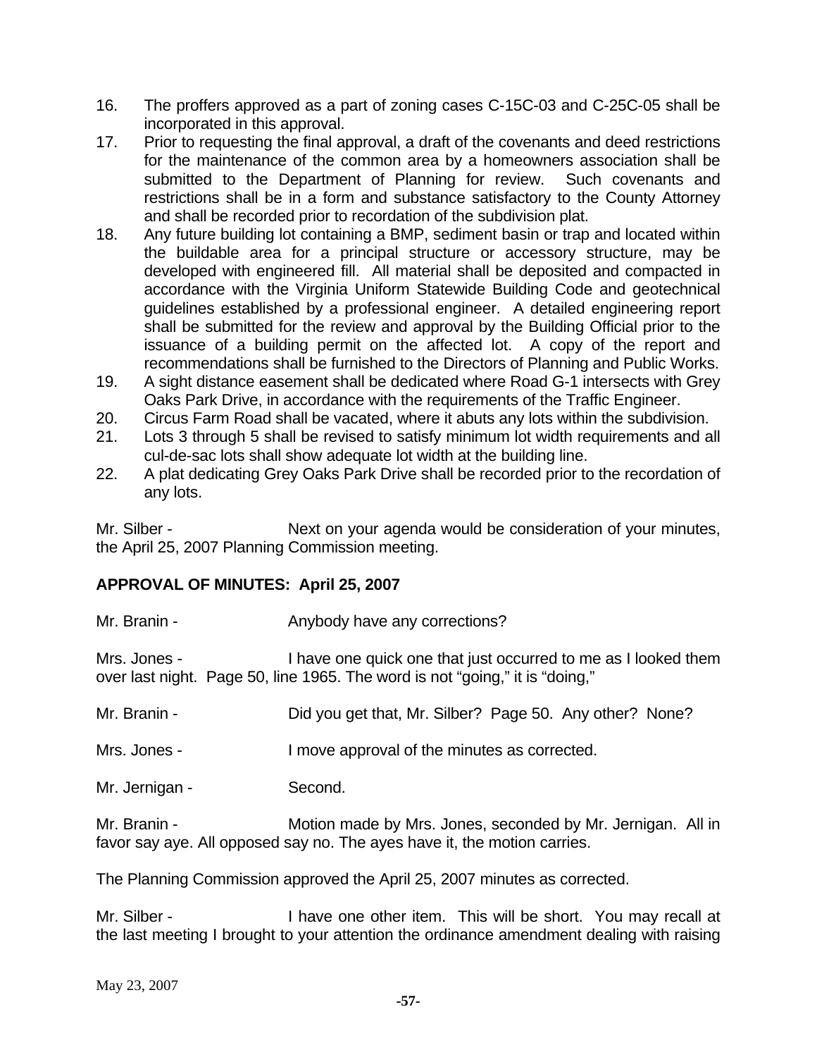16. The proffers approved as a part of zoning cases C-15C-03 and C-25C-05 shall be incorporated in this approval.
17. Prior to requesting the final approval, a draft of the covenants and deed restrictions for the maintenance of the common area by a homeowners association shall be submitted to the Department of Planning for review. Such covenants and restrictions shall be in a form and substance satisfactory to the County Attorney and shall be recorded prior to recordation of the subdivision plat.
18. Any future building lot containing a BMP, sediment basin or trap and located within the buildable area for a principal structure or accessory structure, may be developed with engineered fill. All material shall be deposited and compacted in accordance with the Virginia Uniform Statewide Building Code and geotechnical guidelines established by a professional engineer. A detailed engineering report shall be submitted for the review and approval by the Building Official prior to the issuance of a building permit on the affected lot. A copy of the report and recommendations shall be furnished to the Directors of Planning and Public Works.
19. A sight distance easement shall be dedicated where Road G-1 intersects with Grey Oaks Park Drive, in accordance with the requirements of the Traffic Engineer.
20. Circus Farm Road shall be vacated, where it abuts any lots within the subdivision.
21. Lots 3 through 5 shall be revised to satisfy minimum lot width requirements and all cul-de-sac lots shall show adequate lot width at the building line.
22. A plat dedicating Grey Oaks Park Drive shall be recorded prior to the recordation of any lots.

Mr. Silber - Next on your agenda would be consideration of your minutes, the April 25, 2007 Planning Commission meeting.

**APPROVAL OF MINUTES: April 25, 2007**

Mr. Branin - Anybody have any corrections?

Mrs. Jones - I have one quick one that just occurred to me as I looked them over last night. Page 50, line 1965. The word is not "going," it is "doing,"

Mr. Branin - Did you get that, Mr. Silber? Page 50. Any other? None?

Mrs. Jones - I move approval of the minutes as corrected.

Mr. Jernigan - Second.

Mr. Branin - Motion made by Mrs. Jones, seconded by Mr. Jernigan. All in favor say aye. All opposed say no. The ayes have it, the motion carries.

The Planning Commission approved the April 25, 2007 minutes as corrected.

Mr. Silber - I have one other item. This will be short. You may recall at the last meeting I brought to your attention the ordinance amendment dealing with raising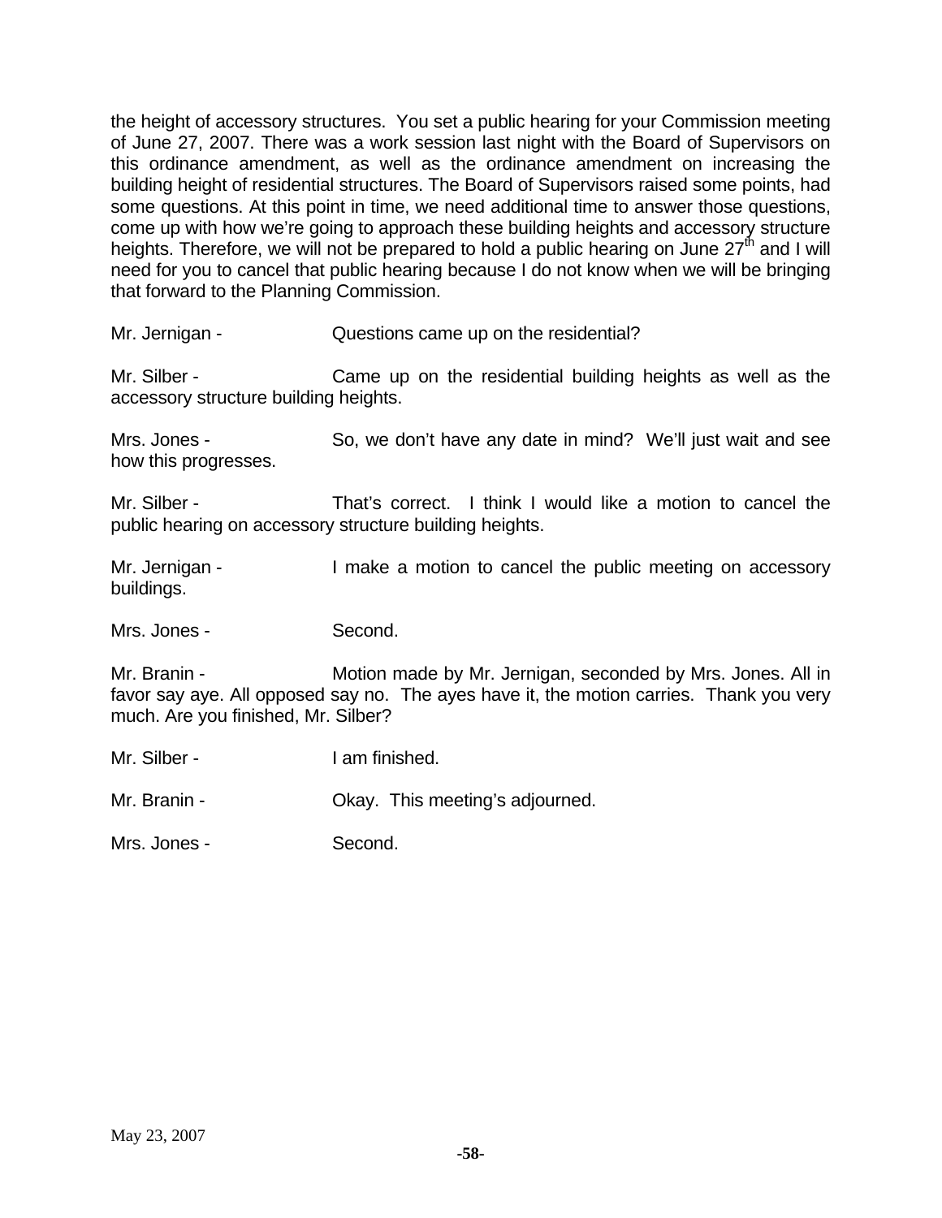the height of accessory structures. You set a public hearing for your Commission meeting of June 27, 2007. There was a work session last night with the Board of Supervisors on this ordinance amendment, as well as the ordinance amendment on increasing the building height of residential structures. The Board of Supervisors raised some points, had some questions. At this point in time, we need additional time to answer those questions, come up with how we're going to approach these building heights and accessory structure heights. Therefore, we will not be prepared to hold a public hearing on June 27th and I will need for you to cancel that public hearing because I do not know when we will be bringing that forward to the Planning Commission.

Mr. Jernigan - Questions came up on the residential?

Mr. Silber - Came up on the residential building heights as well as the accessory structure building heights.

Mrs. Jones - So, we don't have any date in mind? We'll just wait and see how this progresses.

Mr. Silber - That's correct. I think I would like a motion to cancel the public hearing on accessory structure building heights.

Mr. Jernigan - I make a motion to cancel the public meeting on accessory buildings.

Mrs. Jones - Second.

Mr. Branin - Motion made by Mr. Jernigan, seconded by Mrs. Jones. All in favor say aye. All opposed say no. The ayes have it, the motion carries. Thank you very much. Are you finished, Mr. Silber?

Mr. Silber - I am finished.

Mr. Branin - Okay. This meeting's adjourned.

Mrs. Jones - Second.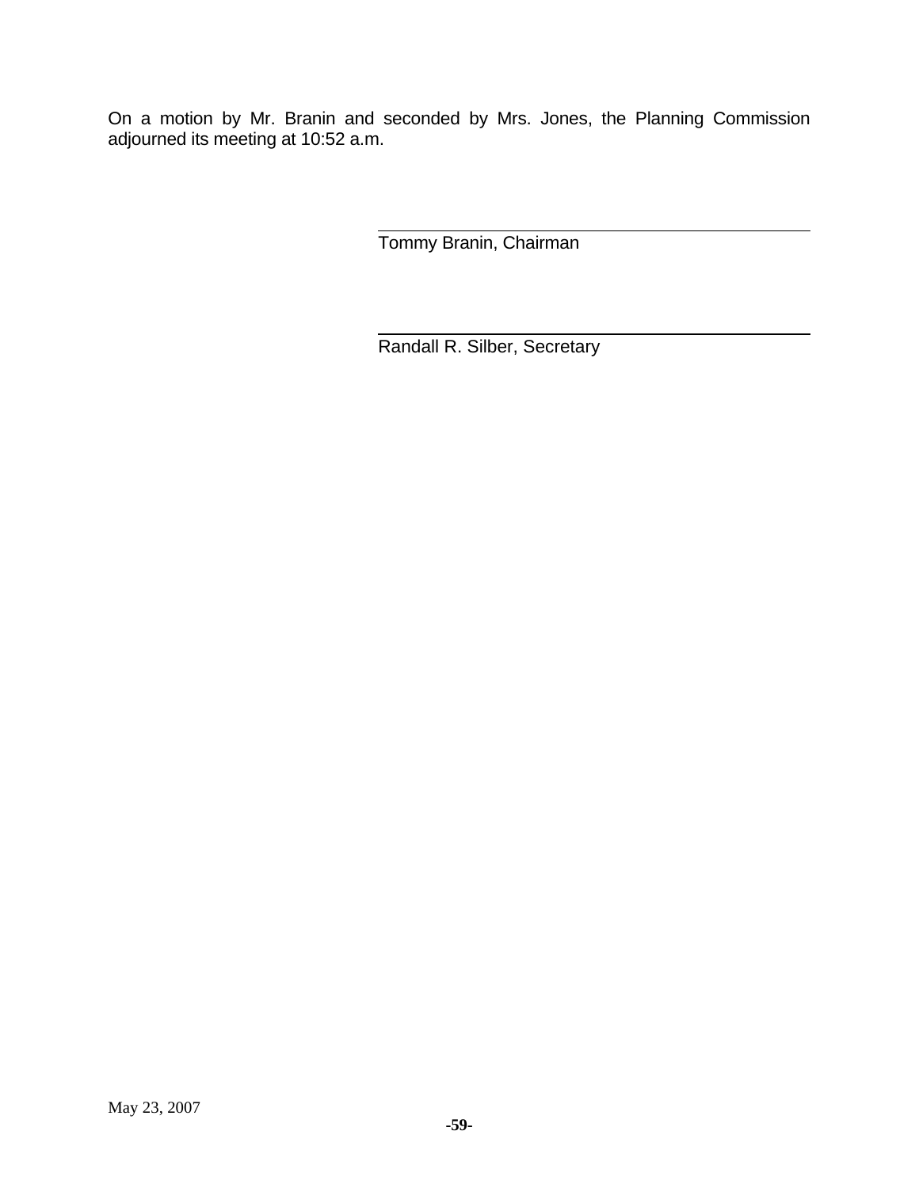On a motion by Mr. Branin and seconded by Mrs. Jones, the Planning Commission adjourned its meeting at 10:52 a.m.

\_\_\_\_\_\_\_\_\_\_\_\_\_\_\_\_\_\_\_\_\_\_\_\_\_\_\_\_\_\_\_\_\_\_\_\_\_\_\_\_

Tommy Branin, Chairman

\_\_\_\_\_\_\_\_\_\_\_\_\_\_\_\_\_\_\_\_\_\_\_\_\_\_\_\_\_\_\_\_\_\_\_\_\_\_\_\_

Randall R. Silber, Secretary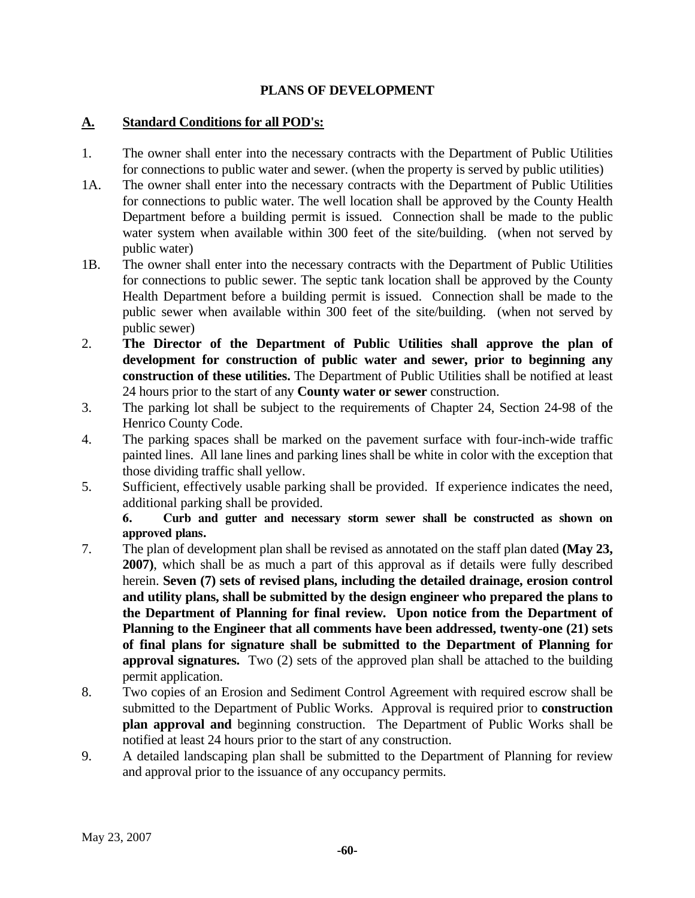## PLANS OF DEVELOPMENT

### A. Standard Conditions for all POD's:

1. The owner shall enter into the necessary contracts with the Department of Public Utilities for connections to public water and sewer. (when the property is served by public utilities)

1A. The owner shall enter into the necessary contracts with the Department of Public Utilities for connections to public water. The well location shall be approved by the County Health Department before a building permit is issued. Connection shall be made to the public water system when available within 300 feet of the site/building. (when not served by public water)

1B. The owner shall enter into the necessary contracts with the Department of Public Utilities for connections to public sewer. The septic tank location shall be approved by the County Health Department before a building permit is issued. Connection shall be made to the public sewer when available within 300 feet of the site/building. (when not served by public sewer)

2. **The Director of the Department of Public Utilities shall approve the plan of development for construction of public water and sewer, prior to beginning any construction of these utilities.** The Department of Public Utilities shall be notified at least 24 hours prior to the start of any **County water or sewer** construction.

3. The parking lot shall be subject to the requirements of Chapter 24, Section 24-98 of the Henrico County Code.

4. The parking spaces shall be marked on the pavement surface with four-inch-wide traffic painted lines. All lane lines and parking lines shall be white in color with the exception that those dividing traffic shall yellow.

5. Sufficient, effectively usable parking shall be provided. If experience indicates the need, additional parking shall be provided.

6. **Curb and gutter and necessary storm sewer shall be constructed as shown on approved plans.**

7. The plan of development plan shall be revised as annotated on the staff plan dated **(May 23, 2007)**, which shall be as much a part of this approval as if details were fully described herein. **Seven (7) sets of revised plans, including the detailed drainage, erosion control and utility plans, shall be submitted by the design engineer who prepared the plans to the Department of Planning for final review. Upon notice from the Department of Planning to the Engineer that all comments have been addressed, twenty-one (21) sets of final plans for signature shall be submitted to the Department of Planning for approval signatures.** Two (2) sets of the approved plan shall be attached to the building permit application.

8. Two copies of an Erosion and Sediment Control Agreement with required escrow shall be submitted to the Department of Public Works. Approval is required prior to **construction plan approval and** beginning construction. The Department of Public Works shall be notified at least 24 hours prior to the start of any construction.

9. A detailed landscaping plan shall be submitted to the Department of Planning for review and approval prior to the issuance of any occupancy permits.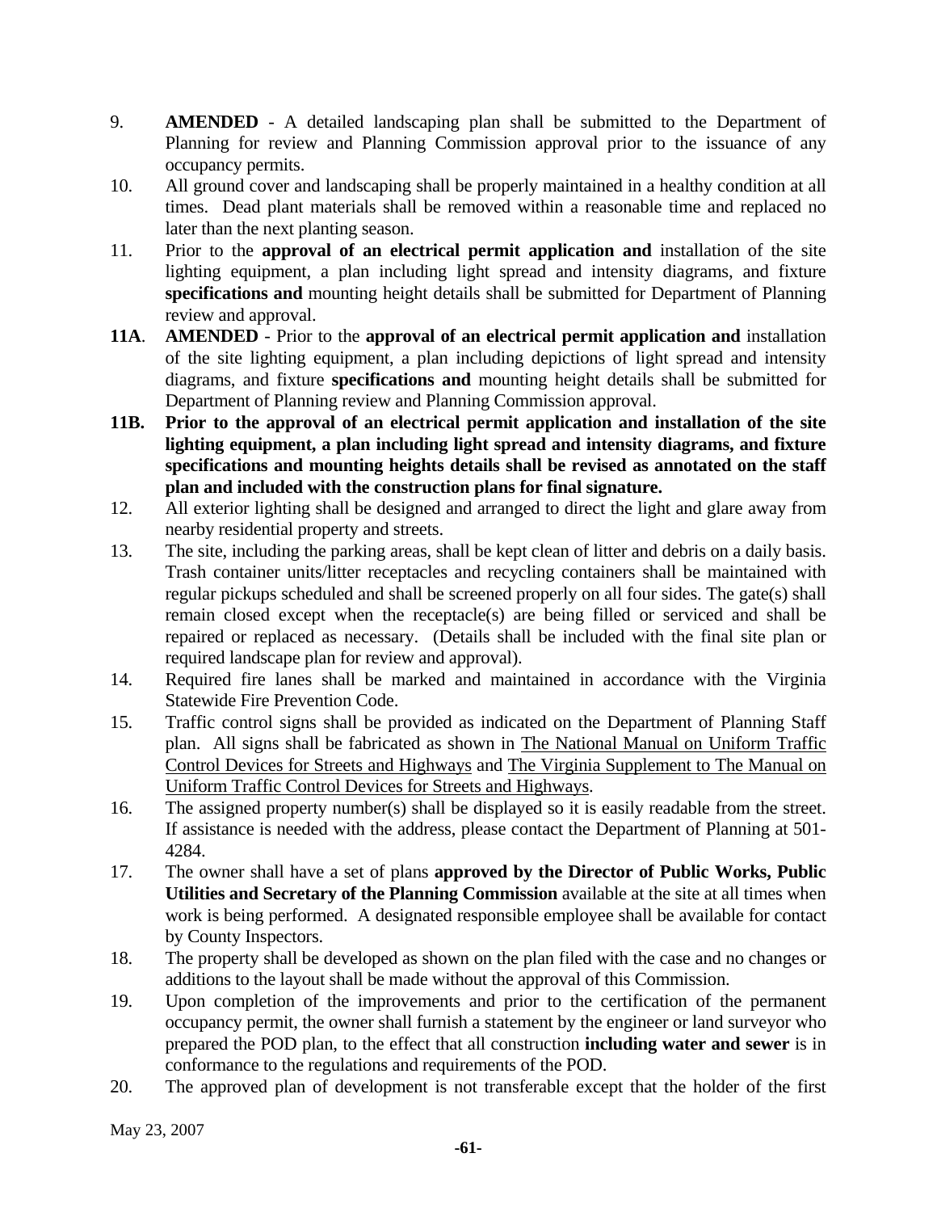9. **AMENDED** - A detailed landscaping plan shall be submitted to the Department of Planning for review and Planning Commission approval prior to the issuance of any occupancy permits.
10. All ground cover and landscaping shall be properly maintained in a healthy condition at all times. Dead plant materials shall be removed within a reasonable time and replaced no later than the next planting season.
11. Prior to the **approval of an electrical permit application and** installation of the site lighting equipment, a plan including light spread and intensity diagrams, and fixture **specifications and** mounting height details shall be submitted for Department of Planning review and approval.

**11A**. **AMENDED** - Prior to the **approval of an electrical permit application and** installation of the site lighting equipment, a plan including depictions of light spread and intensity diagrams, and fixture **specifications and** mounting height details shall be submitted for Department of Planning review and Planning Commission approval.

**11B. Prior to the approval of an electrical permit application and installation of the site lighting equipment, a plan including light spread and intensity diagrams, and fixture specifications and mounting heights details shall be revised as annotated on the staff plan and included with the construction plans for final signature.**

12. All exterior lighting shall be designed and arranged to direct the light and glare away from nearby residential property and streets.
13. The site, including the parking areas, shall be kept clean of litter and debris on a daily basis. Trash container units/litter receptacles and recycling containers shall be maintained with regular pickups scheduled and shall be screened properly on all four sides. The gate(s) shall remain closed except when the receptacle(s) are being filled or serviced and shall be repaired or replaced as necessary. (Details shall be included with the final site plan or required landscape plan for review and approval).
14. Required fire lanes shall be marked and maintained in accordance with the Virginia Statewide Fire Prevention Code.
15. Traffic control signs shall be provided as indicated on the Department of Planning Staff plan. All signs shall be fabricated as shown in The National Manual on Uniform Traffic Control Devices for Streets and Highways and The Virginia Supplement to The Manual on Uniform Traffic Control Devices for Streets and Highways.
16. The assigned property number(s) shall be displayed so it is easily readable from the street. If assistance is needed with the address, please contact the Department of Planning at 501-4284.
17. The owner shall have a set of plans **approved by the Director of Public Works, Public Utilities and Secretary of the Planning Commission** available at the site at all times when work is being performed. A designated responsible employee shall be available for contact by County Inspectors.
18. The property shall be developed as shown on the plan filed with the case and no changes or additions to the layout shall be made without the approval of this Commission.
19. Upon completion of the improvements and prior to the certification of the permanent occupancy permit, the owner shall furnish a statement by the engineer or land surveyor who prepared the POD plan, to the effect that all construction **including water and sewer** is in conformance to the regulations and requirements of the POD.
20. The approved plan of development is not transferable except that the holder of the first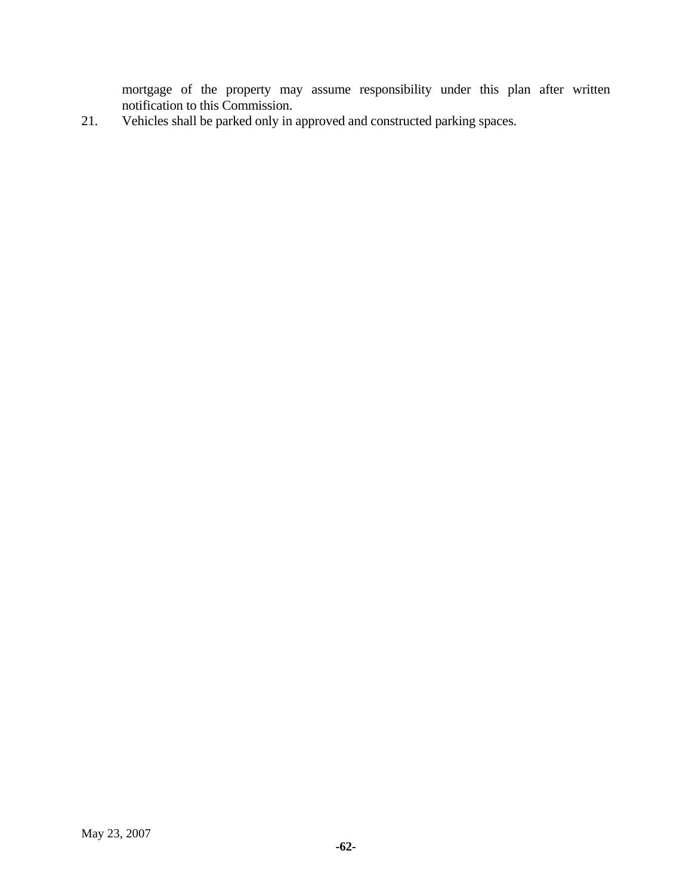mortgage of the property may assume responsibility under this plan after written notification to this Commission.

21. Vehicles shall be parked only in approved and constructed parking spaces.

May 23, 2007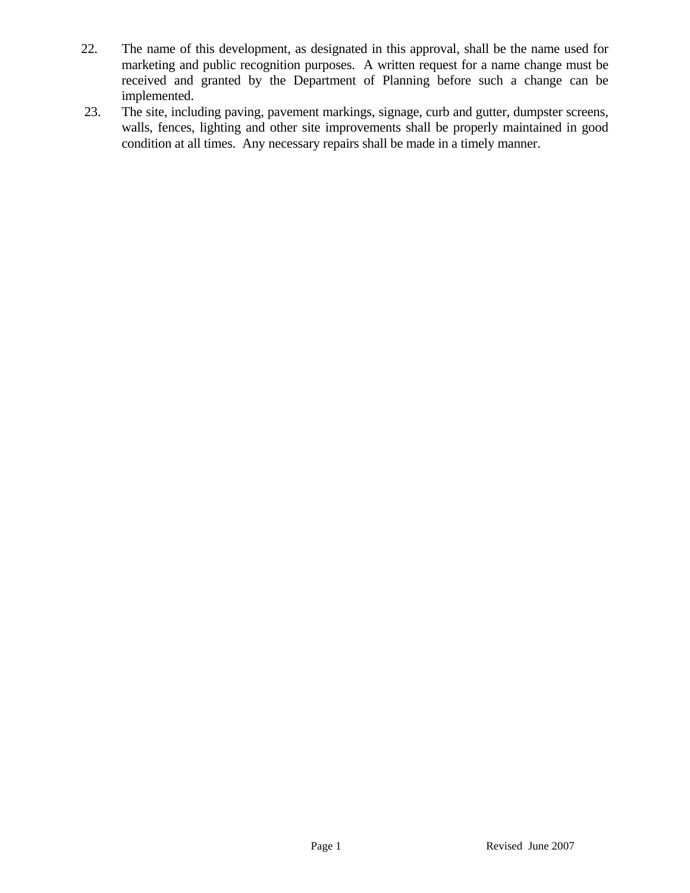22. The name of this development, as designated in this approval, shall be the name used for marketing and public recognition purposes. A written request for a name change must be received and granted by the Department of Planning before such a change can be implemented.
23. The site, including paving, pavement markings, signage, curb and gutter, dumpster screens, walls, fences, lighting and other site improvements shall be properly maintained in good condition at all times. Any necessary repairs shall be made in a timely manner.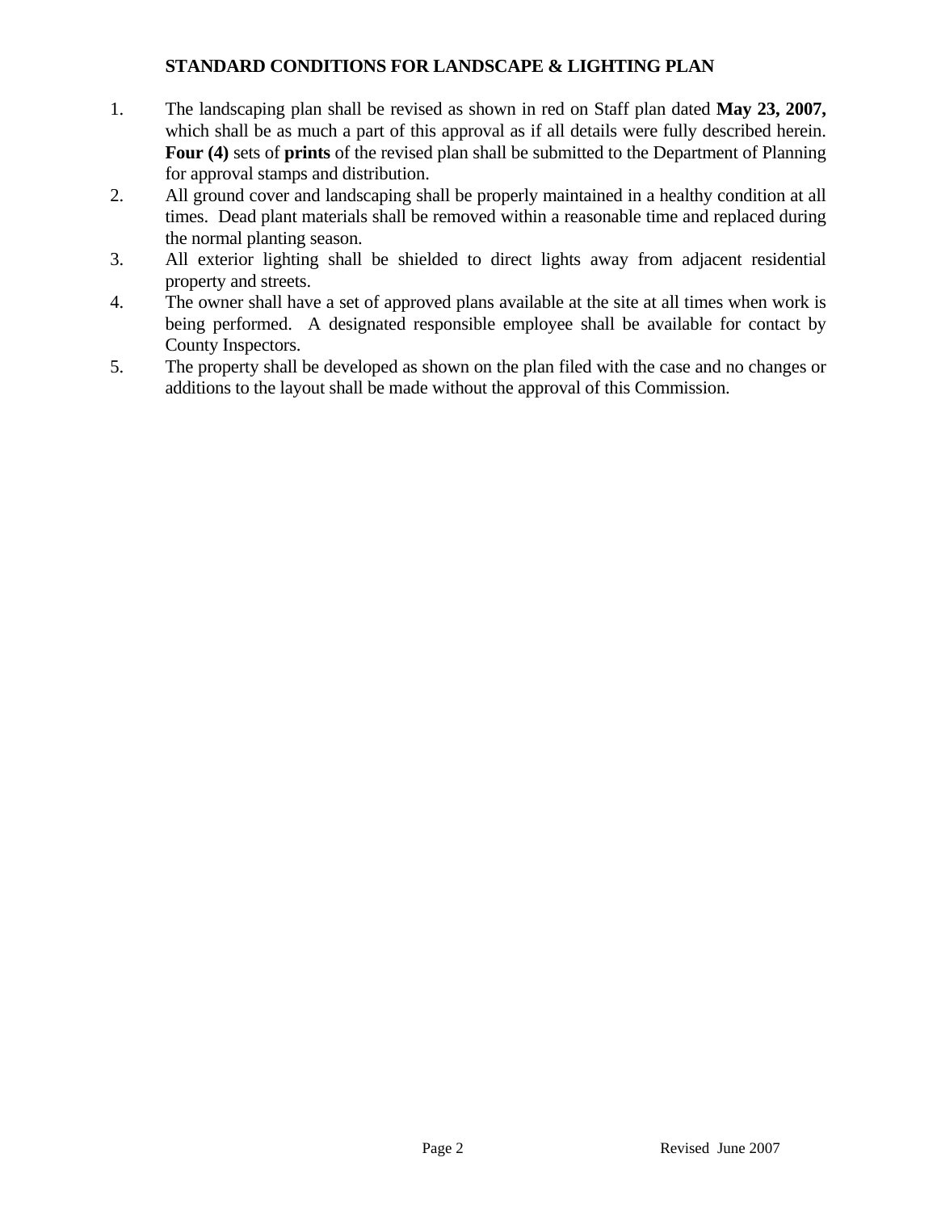## STANDARD CONDITIONS FOR LANDSCAPE & LIGHTING PLAN

1. The landscaping plan shall be revised as shown in red on Staff plan dated **May 23, 2007,** which shall be as much a part of this approval as if all details were fully described herein. **Four (4)** sets of **prints** of the revised plan shall be submitted to the Department of Planning for approval stamps and distribution.
2. All ground cover and landscaping shall be properly maintained in a healthy condition at all times. Dead plant materials shall be removed within a reasonable time and replaced during the normal planting season.
3. All exterior lighting shall be shielded to direct lights away from adjacent residential property and streets.
4. The owner shall have a set of approved plans available at the site at all times when work is being performed. A designated responsible employee shall be available for contact by County Inspectors.
5. The property shall be developed as shown on the plan filed with the case and no changes or additions to the layout shall be made without the approval of this Commission.

Revised June 2007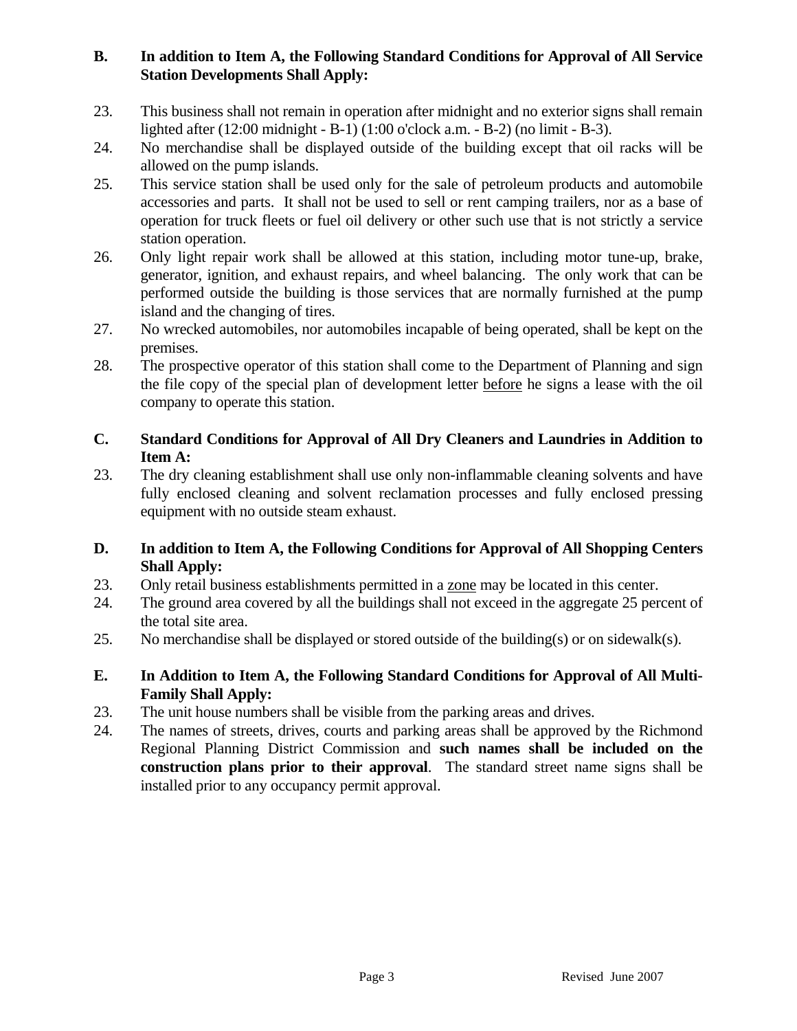**B. In addition to Item A, the Following Standard Conditions for Approval of All Service Station Developments Shall Apply:**

23. This business shall not remain in operation after midnight and no exterior signs shall remain lighted after (12:00 midnight - B-1) (1:00 o'clock a.m. - B-2) (no limit - B-3).
24. No merchandise shall be displayed outside of the building except that oil racks will be allowed on the pump islands.
25. This service station shall be used only for the sale of petroleum products and automobile accessories and parts. It shall not be used to sell or rent camping trailers, nor as a base of operation for truck fleets or fuel oil delivery or other such use that is not strictly a service station operation.
26. Only light repair work shall be allowed at this station, including motor tune-up, brake, generator, ignition, and exhaust repairs, and wheel balancing. The only work that can be performed outside the building is those services that are normally furnished at the pump island and the changing of tires.
27. No wrecked automobiles, nor automobiles incapable of being operated, shall be kept on the premises.
28. The prospective operator of this station shall come to the Department of Planning and sign the file copy of the special plan of development letter <u>before</u> he signs a lease with the oil company to operate this station.

**C. Standard Conditions for Approval of All Dry Cleaners and Laundries in Addition to Item A:**

23. The dry cleaning establishment shall use only non-inflammable cleaning solvents and have fully enclosed cleaning and solvent reclamation processes and fully enclosed pressing equipment with no outside steam exhaust.

**D. In addition to Item A, the Following Conditions for Approval of All Shopping Centers Shall Apply:**

23. Only retail business establishments permitted in a <u>zone</u> may be located in this center.
24. The ground area covered by all the buildings shall not exceed in the aggregate 25 percent of the total site area.
25. No merchandise shall be displayed or stored outside of the building(s) or on sidewalk(s).

**E. In Addition to Item A, the Following Standard Conditions for Approval of All Multi-Family Shall Apply:**

23. The unit house numbers shall be visible from the parking areas and drives.
24. The names of streets, drives, courts and parking areas shall be approved by the Richmond Regional Planning District Commission and **such names shall be included on the construction plans prior to their approval**. The standard street name signs shall be installed prior to any occupancy permit approval.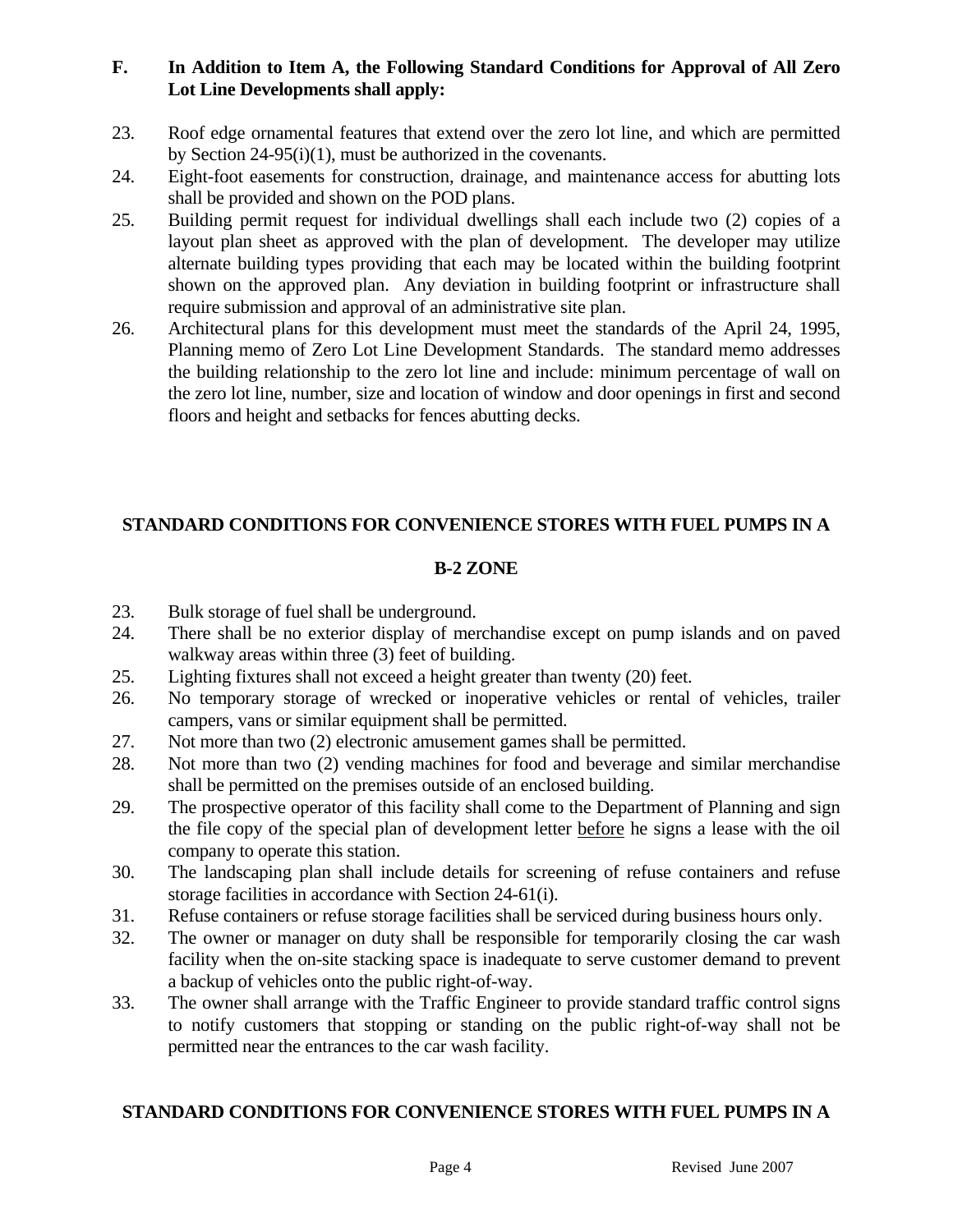**F. In Addition to Item A, the Following Standard Conditions for Approval of All Zero Lot Line Developments shall apply:**

23. Roof edge ornamental features that extend over the zero lot line, and which are permitted by Section 24-95(i)(1), must be authorized in the covenants.
24. Eight-foot easements for construction, drainage, and maintenance access for abutting lots shall be provided and shown on the POD plans.
25. Building permit request for individual dwellings shall each include two (2) copies of a layout plan sheet as approved with the plan of development. The developer may utilize alternate building types providing that each may be located within the building footprint shown on the approved plan. Any deviation in building footprint or infrastructure shall require submission and approval of an administrative site plan.
26. Architectural plans for this development must meet the standards of the April 24, 1995, Planning memo of Zero Lot Line Development Standards. The standard memo addresses the building relationship to the zero lot line and include: minimum percentage of wall on the zero lot line, number, size and location of window and door openings in first and second floors and height and setbacks for fences abutting decks.

## STANDARD CONDITIONS FOR CONVENIENCE STORES WITH FUEL PUMPS IN A B-2 ZONE

23. Bulk storage of fuel shall be underground.
24. There shall be no exterior display of merchandise except on pump islands and on paved walkway areas within three (3) feet of building.
25. Lighting fixtures shall not exceed a height greater than twenty (20) feet.
26. No temporary storage of wrecked or inoperative vehicles or rental of vehicles, trailer campers, vans or similar equipment shall be permitted.
27. Not more than two (2) electronic amusement games shall be permitted.
28. Not more than two (2) vending machines for food and beverage and similar merchandise shall be permitted on the premises outside of an enclosed building.
29. The prospective operator of this facility shall come to the Department of Planning and sign the file copy of the special plan of development letter <u>before</u> he signs a lease with the oil company to operate this station.
30. The landscaping plan shall include details for screening of refuse containers and refuse storage facilities in accordance with Section 24-61(i).
31. Refuse containers or refuse storage facilities shall be serviced during business hours only.
32. The owner or manager on duty shall be responsible for temporarily closing the car wash facility when the on-site stacking space is inadequate to serve customer demand to prevent a backup of vehicles onto the public right-of-way.
33. The owner shall arrange with the Traffic Engineer to provide standard traffic control signs to notify customers that stopping or standing on the public right-of-way shall not be permitted near the entrances to the car wash facility.

## STANDARD CONDITIONS FOR CONVENIENCE STORES WITH FUEL PUMPS IN A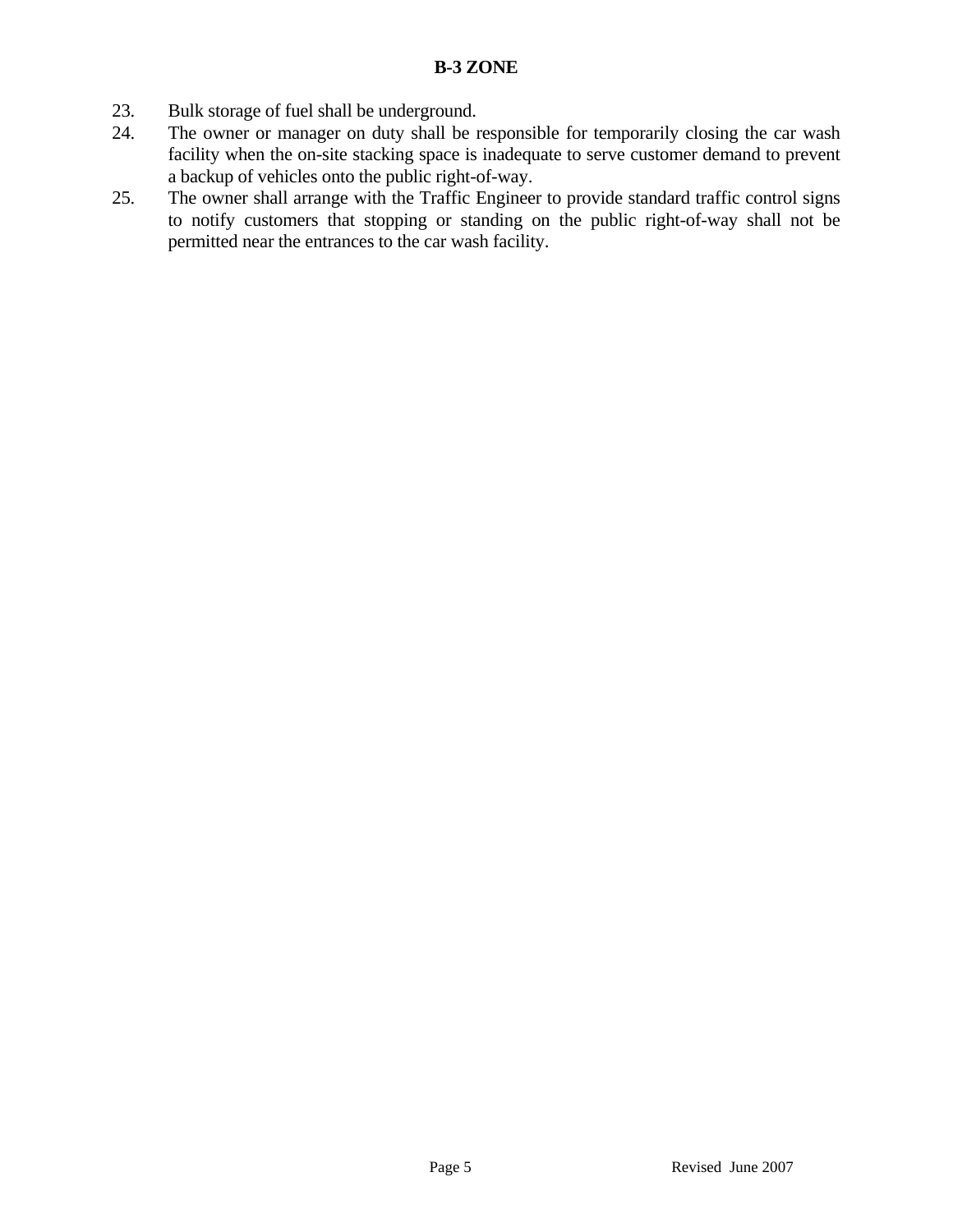**B-3 ZONE**

23. Bulk storage of fuel shall be underground.
24. The owner or manager on duty shall be responsible for temporarily closing the car wash facility when the on-site stacking space is inadequate to serve customer demand to prevent a backup of vehicles onto the public right-of-way.
25. The owner shall arrange with the Traffic Engineer to provide standard traffic control signs to notify customers that stopping or standing on the public right-of-way shall not be permitted near the entrances to the car wash facility.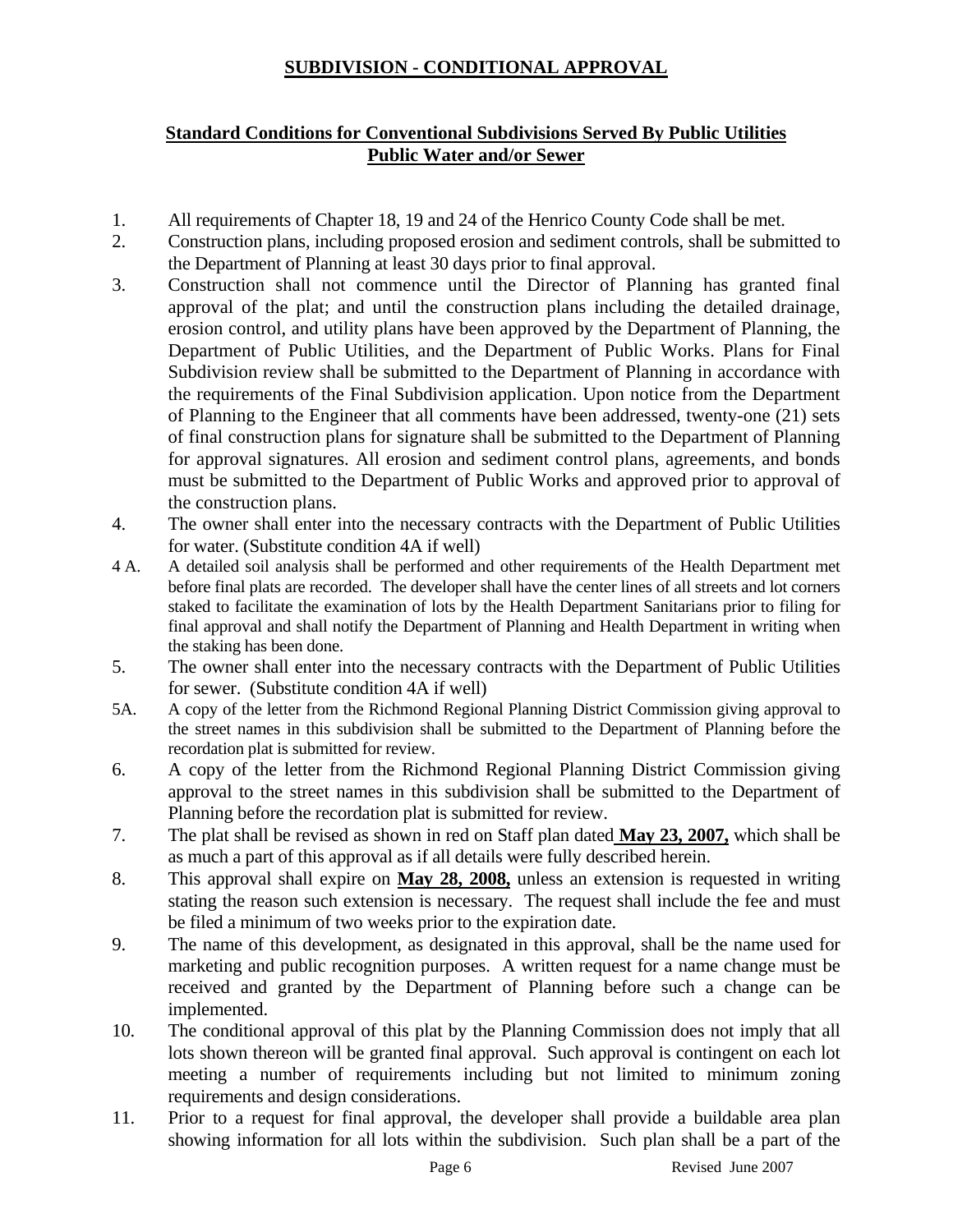## SUBDIVISION - CONDITIONAL APPROVAL

### Standard Conditions for Conventional Subdivisions Served By Public Utilities Public Water and/or Sewer

1. All requirements of Chapter 18, 19 and 24 of the Henrico County Code shall be met.
2. Construction plans, including proposed erosion and sediment controls, shall be submitted to the Department of Planning at least 30 days prior to final approval.
3. Construction shall not commence until the Director of Planning has granted final approval of the plat; and until the construction plans including the detailed drainage, erosion control, and utility plans have been approved by the Department of Planning, the Department of Public Utilities, and the Department of Public Works. Plans for Final Subdivision review shall be submitted to the Department of Planning in accordance with the requirements of the Final Subdivision application. Upon notice from the Department of Planning to the Engineer that all comments have been addressed, twenty-one (21) sets of final construction plans for signature shall be submitted to the Department of Planning for approval signatures. All erosion and sediment control plans, agreements, and bonds must be submitted to the Department of Public Works and approved prior to approval of the construction plans.
4. The owner shall enter into the necessary contracts with the Department of Public Utilities for water. (Substitute condition 4A if well)

4 A. A detailed soil analysis shall be performed and other requirements of the Health Department met before final plats are recorded. The developer shall have the center lines of all streets and lot corners staked to facilitate the examination of lots by the Health Department Sanitarians prior to filing for final approval and shall notify the Department of Planning and Health Department in writing when the staking has been done.

5. The owner shall enter into the necessary contracts with the Department of Public Utilities for sewer. (Substitute condition 4A if well)

5A. A copy of the letter from the Richmond Regional Planning District Commission giving approval to the street names in this subdivision shall be submitted to the Department of Planning before the recordation plat is submitted for review.

6. A copy of the letter from the Richmond Regional Planning District Commission giving approval to the street names in this subdivision shall be submitted to the Department of Planning before the recordation plat is submitted for review.
7. The plat shall be revised as shown in red on Staff plan dated **May 23, 2007,** which shall be as much a part of this approval as if all details were fully described herein.
8. This approval shall expire on **May 28, 2008,** unless an extension is requested in writing stating the reason such extension is necessary. The request shall include the fee and must be filed a minimum of two weeks prior to the expiration date.
9. The name of this development, as designated in this approval, shall be the name used for marketing and public recognition purposes. A written request for a name change must be received and granted by the Department of Planning before such a change can be implemented.
10. The conditional approval of this plat by the Planning Commission does not imply that all lots shown thereon will be granted final approval. Such approval is contingent on each lot meeting a number of requirements including but not limited to minimum zoning requirements and design considerations.
11. Prior to a request for final approval, the developer shall provide a buildable area plan showing information for all lots within the subdivision. Such plan shall be a part of the

Revised June 2007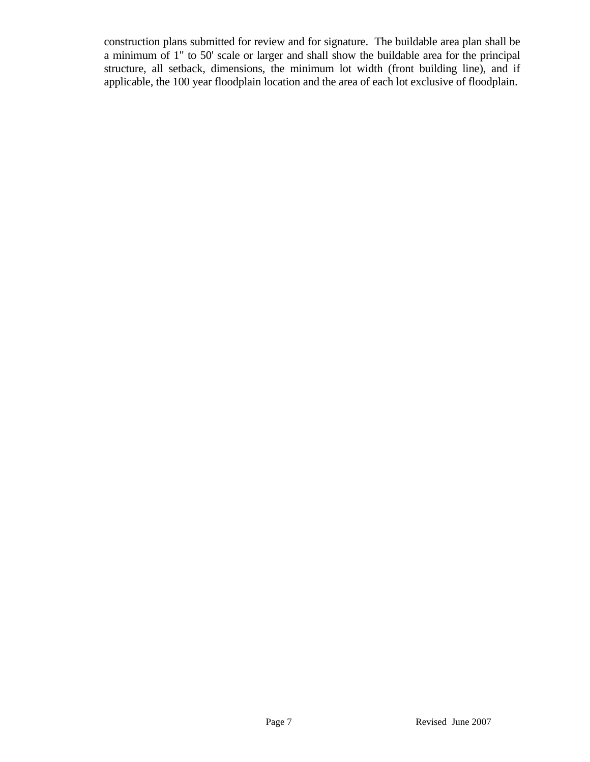construction plans submitted for review and for signature. The buildable area plan shall be a minimum of 1" to 50' scale or larger and shall show the buildable area for the principal structure, all setback, dimensions, the minimum lot width (front building line), and if applicable, the 100 year floodplain location and the area of each lot exclusive of floodplain.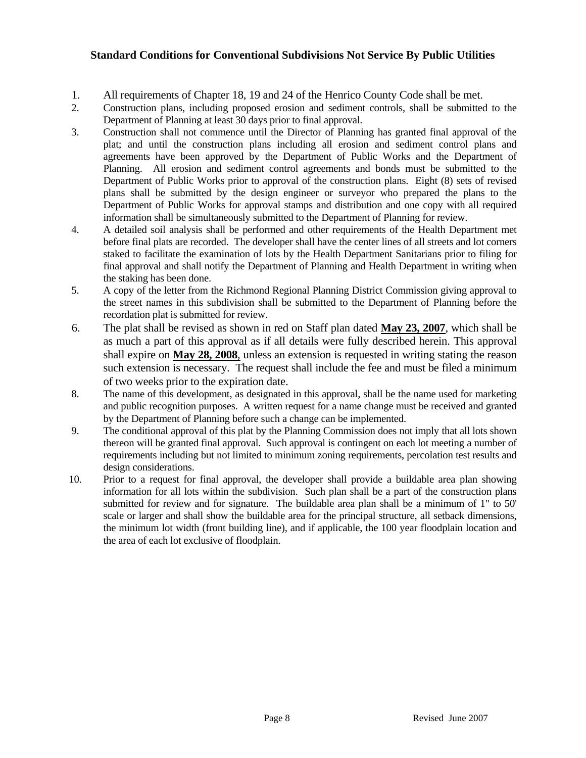**Standard Conditions for Conventional Subdivisions Not Service By Public Utilities**

1. All requirements of Chapter 18, 19 and 24 of the Henrico County Code shall be met.
2. Construction plans, including proposed erosion and sediment controls, shall be submitted to the Department of Planning at least 30 days prior to final approval.
3. Construction shall not commence until the Director of Planning has granted final approval of the plat; and until the construction plans including all erosion and sediment control plans and agreements have been approved by the Department of Public Works and the Department of Planning. All erosion and sediment control agreements and bonds must be submitted to the Department of Public Works prior to approval of the construction plans. Eight (8) sets of revised plans shall be submitted by the design engineer or surveyor who prepared the plans to the Department of Public Works for approval stamps and distribution and one copy with all required information shall be simultaneously submitted to the Department of Planning for review.
4. A detailed soil analysis shall be performed and other requirements of the Health Department met before final plats are recorded. The developer shall have the center lines of all streets and lot corners staked to facilitate the examination of lots by the Health Department Sanitarians prior to filing for final approval and shall notify the Department of Planning and Health Department in writing when the staking has been done.
5. A copy of the letter from the Richmond Regional Planning District Commission giving approval to the street names in this subdivision shall be submitted to the Department of Planning before the recordation plat is submitted for review.
6. The plat shall be revised as shown in red on Staff plan dated **May 23, 2007**, which shall be as much a part of this approval as if all details were fully described herein. This approval shall expire on **May 28, 2008**, unless an extension is requested in writing stating the reason such extension is necessary. The request shall include the fee and must be filed a minimum of two weeks prior to the expiration date.
8. The name of this development, as designated in this approval, shall be the name used for marketing and public recognition purposes. A written request for a name change must be received and granted by the Department of Planning before such a change can be implemented.
9. The conditional approval of this plat by the Planning Commission does not imply that all lots shown thereon will be granted final approval. Such approval is contingent on each lot meeting a number of requirements including but not limited to minimum zoning requirements, percolation test results and design considerations.
10. Prior to a request for final approval, the developer shall provide a buildable area plan showing information for all lots within the subdivision. Such plan shall be a part of the construction plans submitted for review and for signature. The buildable area plan shall be a minimum of 1" to 50' scale or larger and shall show the buildable area for the principal structure, all setback dimensions, the minimum lot width (front building line), and if applicable, the 100 year floodplain location and the area of each lot exclusive of floodplain.

Revised June 2007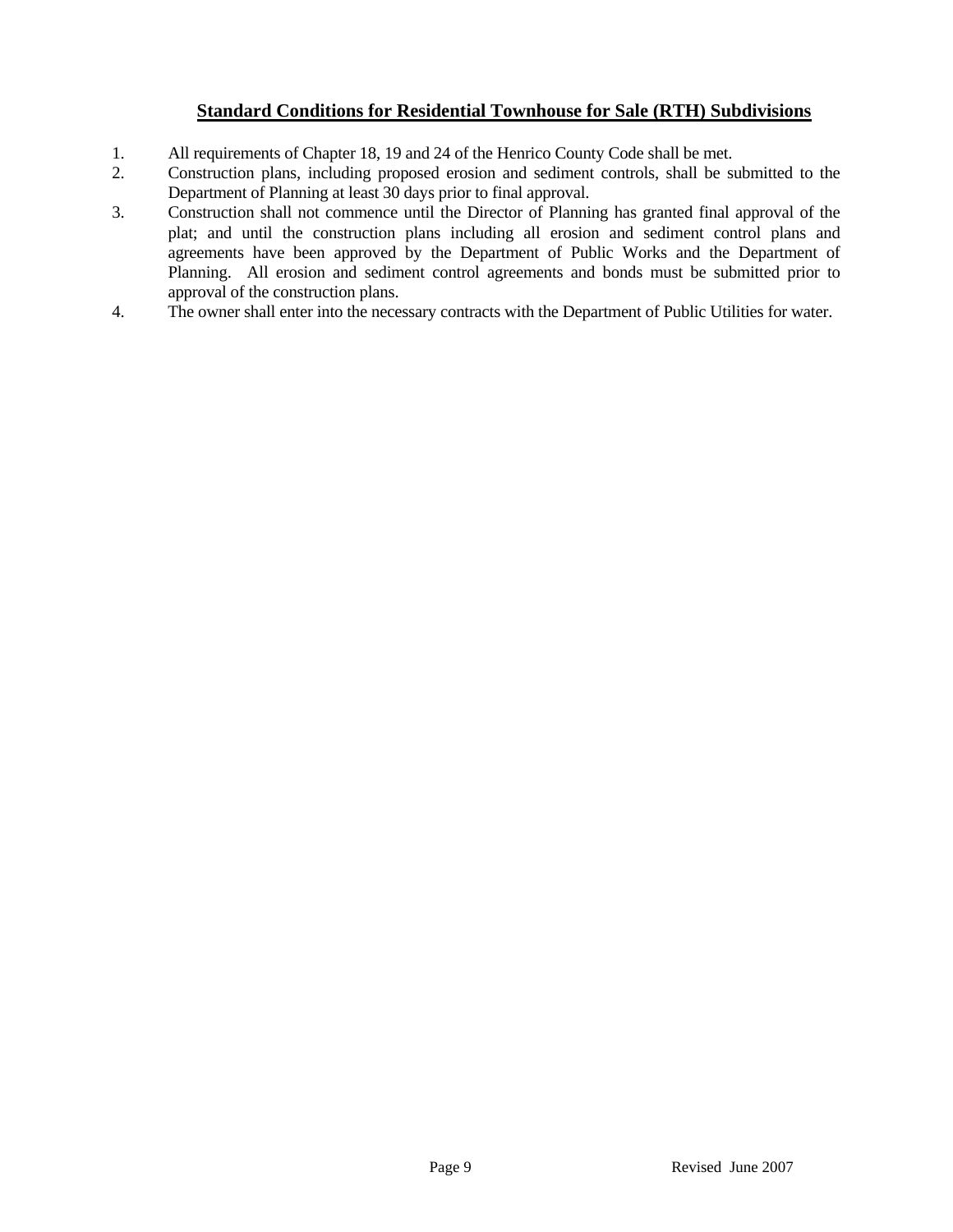## Standard Conditions for Residential Townhouse for Sale (RTH) Subdivisions

1. All requirements of Chapter 18, 19 and 24 of the Henrico County Code shall be met.
2. Construction plans, including proposed erosion and sediment controls, shall be submitted to the Department of Planning at least 30 days prior to final approval.
3. Construction shall not commence until the Director of Planning has granted final approval of the plat; and until the construction plans including all erosion and sediment control plans and agreements have been approved by the Department of Public Works and the Department of Planning. All erosion and sediment control agreements and bonds must be submitted prior to approval of the construction plans.
4. The owner shall enter into the necessary contracts with the Department of Public Utilities for water.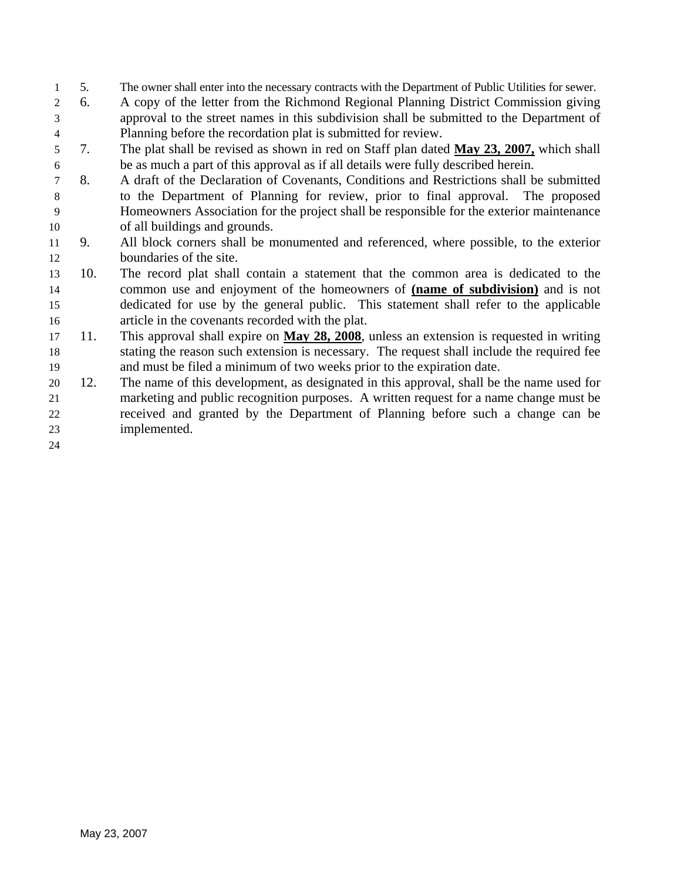5. The owner shall enter into the necessary contracts with the Department of Public Utilities for sewer.

6. A copy of the letter from the Richmond Regional Planning District Commission giving approval to the street names in this subdivision shall be submitted to the Department of Planning before the recordation plat is submitted for review.

7. The plat shall be revised as shown in red on Staff plan dated **May 23, 2007,** which shall be as much a part of this approval as if all details were fully described herein.

8. A draft of the Declaration of Covenants, Conditions and Restrictions shall be submitted to the Department of Planning for review, prior to final approval. The proposed Homeowners Association for the project shall be responsible for the exterior maintenance of all buildings and grounds.

9. All block corners shall be monumented and referenced, where possible, to the exterior boundaries of the site.

10. The record plat shall contain a statement that the common area is dedicated to the common use and enjoyment of the homeowners of **(name of subdivision)** and is not dedicated for use by the general public. This statement shall refer to the applicable article in the covenants recorded with the plat.

11. This approval shall expire on **May 28, 2008**, unless an extension is requested in writing stating the reason such extension is necessary. The request shall include the required fee and must be filed a minimum of two weeks prior to the expiration date.

12. The name of this development, as designated in this approval, shall be the name used for marketing and public recognition purposes. A written request for a name change must be received and granted by the Department of Planning before such a change can be implemented.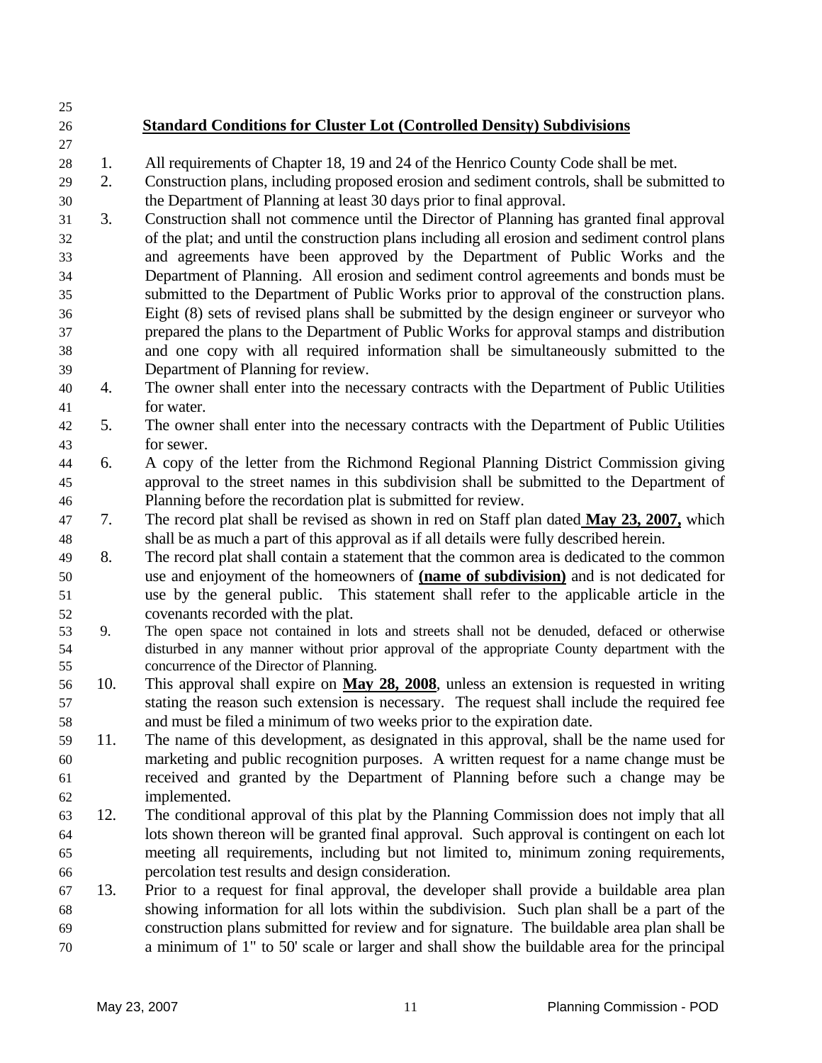**Standard Conditions for Cluster Lot (Controlled Density) Subdivisions**

1. All requirements of Chapter 18, 19 and 24 of the Henrico County Code shall be met.
2. Construction plans, including proposed erosion and sediment controls, shall be submitted to the Department of Planning at least 30 days prior to final approval.
3. Construction shall not commence until the Director of Planning has granted final approval of the plat; and until the construction plans including all erosion and sediment control plans and agreements have been approved by the Department of Public Works and the Department of Planning. All erosion and sediment control agreements and bonds must be submitted to the Department of Public Works prior to approval of the construction plans. Eight (8) sets of revised plans shall be submitted by the design engineer or surveyor who prepared the plans to the Department of Public Works for approval stamps and distribution and one copy with all required information shall be simultaneously submitted to the Department of Planning for review.
4. The owner shall enter into the necessary contracts with the Department of Public Utilities for water.
5. The owner shall enter into the necessary contracts with the Department of Public Utilities for sewer.
6. A copy of the letter from the Richmond Regional Planning District Commission giving approval to the street names in this subdivision shall be submitted to the Department of Planning before the recordation plat is submitted for review.
7. The record plat shall be revised as shown in red on Staff plan dated **May 23, 2007,** which shall be as much a part of this approval as if all details were fully described herein.
8. The record plat shall contain a statement that the common area is dedicated to the common use and enjoyment of the homeowners of **(name of subdivision)** and is not dedicated for use by the general public. This statement shall refer to the applicable article in the covenants recorded with the plat.
9. The open space not contained in lots and streets shall not be denuded, defaced or otherwise disturbed in any manner without prior approval of the appropriate County department with the concurrence of the Director of Planning.
10. This approval shall expire on **May 28, 2008**, unless an extension is requested in writing stating the reason such extension is necessary. The request shall include the required fee and must be filed a minimum of two weeks prior to the expiration date.
11. The name of this development, as designated in this approval, shall be the name used for marketing and public recognition purposes. A written request for a name change must be received and granted by the Department of Planning before such a change may be implemented.
12. The conditional approval of this plat by the Planning Commission does not imply that all lots shown thereon will be granted final approval. Such approval is contingent on each lot meeting all requirements, including but not limited to, minimum zoning requirements, percolation test results and design consideration.
13. Prior to a request for final approval, the developer shall provide a buildable area plan showing information for all lots within the subdivision. Such plan shall be a part of the construction plans submitted for review and for signature. The buildable area plan shall be a minimum of 1" to 50' scale or larger and shall show the buildable area for the principal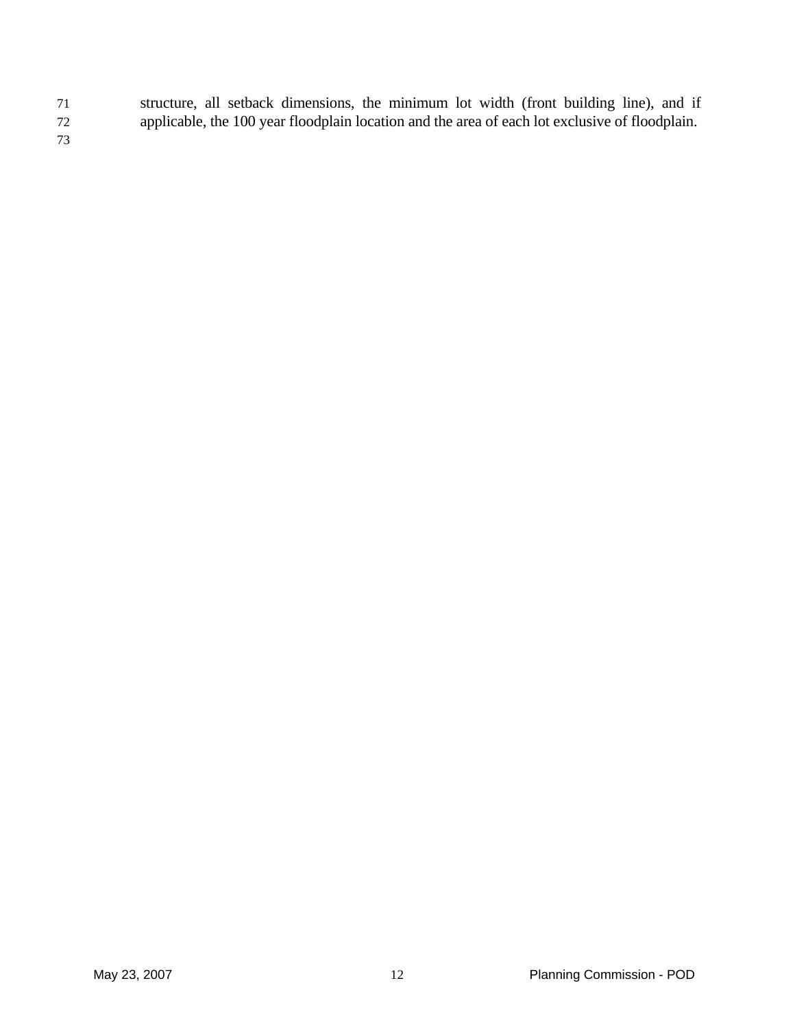structure, all setback dimensions, the minimum lot width (front building line), and if applicable, the 100 year floodplain location and the area of each lot exclusive of floodplain.